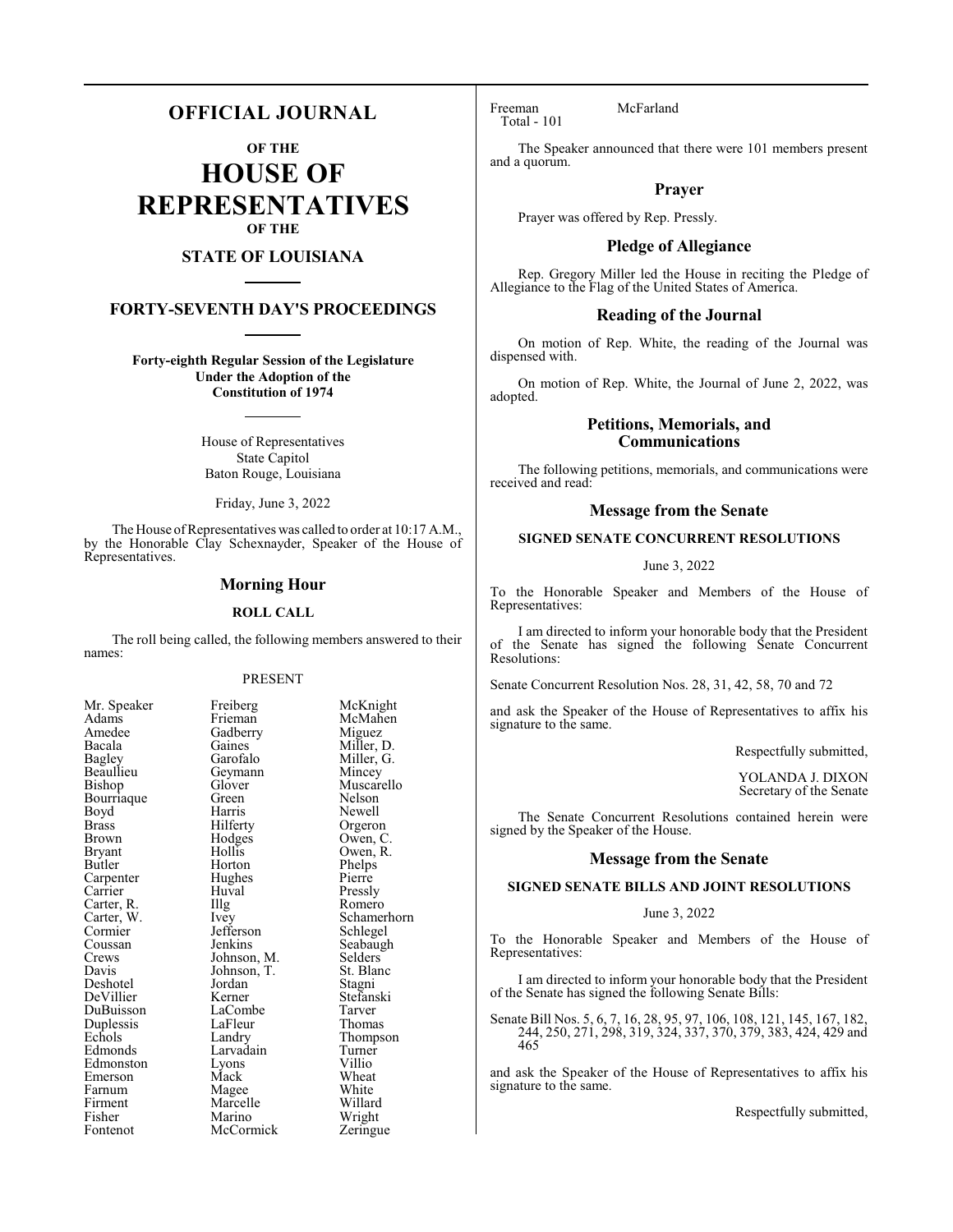# OFFICIAL JOURNAL

## OF THE

# HOUSE OF REPRESENTATIVES

## OF THE

## STATE OF LOUISIANA

## FORTY-SEVENTH DAY'S PROCEEDINGS

**Forty-eighth Regular Session of the Legislature Under the Adoption of the Constitution of 1974**

House of Representatives
State Capitol
Baton Rouge, Louisiana

Friday, June 3, 2022

The House of Representatives was called to order at 10:17 A.M., by the Honorable Clay Schexnayder, Speaker of the House of Representatives.

## Morning Hour

### ROLL CALL

The roll being called, the following members answered to their names:

PRESENT

| | | |
|---|---|---|
| Mr. Speaker | Freiberg | McKnight |
| Adams | Frieman | McMahen |
| Amedee | Gadberry | Miguez |
| Bacala | Gaines | Miller, D. |
| Bagley | Garofalo | Miller, G. |
| Beaullieu | Geymann | Mincey |
| Bishop | Glover | Muscarello |
| Bourriaque | Green | Nelson |
| Boyd | Harris | Newell |
| Brass | Hilferty | Orgeron |
| Brown | Hodges | Owen, C. |
| Bryant | Hollis | Owen, R. |
| Butler | Horton | Phelps |
| Carpenter | Hughes | Pierre |
| Carrier | Huval | Pressly |
| Carter, R. | Illg | Romero |
| Carter, W. | Ivey | Schamerhorn |
| Cormier | Jefferson | Schlegel |
| Coussan | Jenkins | Seabaugh |
| Crews | Johnson, M. | Selders |
| Davis | Johnson, T. | St. Blanc |
| Deshotel | Jordan | Stagni |
| DeVillier | Kerner | Stefanski |
| DuBuisson | LaCombe | Tarver |
| Duplessis | LaFleur | Thomas |
| Echols | Landry | Thompson |
| Edmonds | Larvadain | Turner |
| Edmonston | Lyons | Villio |
| Emerson | Mack | Wheat |
| Farnum | Magee | White |
| Firment | Marcelle | Willard |
| Fisher | Marino | Wright |
| Fontenot | McCormick | Zeringue |
| Freeman | McFarland | |

Total - 101

The Speaker announced that there were 101 members present and a quorum.

## Prayer

Prayer was offered by Rep. Pressly.

## Pledge of Allegiance

Rep. Gregory Miller led the House in reciting the Pledge of Allegiance to the Flag of the United States of America.

## Reading of the Journal

On motion of Rep. White, the reading of the Journal was dispensed with.

On motion of Rep. White, the Journal of June 2, 2022, was adopted.

## Petitions, Memorials, and Communications

The following petitions, memorials, and communications were received and read:

## Message from the Senate

### SIGNED SENATE CONCURRENT RESOLUTIONS

June 3, 2022

To the Honorable Speaker and Members of the House of Representatives:

I am directed to inform your honorable body that the President of the Senate has signed the following Senate Concurrent Resolutions:

Senate Concurrent Resolution Nos. 28, 31, 42, 58, 70 and 72

and ask the Speaker of the House of Representatives to affix his signature to the same.

Respectfully submitted,

YOLANDA J. DIXON
Secretary of the Senate

The Senate Concurrent Resolutions contained herein were signed by the Speaker of the House.

## Message from the Senate

### SIGNED SENATE BILLS AND JOINT RESOLUTIONS

June 3, 2022

To the Honorable Speaker and Members of the House of Representatives:

I am directed to inform your honorable body that the President of the Senate has signed the following Senate Bills:

Senate Bill Nos. 5, 6, 7, 16, 28, 95, 97, 106, 108, 121, 145, 167, 182, 244, 250, 271, 298, 319, 324, 337, 370, 379, 383, 424, 429 and 465

and ask the Speaker of the House of Representatives to affix his signature to the same.

Respectfully submitted,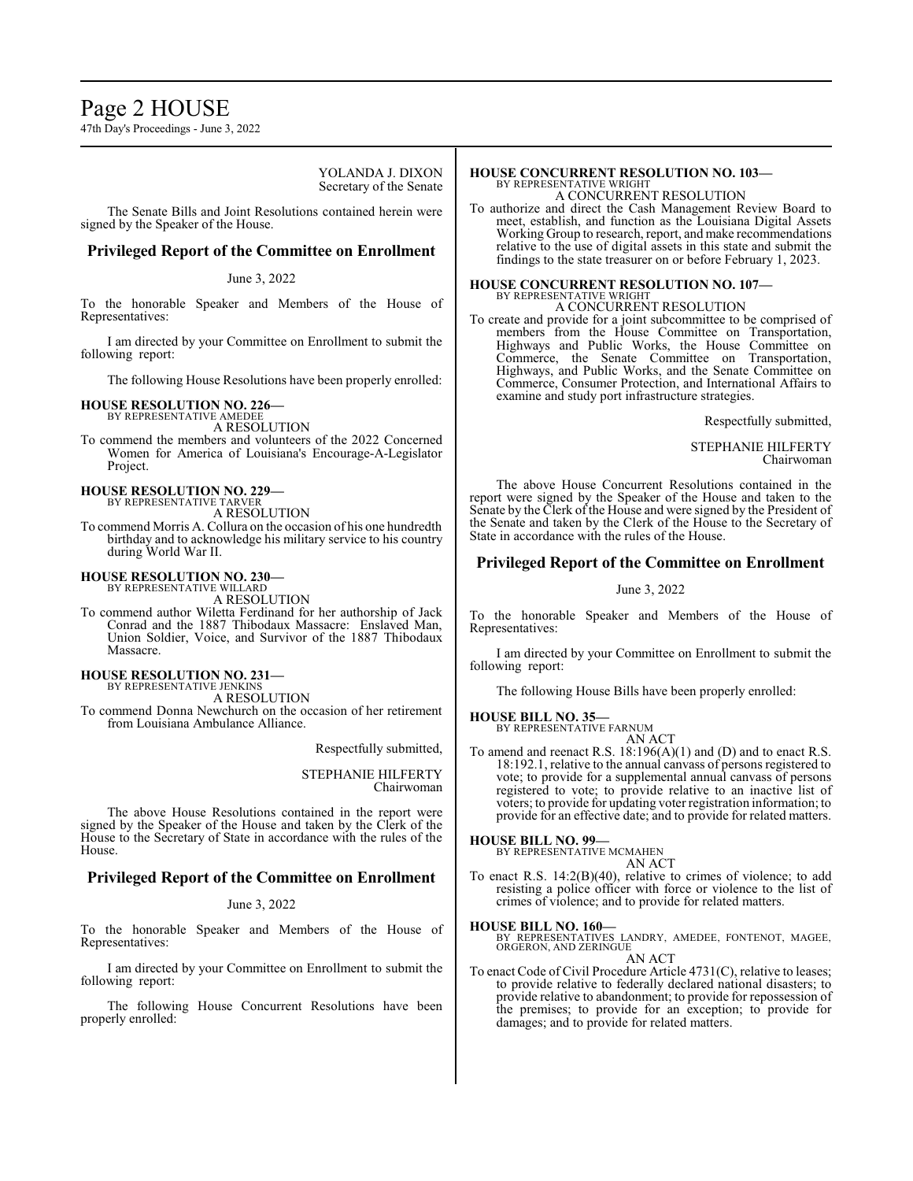YOLANDA J. DIXON
Secretary of the Senate

The Senate Bills and Joint Resolutions contained herein were signed by the Speaker of the House.

## Privileged Report of the Committee on Enrollment

June 3, 2022

To the honorable Speaker and Members of the House of Representatives:

I am directed by your Committee on Enrollment to submit the following report:

The following House Resolutions have been properly enrolled:

**HOUSE RESOLUTION NO. 226—**
BY REPRESENTATIVE AMEDEE
A RESOLUTION
To commend the members and volunteers of the 2022 Concerned Women for America of Louisiana's Encourage-A-Legislator Project.

**HOUSE RESOLUTION NO. 229—**
BY REPRESENTATIVE TARVER
A RESOLUTION
To commend Morris A. Collura on the occasion of his one hundredth birthday and to acknowledge his military service to his country during World War II.

**HOUSE RESOLUTION NO. 230—**
BY REPRESENTATIVE WILLARD
A RESOLUTION
To commend author Wiletta Ferdinand for her authorship of Jack Conrad and the 1887 Thibodaux Massacre: Enslaved Man, Union Soldier, Voice, and Survivor of the 1887 Thibodaux Massacre.

**HOUSE RESOLUTION NO. 231—**
BY REPRESENTATIVE JENKINS
A RESOLUTION
To commend Donna Newchurch on the occasion of her retirement from Louisiana Ambulance Alliance.

Respectfully submitted,

STEPHANIE HILFERTY
Chairwoman

The above House Resolutions contained in the report were signed by the Speaker of the House and taken by the Clerk of the House to the Secretary of State in accordance with the rules of the House.

## Privileged Report of the Committee on Enrollment

June 3, 2022

To the honorable Speaker and Members of the House of Representatives:

I am directed by your Committee on Enrollment to submit the following report:

The following House Concurrent Resolutions have been properly enrolled:

**HOUSE CONCURRENT RESOLUTION NO. 103—**
BY REPRESENTATIVE WRIGHT
A CONCURRENT RESOLUTION
To authorize and direct the Cash Management Review Board to meet, establish, and function as the Louisiana Digital Assets Working Group to research, report, and make recommendations relative to the use of digital assets in this state and submit the findings to the state treasurer on or before February 1, 2023.

**HOUSE CONCURRENT RESOLUTION NO. 107—**
BY REPRESENTATIVE WRIGHT
A CONCURRENT RESOLUTION
To create and provide for a joint subcommittee to be comprised of members from the House Committee on Transportation, Highways and Public Works, the House Committee on Commerce, the Senate Committee on Transportation, Highways, and Public Works, and the Senate Committee on Commerce, Consumer Protection, and International Affairs to examine and study port infrastructure strategies.

Respectfully submitted,

STEPHANIE HILFERTY
Chairwoman

The above House Concurrent Resolutions contained in the report were signed by the Speaker of the House and taken to the Senate by the Clerk of the House and were signed by the President of the Senate and taken by the Clerk of the House to the Secretary of State in accordance with the rules of the House.

## Privileged Report of the Committee on Enrollment

June 3, 2022

To the honorable Speaker and Members of the House of Representatives:

I am directed by your Committee on Enrollment to submit the following report:

The following House Bills have been properly enrolled:

**HOUSE BILL NO. 35—**
BY REPRESENTATIVE FARNUM
AN ACT
To amend and reenact R.S. 18:196(A)(1) and (D) and to enact R.S. 18:192.1, relative to the annual canvass of persons registered to vote; to provide for a supplemental annual canvass of persons registered to vote; to provide relative to an inactive list of voters; to provide for updating voter registration information; to provide for an effective date; and to provide for related matters.

**HOUSE BILL NO. 99—**
BY REPRESENTATIVE MCMAHEN
AN ACT
To enact R.S. 14:2(B)(40), relative to crimes of violence; to add resisting a police officer with force or violence to the list of crimes of violence; and to provide for related matters.

**HOUSE BILL NO. 160—**
BY REPRESENTATIVES LANDRY, AMEDEE, FONTENOT, MAGEE, ORGERON, AND ZERINGUE
AN ACT
To enact Code of Civil Procedure Article 4731(C), relative to leases; to provide relative to federally declared national disasters; to provide relative to abandonment; to provide for repossession of the premises; to provide for an exception; to provide for damages; and to provide for related matters.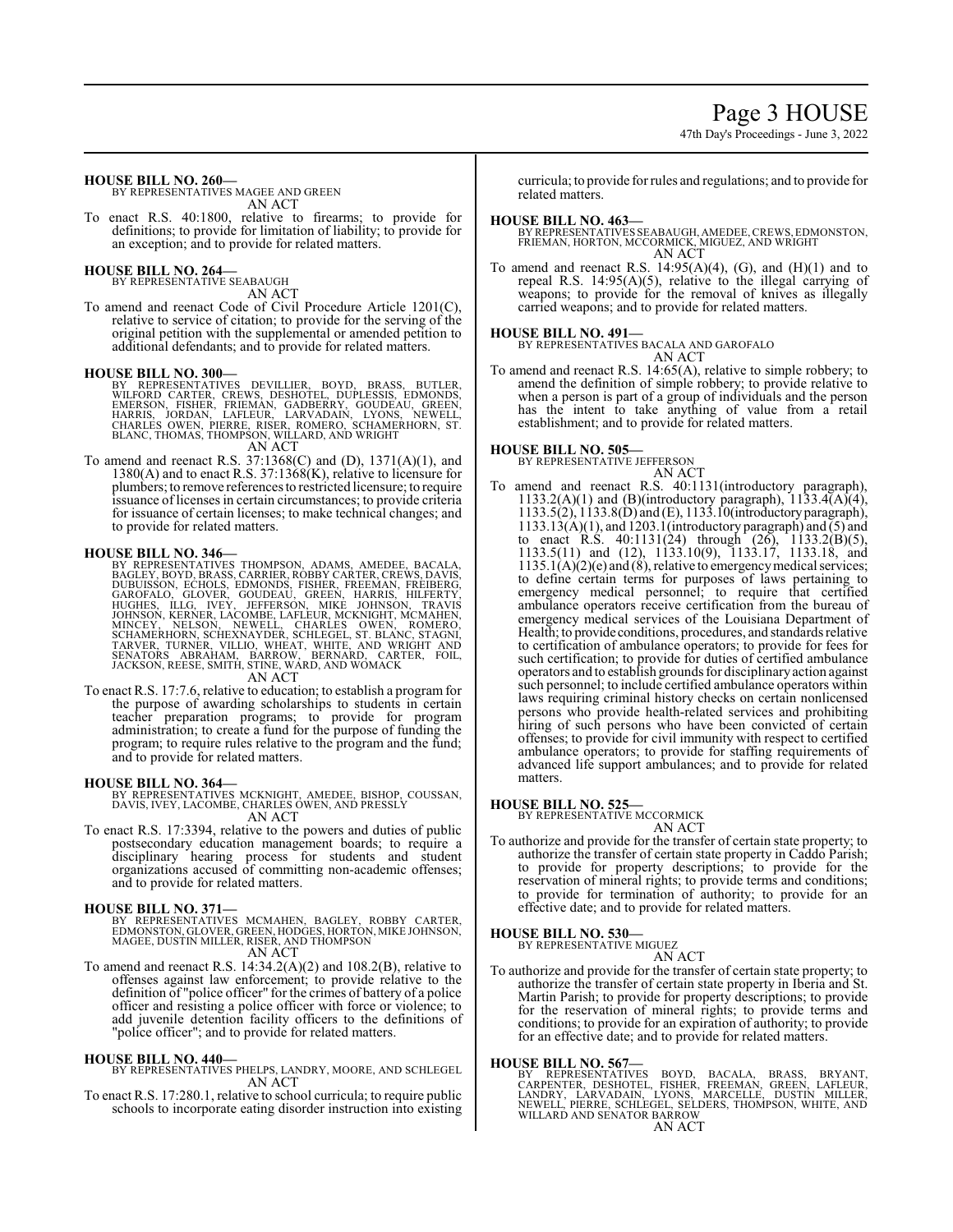**HOUSE BILL NO. 260—**
BY REPRESENTATIVES MAGEE AND GREEN
AN ACT

To enact R.S. 40:1800, relative to firearms; to provide for definitions; to provide for limitation of liability; to provide for an exception; and to provide for related matters.

**HOUSE BILL NO. 264—**
BY REPRESENTATIVE SEABAUGH
AN ACT

To amend and reenact Code of Civil Procedure Article 1201(C), relative to service of citation; to provide for the serving of the original petition with the supplemental or amended petition to additional defendants; and to provide for related matters.

**HOUSE BILL NO. 300—**
BY REPRESENTATIVES DEVILLIER, BOYD, BRASS, BUTLER, WILFORD CARTER, CREWS, DESHOTEL, DUPLESSIS, EDMONDS, EMERSON, FISHER, FRIEMAN, GADBERRY, GOUDEAU, GREEN, HARRIS, JORDAN, LAFLEUR, LARVADAIN, LYONS, NEWELL, CHARLES OWEN, PIERRE, RISER, ROMERO, SCHAMERHORN, ST. BLANC, THOMAS, THOMPSON, WILLARD, AND WRIGHT
AN ACT

To amend and reenact R.S. 37:1368(C) and (D), 1371(A)(1), and 1380(A) and to enact R.S. 37:1368(K), relative to licensure for plumbers; to remove references to restricted licensure; to require issuance of licenses in certain circumstances; to provide criteria for issuance of certain licenses; to make technical changes; and to provide for related matters.

**HOUSE BILL NO. 346—**
BY REPRESENTATIVES THOMPSON, ADAMS, AMEDEE, BACALA, BAGLEY, BOYD, BRASS, CARRIER, ROBBY CARTER, CREWS, DAVIS, DUBUISSON, ECHOLS, EDMONDS, FISHER, FREEMAN, FREIBERG, GAROFALO, GLOVER, GOUDEAU, GREEN, HARRIS, HILFERTY, HUGHES, ILLG, IVEY, JEFFERSON, MIKE JOHNSON, TRAVIS JOHNSON, KERNER, LACOMBE, LAFLEUR, MCKNIGHT, MCMAHEN, MINCEY, NELSON, NEWELL, CHARLES OWEN, ROMERO, SCHAMERHORN, SCHEXNAYDER, SCHLEGEL, ST. BLANC, STAGNI, TARVER, TURNER, VILLIO, WHEAT, WHITE, AND WRIGHT AND SENATORS ABRAHAM, BARROW, BERNARD, CARTER, FOIL, JACKSON, REESE, SMITH, STINE, WARD, AND WOMACK
AN ACT

To enact R.S. 17:7.6, relative to education; to establish a program for the purpose of awarding scholarships to students in certain teacher preparation programs; to provide for program administration; to create a fund for the purpose of funding the program; to require rules relative to the program and the fund; and to provide for related matters.

**HOUSE BILL NO. 364—**
BY REPRESENTATIVES MCKNIGHT, AMEDEE, BISHOP, COUSSAN, DAVIS, IVEY, LACOMBE, CHARLES OWEN, AND PRESSLY
AN ACT

To enact R.S. 17:3394, relative to the powers and duties of public postsecondary education management boards; to require a disciplinary hearing process for students and student organizations accused of committing non-academic offenses; and to provide for related matters.

**HOUSE BILL NO. 371—**
BY REPRESENTATIVES MCMAHEN, BAGLEY, ROBBY CARTER, EDMONSTON, GLOVER, GREEN, HODGES, HORTON, MIKE JOHNSON, MAGEE, DUSTIN MILLER, RISER, AND THOMPSON
AN ACT

To amend and reenact R.S. 14:34.2(A)(2) and 108.2(B), relative to offenses against law enforcement; to provide relative to the definition of "police officer" for the crimes of battery of a police officer and resisting a police officer with force or violence; to add juvenile detention facility officers to the definitions of "police officer"; and to provide for related matters.

**HOUSE BILL NO. 440—**
BY REPRESENTATIVES PHELPS, LANDRY, MOORE, AND SCHLEGEL
AN ACT

To enact R.S. 17:280.1, relative to school curricula; to require public schools to incorporate eating disorder instruction into existing curricula; to provide for rules and regulations; and to provide for related matters.

**HOUSE BILL NO. 463—**
BY REPRESENTATIVES SEABAUGH, AMEDEE, CREWS, EDMONSTON, FRIEMAN, HORTON, MCCORMICK, MIGUEZ, AND WRIGHT
AN ACT

To amend and reenact R.S. 14:95(A)(4), (G), and (H)(1) and to repeal R.S. 14:95(A)(5), relative to the illegal carrying of weapons; to provide for the removal of knives as illegally carried weapons; and to provide for related matters.

**HOUSE BILL NO. 491—**
BY REPRESENTATIVES BACALA AND GAROFALO
AN ACT

To amend and reenact R.S. 14:65(A), relative to simple robbery; to amend the definition of simple robbery; to provide relative to when a person is part of a group of individuals and the person has the intent to take anything of value from a retail establishment; and to provide for related matters.

**HOUSE BILL NO. 505—**
BY REPRESENTATIVE JEFFERSON
AN ACT

To amend and reenact R.S. 40:1131(introductory paragraph), 1133.2(A)(1) and (B)(introductory paragraph), 1133.4(A)(4), 1133.5(2), 1133.8(D) and (E), 1133.10(introductory paragraph), 1133.13(A)(1), and 1203.1(introductory paragraph) and (5) and to enact R.S. 40:1131(24) through (26), 1133.2(B)(5), 1133.5(11) and (12), 1133.10(9), 1133.17, 1133.18, and 1135.1(A)(2)(e) and (8), relative to emergency medical services; to define certain terms for purposes of laws pertaining to emergency medical personnel; to require that certified ambulance operators receive certification from the bureau of emergency medical services of the Louisiana Department of Health; to provide conditions, procedures, and standards relative to certification of ambulance operators; to provide for fees for such certification; to provide for duties of certified ambulance operators and to establish grounds for disciplinary action against such personnel; to include certified ambulance operators within laws requiring criminal history checks on certain nonlicensed persons who provide health-related services and prohibiting hiring of such persons who have been convicted of certain offenses; to provide for civil immunity with respect to certified ambulance operators; to provide for staffing requirements of advanced life support ambulances; and to provide for related matters.

**HOUSE BILL NO. 525—**
BY REPRESENTATIVE MCCORMICK
AN ACT

To authorize and provide for the transfer of certain state property; to authorize the transfer of certain state property in Caddo Parish; to provide for property descriptions; to provide for the reservation of mineral rights; to provide terms and conditions; to provide for termination of authority; to provide for an effective date; and to provide for related matters.

**HOUSE BILL NO. 530—**
BY REPRESENTATIVE MIGUEZ
AN ACT

To authorize and provide for the transfer of certain state property; to authorize the transfer of certain state property in Iberia and St. Martin Parish; to provide for property descriptions; to provide for the reservation of mineral rights; to provide terms and conditions; to provide for an expiration of authority; to provide for an effective date; and to provide for related matters.

**HOUSE BILL NO. 567—**
BY REPRESENTATIVES BOYD, BACALA, BRASS, BRYANT, CARPENTER, DESHOTEL, FISHER, FREEMAN, GREEN, LAFLEUR, LANDRY, LARVADAIN, LYONS, MARCELLE, DUSTIN MILLER, NEWELL, PIERRE, SCHLEGEL, SELDERS, THOMPSON, WHITE, AND WILLARD AND SENATOR BARROW
AN ACT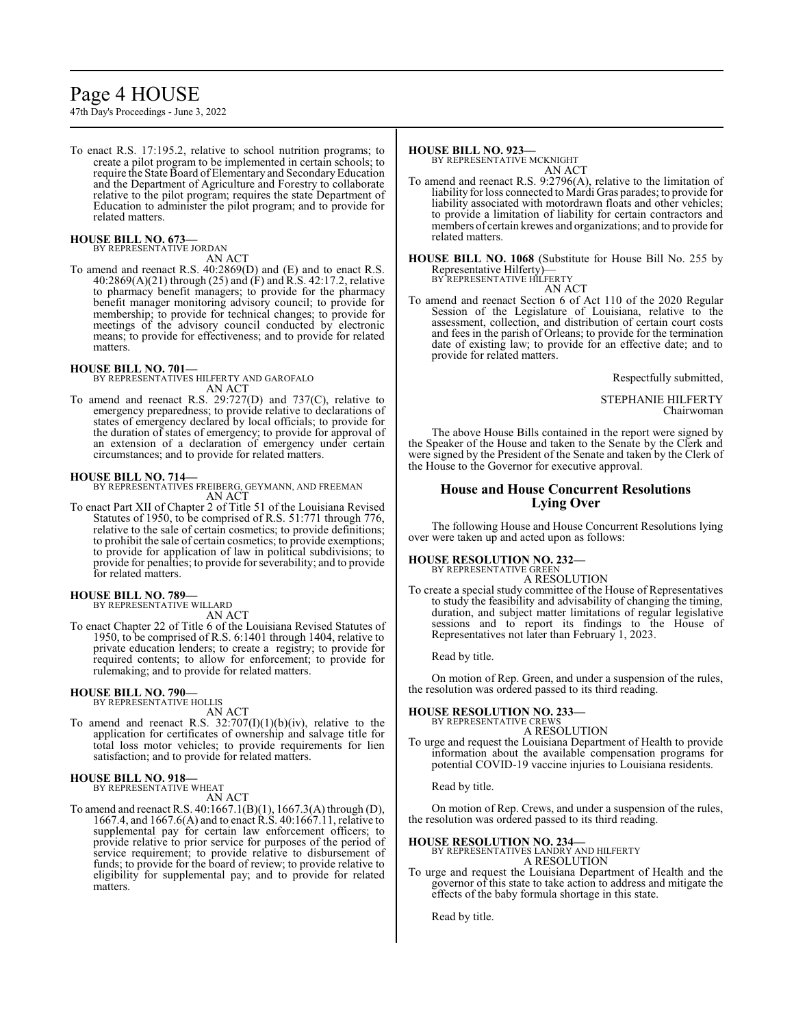To enact R.S. 17:195.2, relative to school nutrition programs; to create a pilot program to be implemented in certain schools; to require the State Board of Elementary and Secondary Education and the Department of Agriculture and Forestry to collaborate relative to the pilot program; requires the state Department of Education to administer the pilot program; and to provide for related matters.

**HOUSE BILL NO. 673—**
BY REPRESENTATIVE JORDAN
AN ACT

To amend and reenact R.S. 40:2869(D) and (E) and to enact R.S. 40:2869(A)(21) through (25) and (F) and R.S. 42:17.2, relative to pharmacy benefit managers; to provide for the pharmacy benefit manager monitoring advisory council; to provide for membership; to provide for technical changes; to provide for meetings of the advisory council conducted by electronic means; to provide for effectiveness; and to provide for related matters.

**HOUSE BILL NO. 701—**
BY REPRESENTATIVES HILFERTY AND GAROFALO
AN ACT

To amend and reenact R.S. 29:727(D) and 737(C), relative to emergency preparedness; to provide relative to declarations of states of emergency declared by local officials; to provide for the duration of states of emergency; to provide for approval of an extension of a declaration of emergency under certain circumstances; and to provide for related matters.

**HOUSE BILL NO. 714—**
BY REPRESENTATIVES FREIBERG, GEYMANN, AND FREEMAN
AN ACT

To enact Part XII of Chapter 2 of Title 51 of the Louisiana Revised Statutes of 1950, to be comprised of R.S. 51:771 through 776, relative to the sale of certain cosmetics; to provide definitions; to prohibit the sale of certain cosmetics; to provide exemptions; to provide for application of law in political subdivisions; to provide for penalties; to provide for severability; and to provide for related matters.

**HOUSE BILL NO. 789—**
BY REPRESENTATIVE WILLARD
AN ACT

To enact Chapter 22 of Title 6 of the Louisiana Revised Statutes of 1950, to be comprised of R.S. 6:1401 through 1404, relative to private education lenders; to create a registry; to provide for required contents; to allow for enforcement; to provide for rulemaking; and to provide for related matters.

**HOUSE BILL NO. 790—**
BY REPRESENTATIVE HOLLIS
AN ACT

To amend and reenact R.S. 32:707(I)(1)(b)(iv), relative to the application for certificates of ownership and salvage title for total loss motor vehicles; to provide requirements for lien satisfaction; and to provide for related matters.

**HOUSE BILL NO. 918—**
BY REPRESENTATIVE WHEAT
AN ACT

To amend and reenact R.S. 40:1667.1(B)(1), 1667.3(A) through (D), 1667.4, and 1667.6(A) and to enact R.S. 40:1667.11, relative to supplemental pay for certain law enforcement officers; to provide relative to prior service for purposes of the period of service requirement; to provide relative to disbursement of funds; to provide for the board of review; to provide relative to eligibility for supplemental pay; and to provide for related matters.

**HOUSE BILL NO. 923—**
BY REPRESENTATIVE MCKNIGHT
AN ACT

To amend and reenact R.S. 9:2796(A), relative to the limitation of liability for loss connected to Mardi Gras parades; to provide for liability associated with motordrawn floats and other vehicles; to provide a limitation of liability for certain contractors and members of certain krewes and organizations; and to provide for related matters.

**HOUSE BILL NO. 1068** (Substitute for House Bill No. 255 by Representative Hilferty)—
BY REPRESENTATIVE HILFERTY
AN ACT

To amend and reenact Section 6 of Act 110 of the 2020 Regular Session of the Legislature of Louisiana, relative to the assessment, collection, and distribution of certain court costs and fees in the parish of Orleans; to provide for the termination date of existing law; to provide for an effective date; and to provide for related matters.

Respectfully submitted,

STEPHANIE HILFERTY
Chairwoman

The above House Bills contained in the report were signed by the Speaker of the House and taken to the Senate by the Clerk and were signed by the President of the Senate and taken by the Clerk of the House to the Governor for executive approval.

## House and House Concurrent Resolutions Lying Over

The following House and House Concurrent Resolutions lying over were taken up and acted upon as follows:

**HOUSE RESOLUTION NO. 232—**
BY REPRESENTATIVE GREEN
A RESOLUTION

To create a special study committee of the House of Representatives to study the feasibility and advisability of changing the timing, duration, and subject matter limitations of regular legislative sessions and to report its findings to the House of Representatives not later than February 1, 2023.

Read by title.

On motion of Rep. Green, and under a suspension of the rules, the resolution was ordered passed to its third reading.

**HOUSE RESOLUTION NO. 233—**
BY REPRESENTATIVE CREWS
A RESOLUTION

To urge and request the Louisiana Department of Health to provide information about the available compensation programs for potential COVID-19 vaccine injuries to Louisiana residents.

Read by title.

On motion of Rep. Crews, and under a suspension of the rules, the resolution was ordered passed to its third reading.

**HOUSE RESOLUTION NO. 234—**
BY REPRESENTATIVES LANDRY AND HILFERTY
A RESOLUTION

To urge and request the Louisiana Department of Health and the governor of this state to take action to address and mitigate the effects of the baby formula shortage in this state.

Read by title.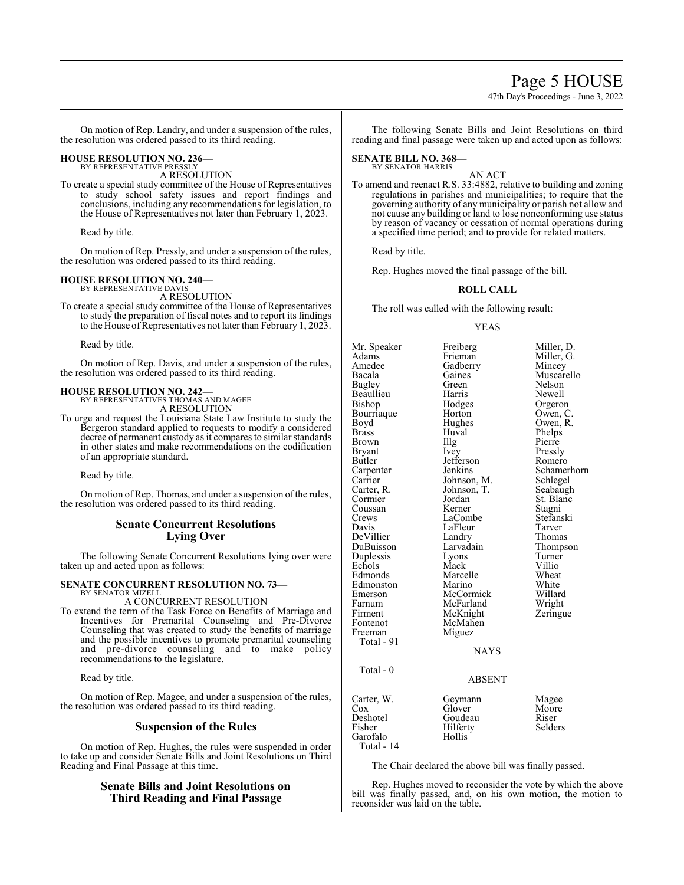On motion of Rep. Landry, and under a suspension of the rules, the resolution was ordered passed to its third reading.

**HOUSE RESOLUTION NO. 236—**
BY REPRESENTATIVE PRESSLY
A RESOLUTION

To create a special study committee of the House of Representatives to study school safety issues and report findings and conclusions, including any recommendations for legislation, to the House of Representatives not later than February 1, 2023.

Read by title.

On motion of Rep. Pressly, and under a suspension of the rules, the resolution was ordered passed to its third reading.

**HOUSE RESOLUTION NO. 240—**
BY REPRESENTATIVE DAVIS
A RESOLUTION

To create a special study committee of the House of Representatives to study the preparation of fiscal notes and to report its findings to the House of Representatives not later than February 1, 2023.

Read by title.

On motion of Rep. Davis, and under a suspension of the rules, the resolution was ordered passed to its third reading.

**HOUSE RESOLUTION NO. 242—**
BY REPRESENTATIVES THOMAS AND MAGEE
A RESOLUTION

To urge and request the Louisiana State Law Institute to study the Bergeron standard applied to requests to modify a considered decree of permanent custody as it compares to similar standards in other states and make recommendations on the codification of an appropriate standard.

Read by title.

On motion of Rep. Thomas, and under a suspension of the rules, the resolution was ordered passed to its third reading.

## Senate Concurrent Resolutions Lying Over

The following Senate Concurrent Resolutions lying over were taken up and acted upon as follows:

**SENATE CONCURRENT RESOLUTION NO. 73—**
BY SENATOR MIZELL
A CONCURRENT RESOLUTION

To extend the term of the Task Force on Benefits of Marriage and Incentives for Premarital Counseling and Pre-Divorce Counseling that was created to study the benefits of marriage and the possible incentives to promote premarital counseling and pre-divorce counseling and to make policy recommendations to the legislature.

Read by title.

On motion of Rep. Magee, and under a suspension of the rules, the resolution was ordered passed to its third reading.

## Suspension of the Rules

On motion of Rep. Hughes, the rules were suspended in order to take up and consider Senate Bills and Joint Resolutions on Third Reading and Final Passage at this time.

## Senate Bills and Joint Resolutions on Third Reading and Final Passage

The following Senate Bills and Joint Resolutions on third reading and final passage were taken up and acted upon as follows:

**SENATE BILL NO. 368—**
BY SENATOR HARRIS
AN ACT

To amend and reenact R.S. 33:4882, relative to building and zoning regulations in parishes and municipalities; to require that the governing authority of any municipality or parish not allow and not cause any building or land to lose nonconforming use status by reason of vacancy or cessation of normal operations during a specified time period; and to provide for related matters.

Read by title.

Rep. Hughes moved the final passage of the bill.

**ROLL CALL**

The roll was called with the following result:

YEAS

| | | |
|---|---|---|
| Mr. Speaker | Freiberg | Miller, D. |
| Adams | Frieman | Miller, G. |
| Amedee | Gadberry | Mincey |
| Bacala | Gaines | Muscarello |
| Bagley | Green | Nelson |
| Beaullieu | Harris | Newell |
| Bishop | Hodges | Orgeron |
| Bourriaque | Horton | Owen, C. |
| Boyd | Hughes | Owen, R. |
| Brass | Huval | Phelps |
| Brown | Illg | Pierre |
| Bryant | Ivey | Pressly |
| Butler | Jefferson | Romero |
| Carpenter | Jenkins | Schamerhorn |
| Carrier | Johnson, M. | Schlegel |
| Carter, R. | Johnson, T. | Seabaugh |
| Cormier | Jordan | St. Blanc |
| Coussan | Kerner | Stagni |
| Crews | LaCombe | Stefanski |
| Davis | LaFleur | Tarver |
| DeVillier | Landry | Thomas |
| DuBuisson | Larvadain | Thompson |
| Duplessis | Lyons | Turner |
| Echols | Mack | Villio |
| Edmonds | Marcelle | Wheat |
| Edmonston | Marino | White |
| Emerson | McCormick | Willard |
| Farnum | McFarland | Wright |
| Firment | McKnight | Zeringue |
| Fontenot | McMahen | |
| Freeman | Miguez | |
| Total - 91 | | |

NAYS

Total - 0

ABSENT

| | | |
|---|---|---|
| Carter, W. | Geymann | Magee |
| Cox | Glover | Moore |
| Deshotel | Goudeau | Riser |
| Fisher | Hilferty | Selders |
| Garofalo | Hollis | |
| Total - 14 | | |

The Chair declared the above bill was finally passed.

Rep. Hughes moved to reconsider the vote by which the above bill was finally passed, and, on his own motion, the motion to reconsider was laid on the table.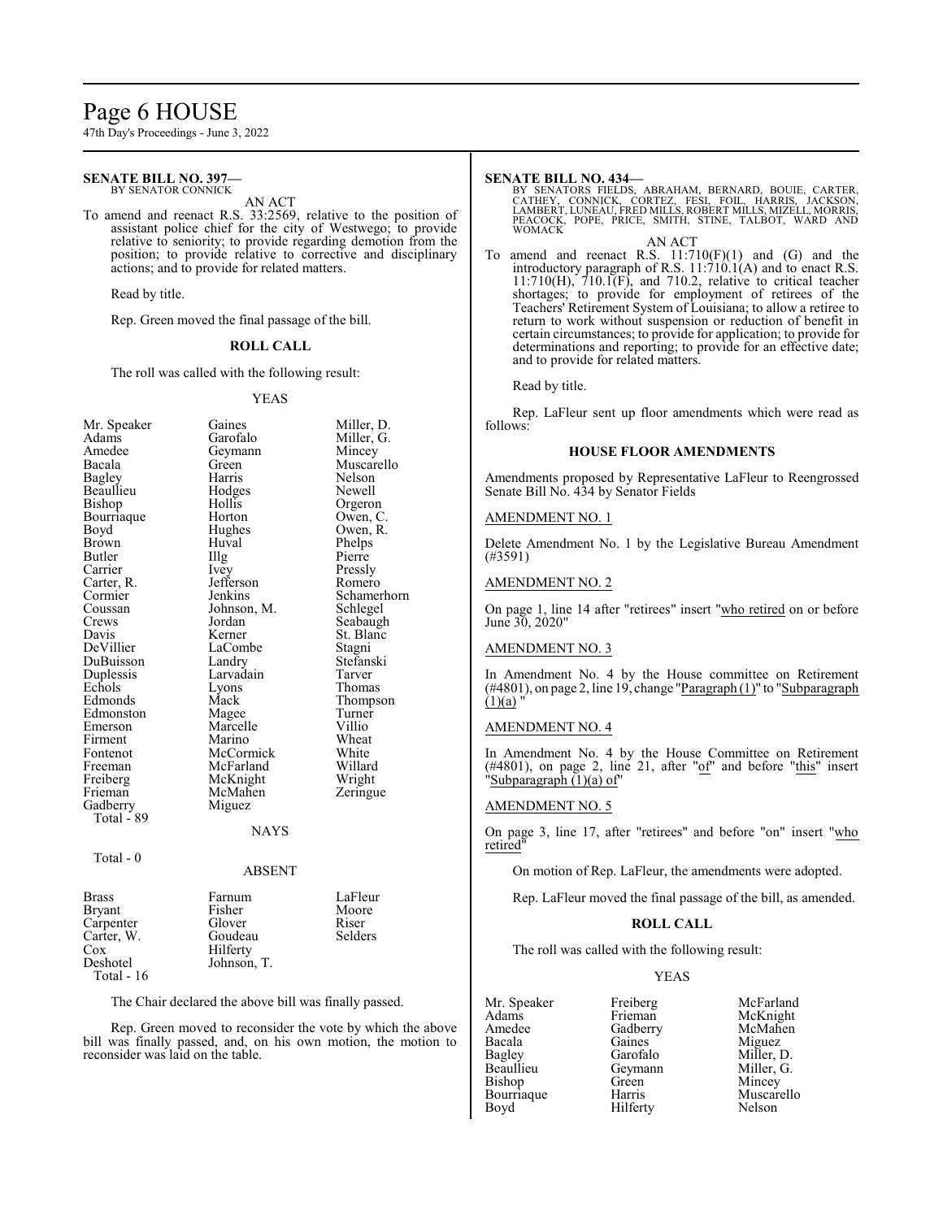**SENATE BILL NO. 397—**
BY SENATOR CONNICK

AN ACT

To amend and reenact R.S. 33:2569, relative to the position of assistant police chief for the city of Westwego; to provide relative to seniority; to provide regarding demotion from the position; to provide relative to corrective and disciplinary actions; and to provide for related matters.

Read by title.

Rep. Green moved the final passage of the bill.

**ROLL CALL**

The roll was called with the following result:

YEAS

| | | |
|---|---|---|
| Mr. Speaker | Gaines | Miller, D. |
| Adams | Garofalo | Miller, G. |
| Amedee | Geymann | Mincey |
| Bacala | Green | Muscarello |
| Bagley | Harris | Nelson |
| Beaullieu | Hodges | Newell |
| Bishop | Hollis | Orgeron |
| Bourriaque | Horton | Owen, C. |
| Boyd | Hughes | Owen, R. |
| Brown | Huval | Phelps |
| Butler | Illg | Pierre |
| Carrier | Ivey | Pressly |
| Carter, R. | Jefferson | Romero |
| Cormier | Jenkins | Schamerhorn |
| Coussan | Johnson, M. | Schlegel |
| Crews | Jordan | Seabaugh |
| Davis | Kerner | St. Blanc |
| DeVillier | LaCombe | Stagni |
| DuBuisson | Landry | Stefanski |
| Duplessis | Larvadain | Tarver |
| Echols | Lyons | Thomas |
| Edmonds | Mack | Thompson |
| Edmonston | Magee | Turner |
| Emerson | Marcelle | Villio |
| Firment | Marino | Wheat |
| Fontenot | McCormick | White |
| Freeman | McFarland | Willard |
| Freiberg | McKnight | Wright |
| Frieman | McMahen | Zeringue |
| Gadberry | Miguez | |

Total - 89

NAYS

Total - 0

ABSENT

| | | |
|---|---|---|
| Brass | Farnum | LaFleur |
| Bryant | Fisher | Moore |
| Carpenter | Glover | Riser |
| Carter, W. | Goudeau | Selders |
| Cox | Hilferty | |
| Deshotel | Johnson, T. | |

Total - 16

The Chair declared the above bill was finally passed.

Rep. Green moved to reconsider the vote by which the above bill was finally passed, and, on his own motion, the motion to reconsider was laid on the table.

**SENATE BILL NO. 434—**
BY SENATORS FIELDS, ABRAHAM, BERNARD, BOUIE, CARTER, CATHEY, CONNICK, CORTEZ, FESI, FOIL, HARRIS, JACKSON, LAMBERT, LUNEAU, FRED MILLS, ROBERT MILLS, MIZELL, MORRIS, PEACOCK, POPE, PRICE, SMITH, STINE, TALBOT, WARD AND WOMACK

AN ACT

To amend and reenact R.S. 11:710(F)(1) and (G) and the introductory paragraph of R.S. 11:710.1(A) and to enact R.S. 11:710(H), 710.1(F), and 710.2, relative to critical teacher shortages; to provide for employment of retirees of the Teachers' Retirement System of Louisiana; to allow a retiree to return to work without suspension or reduction of benefit in certain circumstances; to provide for application; to provide for determinations and reporting; to provide for an effective date; and to provide for related matters.

Read by title.

Rep. LaFleur sent up floor amendments which were read as follows:

**HOUSE FLOOR AMENDMENTS**

Amendments proposed by Representative LaFleur to Reengrossed Senate Bill No. 434 by Senator Fields

AMENDMENT NO. 1

Delete Amendment No. 1 by the Legislative Bureau Amendment (#3591)

AMENDMENT NO. 2

On page 1, line 14 after "retirees" insert "who retired on or before June 30, 2020"

AMENDMENT NO. 3

In Amendment No. 4 by the House committee on Retirement (#4801), on page 2, line 19, change "Paragraph (1)" to "Subparagraph (1)(a) "

AMENDMENT NO. 4

In Amendment No. 4 by the House Committee on Retirement (#4801), on page 2, line 21, after "of" and before "this" insert "Subparagraph (1)(a) of"

AMENDMENT NO. 5

On page 3, line 17, after "retirees" and before "on" insert "who retired"

On motion of Rep. LaFleur, the amendments were adopted.

Rep. LaFleur moved the final passage of the bill, as amended.

**ROLL CALL**

The roll was called with the following result:

YEAS

| | | |
|---|---|---|
| Mr. Speaker | Freiberg | McFarland |
| Adams | Frieman | McKnight |
| Amedee | Gadberry | McMahen |
| Bacala | Gaines | Miguez |
| Bagley | Garofalo | Miller, D. |
| Beaullieu | Geymann | Miller, G. |
| Bishop | Green | Mincey |
| Bourriaque | Harris | Muscarello |
| Boyd | Hilferty | Nelson |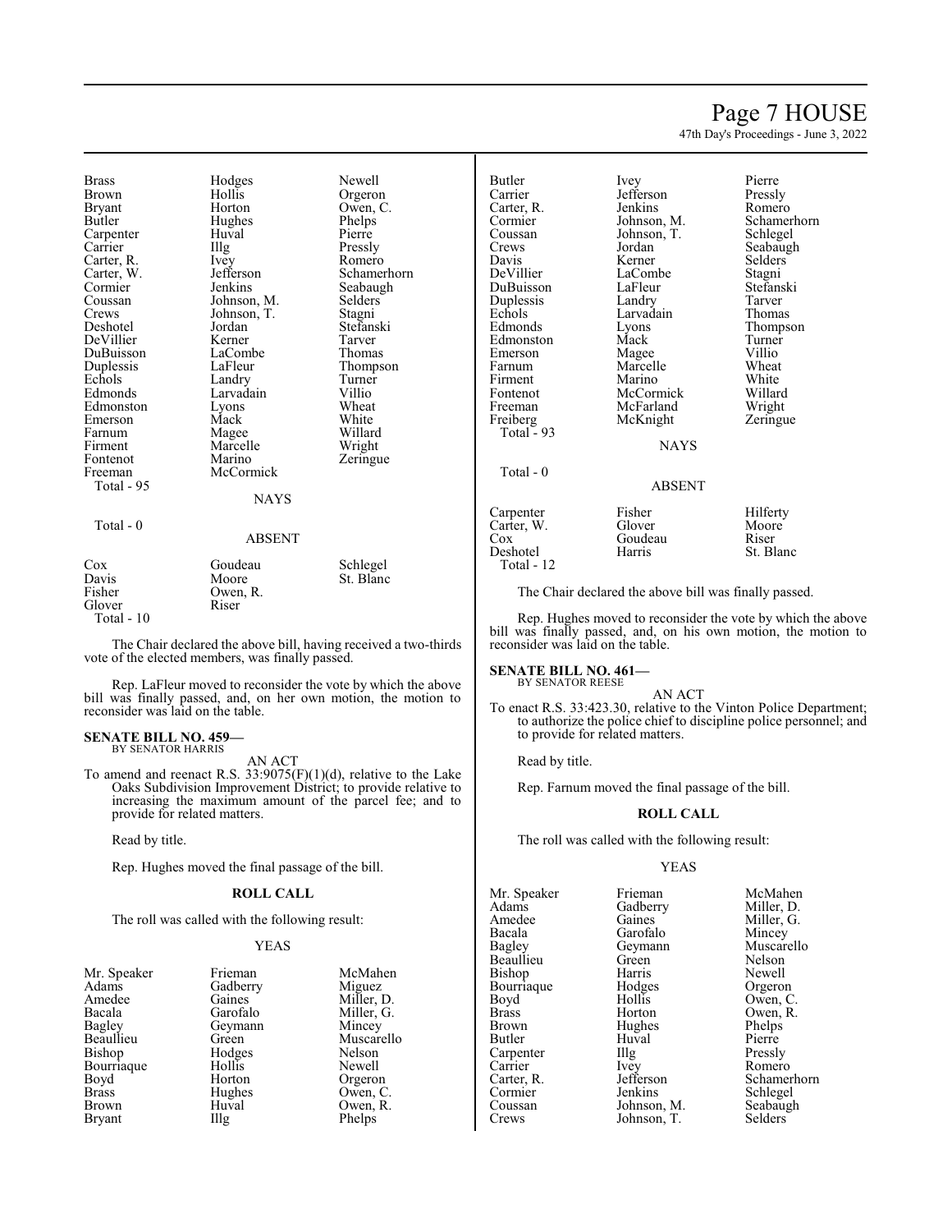| | | |
|---|---|---|
| Brass | Hodges | Newell |
| Brown | Hollis | Orgeron |
| Bryant | Horton | Owen, C. |
| Butler | Hughes | Phelps |
| Carpenter | Huval | Pierre |
| Carrier | Illg | Pressly |
| Carter, R. | Ivey | Romero |
| Carter, W. | Jefferson | Schamerhorn |
| Cormier | Jenkins | Seabaugh |
| Coussan | Johnson, M. | Selders |
| Crews | Johnson, T. | Stagni |
| Deshotel | Jordan | Stefanski |
| DeVillier | Kerner | Tarver |
| DuBuisson | LaCombe | Thomas |
| Duplessis | LaFleur | Thompson |
| Echols | Landry | Turner |
| Edmonds | Larvadain | Villio |
| Edmonston | Lyons | Wheat |
| Emerson | Mack | White |
| Farnum | Magee | Willard |
| Firment | Marcelle | Wright |
| Fontenot | Marino | Zeringue |
| Freeman | McCormick | |

Total - 95

NAYS

Total - 0

ABSENT

| | | |
|---|---|---|
| Cox | Goudeau | Schlegel |
| Davis | Moore | St. Blanc |
| Fisher | Owen, R. | |
| Glover | Riser | |

Total - 10

The Chair declared the above bill, having received a two-thirds vote of the elected members, was finally passed.

Rep. LaFleur moved to reconsider the vote by which the above bill was finally passed, and, on her own motion, the motion to reconsider was laid on the table.

**SENATE BILL NO. 459—**
BY SENATOR HARRIS

AN ACT

To amend and reenact R.S. 33:9075(F)(1)(d), relative to the Lake Oaks Subdivision Improvement District; to provide relative to increasing the maximum amount of the parcel fee; and to provide for related matters.

Read by title.

Rep. Hughes moved the final passage of the bill.

**ROLL CALL**

The roll was called with the following result:

YEAS

| | | |
|---|---|---|
| Mr. Speaker | Frieman | McMahen |
| Adams | Gadberry | Miguez |
| Amedee | Gaines | Miller, D. |
| Bacala | Garofalo | Miller, G. |
| Bagley | Geymann | Mincey |
| Beaullieu | Green | Muscarello |
| Bishop | Hodges | Nelson |
| Bourriaque | Hollis | Newell |
| Boyd | Horton | Orgeron |
| Brass | Hughes | Owen, C. |
| Brown | Huval | Owen, R. |
| Bryant | Illg | Phelps |
| Butler | Ivey | Pierre |
| Carrier | Jefferson | Pressly |
| Carter, R. | Jenkins | Romero |
| Cormier | Johnson, M. | Schamerhorn |
| Coussan | Johnson, T. | Schlegel |
| Crews | Jordan | Seabaugh |
| Davis | Kerner | Selders |
| DeVillier | LaCombe | Stagni |
| DuBuisson | LaFleur | Stefanski |
| Duplessis | Landry | Tarver |
| Echols | Larvadain | Thomas |
| Edmonds | Lyons | Thompson |
| Edmonston | Mack | Turner |
| Emerson | Magee | Villio |
| Farnum | Marcelle | Wheat |
| Firment | Marino | White |
| Fontenot | McCormick | Willard |
| Freeman | McFarland | Wright |
| Freiberg | McKnight | Zeringue |

Total - 93

NAYS

Total - 0

ABSENT

| | | |
|---|---|---|
| Carpenter | Fisher | Hilferty |
| Carter, W. | Glover | Moore |
| Cox | Goudeau | Riser |
| Deshotel | Harris | St. Blanc |

Total - 12

The Chair declared the above bill was finally passed.

Rep. Hughes moved to reconsider the vote by which the above bill was finally passed, and, on his own motion, the motion to reconsider was laid on the table.

**SENATE BILL NO. 461—**
BY SENATOR REESE

AN ACT

To enact R.S. 33:423.30, relative to the Vinton Police Department; to authorize the police chief to discipline police personnel; and to provide for related matters.

Read by title.

Rep. Farnum moved the final passage of the bill.

**ROLL CALL**

The roll was called with the following result:

YEAS

| | | |
|---|---|---|
| Mr. Speaker | Frieman | McMahen |
| Adams | Gadberry | Miller, D. |
| Amedee | Gaines | Miller, G. |
| Bacala | Garofalo | Mincey |
| Bagley | Geymann | Muscarello |
| Beaullieu | Green | Nelson |
| Bishop | Harris | Newell |
| Bourriaque | Hodges | Orgeron |
| Boyd | Hollis | Owen, C. |
| Brass | Horton | Owen, R. |
| Brown | Hughes | Phelps |
| Butler | Huval | Pierre |
| Carpenter | Illg | Pressly |
| Carrier | Ivey | Romero |
| Carter, R. | Jefferson | Schamerhorn |
| Cormier | Jenkins | Schlegel |
| Coussan | Johnson, M. | Seabaugh |
| Crews | Johnson, T. | Selders |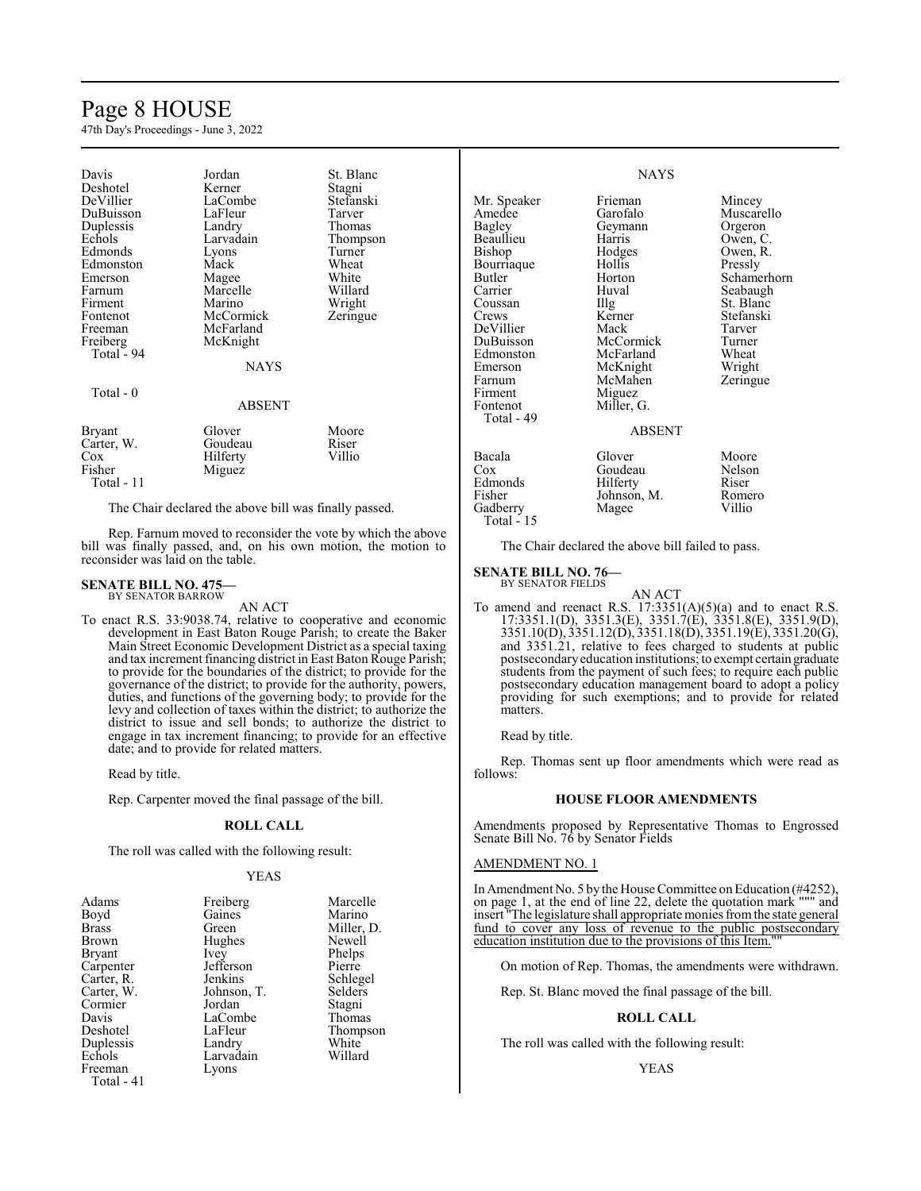| | | |
|---|---|---|
| Davis | Jordan | St. Blanc |
| Deshotel | Kerner | Stagni |
| DeVillier | LaCombe | Stefanski |
| DuBuisson | LaFleur | Tarver |
| Duplessis | Landry | Thomas |
| Echols | Larvadain | Thompson |
| Edmonds | Lyons | Turner |
| Edmonston | Mack | Wheat |
| Emerson | Magee | White |
| Farnum | Marcelle | Willard |
| Firment | Marino | Wright |
| Fontenot | McCormick | Zeringue |
| Freeman | McFarland | |
| Freiberg | McKnight | |
| Total - 94 | | |

NAYS

Total - 0

ABSENT

| | | |
|---|---|---|
| Bryant | Glover | Moore |
| Carter, W. | Goudeau | Riser |
| Cox | Hilferty | Villio |
| Fisher | Miguez | |
| Total - 11 | | |

The Chair declared the above bill was finally passed.

Rep. Farnum moved to reconsider the vote by which the above bill was finally passed, and, on his own motion, the motion to reconsider was laid on the table.

**SENATE BILL NO. 475—**
BY SENATOR BARROW

AN ACT

To enact R.S. 33:9038.74, relative to cooperative and economic development in East Baton Rouge Parish; to create the Baker Main Street Economic Development District as a special taxing and tax increment financing district in East Baton Rouge Parish; to provide for the boundaries of the district; to provide for the governance of the district; to provide for the authority, powers, duties, and functions of the governing body; to provide for the levy and collection of taxes within the district; to authorize the district to issue and sell bonds; to authorize the district to engage in tax increment financing; to provide for an effective date; and to provide for related matters.

Read by title.

Rep. Carpenter moved the final passage of the bill.

**ROLL CALL**

The roll was called with the following result:

YEAS

| | | |
|---|---|---|
| Adams | Freiberg | Marcelle |
| Boyd | Gaines | Marino |
| Brass | Green | Miller, D. |
| Brown | Hughes | Newell |
| Bryant | Ivey | Phelps |
| Carpenter | Jefferson | Pierre |
| Carter, R. | Jenkins | Schlegel |
| Carter, W. | Johnson, T. | Selders |
| Cormier | Jordan | Stagni |
| Davis | LaCombe | Thomas |
| Deshotel | LaFleur | Thompson |
| Duplessis | Landry | White |
| Echols | Larvadain | Willard |
| Freeman | Lyons | |
| Total - 41 | | |

NAYS

| | | |
|---|---|---|
| Mr. Speaker | Frieman | Mincey |
| Amedee | Garofalo | Muscarello |
| Bagley | Geymann | Orgeron |
| Beaullieu | Harris | Owen, C. |
| Bishop | Hodges | Owen, R. |
| Bourriaque | Hollis | Pressly |
| Butler | Horton | Schamerhorn |
| Carrier | Huval | Seabaugh |
| Coussan | Illg | St. Blanc |
| Crews | Kerner | Stefanski |
| DeVillier | Mack | Tarver |
| DuBuisson | McCormick | Turner |
| Edmonston | McFarland | Wheat |
| Emerson | McKnight | Wright |
| Farnum | McMahen | Zeringue |
| Firment | Miguez | |
| Fontenot | Miller, G. | |
| Total - 49 | | |

ABSENT

| | | |
|---|---|---|
| Bacala | Glover | Moore |
| Cox | Goudeau | Nelson |
| Edmonds | Hilferty | Riser |
| Fisher | Johnson, M. | Romero |
| Gadberry | Magee | Villio |
| Total - 15 | | |

The Chair declared the above bill failed to pass.

**SENATE BILL NO. 76—**
BY SENATOR FIELDS

AN ACT

To amend and reenact R.S. 17:3351(A)(5)(a) and to enact R.S. 17:3351.1(D), 3351.3(E), 3351.7(E), 3351.8(E), 3351.9(D), 3351.10(D), 3351.12(D), 3351.18(D), 3351.19(E), 3351.20(G), and 3351.21, relative to fees charged to students at public postsecondary education institutions; to exempt certain graduate students from the payment of such fees; to require each public postsecondary education management board to adopt a policy providing for such exemptions; and to provide for related matters.

Read by title.

Rep. Thomas sent up floor amendments which were read as follows:

**HOUSE FLOOR AMENDMENTS**

Amendments proposed by Representative Thomas to Engrossed Senate Bill No. 76 by Senator Fields

AMENDMENT NO. 1

In Amendment No. 5 by the House Committee on Education (#4252), on page 1, at the end of line 22, delete the quotation mark """ and insert "The legislature shall appropriate monies from the state general fund to cover any loss of revenue to the public postsecondary education institution due to the provisions of this Item.""

On motion of Rep. Thomas, the amendments were withdrawn.

Rep. St. Blanc moved the final passage of the bill.

**ROLL CALL**

The roll was called with the following result:

YEAS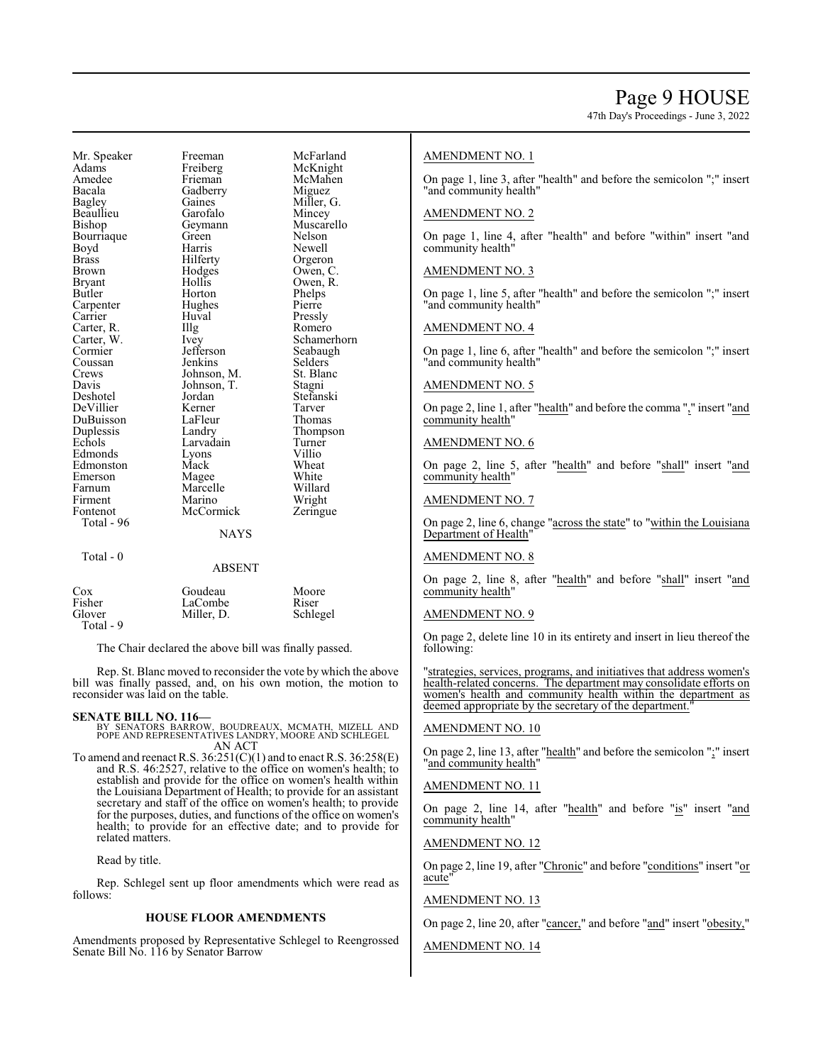| | | |
|---|---|---|
| Mr. Speaker | Freeman | McFarland |
| Adams | Freiberg | McKnight |
| Amedee | Frieman | McMahen |
| Bacala | Gadberry | Miguez |
| Bagley | Gaines | Miller, G. |
| Beaullieu | Garofalo | Mincey |
| Bishop | Geymann | Muscarello |
| Bourriaque | Green | Nelson |
| Boyd | Harris | Newell |
| Brass | Hilferty | Orgeron |
| Brown | Hodges | Owen, C. |
| Bryant | Hollis | Owen, R. |
| Butler | Horton | Phelps |
| Carpenter | Hughes | Pierre |
| Carrier | Huval | Pressly |
| Carter, R. | Illg | Romero |
| Carter, W. | Ivey | Schamerhorn |
| Cormier | Jefferson | Seabaugh |
| Coussan | Jenkins | Selders |
| Crews | Johnson, M. | St. Blanc |
| Davis | Johnson, T. | Stagni |
| Deshotel | Jordan | Stefanski |
| DeVillier | Kerner | Tarver |
| DuBuisson | LaFleur | Thomas |
| Duplessis | Landry | Thompson |
| Echols | Larvadain | Turner |
| Edmonds | Lyons | Villio |
| Edmonston | Mack | Wheat |
| Emerson | Magee | White |
| Farnum | Marcelle | Willard |
| Firment | Marino | Wright |
| Fontenot | McCormick | Zeringue |

Total - 96

NAYS

Total - 0

ABSENT

| | | |
|---|---|---|
| Cox | Goudeau | Moore |
| Fisher | LaCombe | Riser |
| Glover | Miller, D. | Schlegel |

Total - 9

The Chair declared the above bill was finally passed.

Rep. St. Blanc moved to reconsider the vote by which the above bill was finally passed, and, on his own motion, the motion to reconsider was laid on the table.

**SENATE BILL NO. 116—**
BY SENATORS BARROW, BOUDREAUX, MCMATH, MIZELL AND POPE AND REPRESENTATIVES LANDRY, MOORE AND SCHLEGEL
AN ACT

To amend and reenact R.S. 36:251(C)(1) and to enact R.S. 36:258(E) and R.S. 46:2527, relative to the office on women's health; to establish and provide for the office on women's health within the Louisiana Department of Health; to provide for an assistant secretary and staff of the office on women's health; to provide for the purposes, duties, and functions of the office on women's health; to provide for an effective date; and to provide for related matters.

Read by title.

Rep. Schlegel sent up floor amendments which were read as follows:

### HOUSE FLOOR AMENDMENTS

Amendments proposed by Representative Schlegel to Reengrossed Senate Bill No. 116 by Senator Barrow

AMENDMENT NO. 1

On page 1, line 3, after "health" and before the semicolon ";" insert "and community health"

AMENDMENT NO. 2

On page 1, line 4, after "health" and before "within" insert "and community health"

AMENDMENT NO. 3

On page 1, line 5, after "health" and before the semicolon ";" insert "and community health"

AMENDMENT NO. 4

On page 1, line 6, after "health" and before the semicolon ";" insert "and community health"

AMENDMENT NO. 5

On page 2, line 1, after "health" and before the comma "," insert "and community health"

AMENDMENT NO. 6

On page 2, line 5, after "health" and before "shall" insert "and community health"

AMENDMENT NO. 7

On page 2, line 6, change "across the state" to "within the Louisiana Department of Health"

AMENDMENT NO. 8

On page 2, line 8, after "health" and before "shall" insert "and community health"

AMENDMENT NO. 9

On page 2, delete line 10 in its entirety and insert in lieu thereof the following:

"strategies, services, programs, and initiatives that address women's health-related concerns. The department may consolidate efforts on women's health and community health within the department as deemed appropriate by the secretary of the department."

AMENDMENT NO. 10

On page 2, line 13, after "health" and before the semicolon ";" insert "and community health"

AMENDMENT NO. 11

On page 2, line 14, after "health" and before "is" insert "and community health"

AMENDMENT NO. 12

On page 2, line 19, after "Chronic" and before "conditions" insert "or acute"

AMENDMENT NO. 13

On page 2, line 20, after "cancer," and before "and" insert "obesity,"

AMENDMENT NO. 14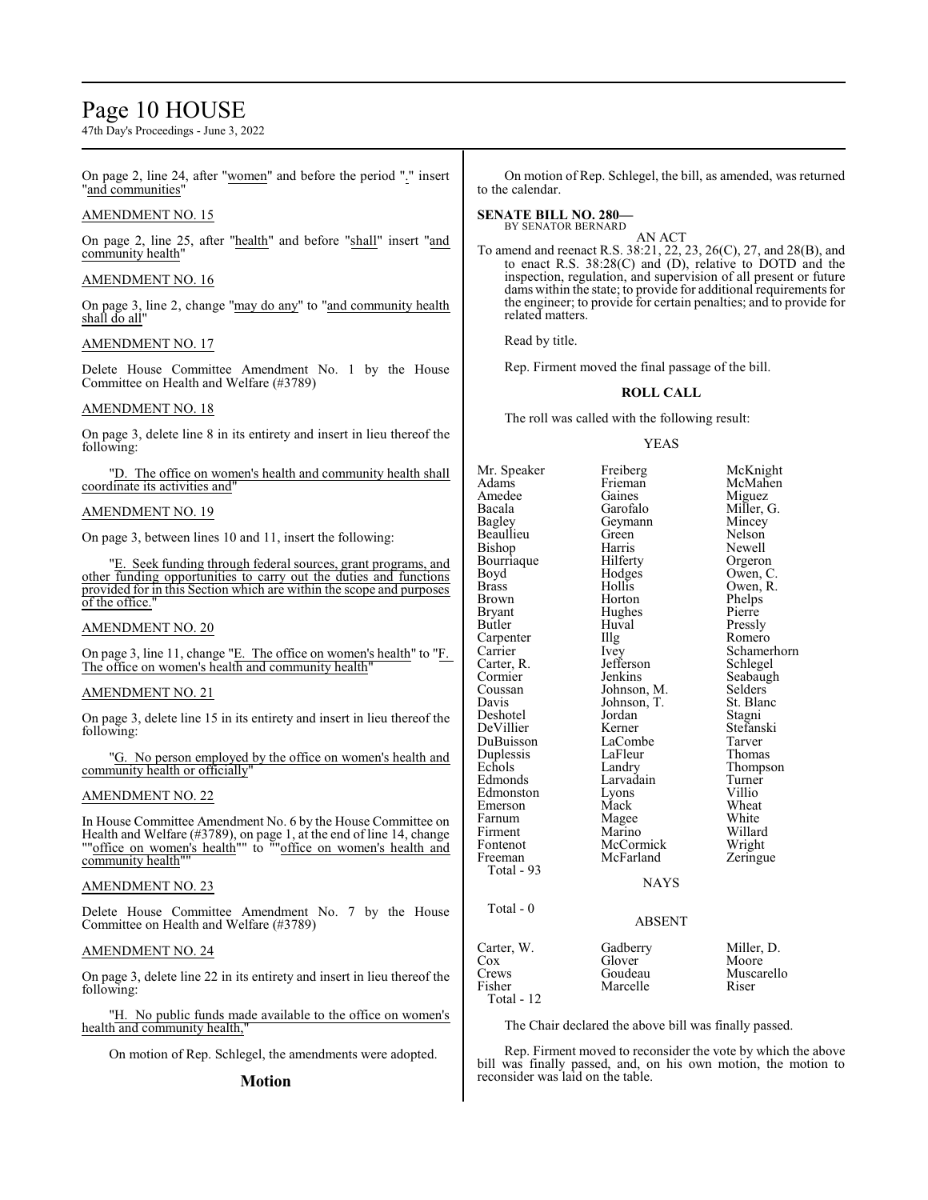On page 2, line 24, after "women" and before the period "." insert "and communities"

AMENDMENT NO. 15

On page 2, line 25, after "health" and before "shall" insert "and community health"

AMENDMENT NO. 16

On page 3, line 2, change "may do any" to "and community health shall do all"

AMENDMENT NO. 17

Delete House Committee Amendment No. 1 by the House Committee on Health and Welfare (#3789)

AMENDMENT NO. 18

On page 3, delete line 8 in its entirety and insert in lieu thereof the following:

"D. The office on women's health and community health shall coordinate its activities and"

AMENDMENT NO. 19

On page 3, between lines 10 and 11, insert the following:

"E. Seek funding through federal sources, grant programs, and other funding opportunities to carry out the duties and functions provided for in this Section which are within the scope and purposes of the office."

AMENDMENT NO. 20

On page 3, line 11, change "E. The office on women's health" to "F. The office on women's health and community health"

AMENDMENT NO. 21

On page 3, delete line 15 in its entirety and insert in lieu thereof the following:

"G. No person employed by the office on women's health and community health or officially"

AMENDMENT NO. 22

In House Committee Amendment No. 6 by the House Committee on Health and Welfare (#3789), on page 1, at the end of line 14, change ""office on women's health"" to ""office on women's health and community health""

AMENDMENT NO. 23

Delete House Committee Amendment No. 7 by the House Committee on Health and Welfare (#3789)

AMENDMENT NO. 24

On page 3, delete line 22 in its entirety and insert in lieu thereof the following:

"H. No public funds made available to the office on women's health and community health,"

On motion of Rep. Schlegel, the amendments were adopted.

## Motion

On motion of Rep. Schlegel, the bill, as amended, was returned to the calendar.

**SENATE BILL NO. 280—**
BY SENATOR BERNARD

AN ACT

To amend and reenact R.S. 38:21, 22, 23, 26(C), 27, and 28(B), and to enact R.S. 38:28(C) and (D), relative to DOTD and the inspection, regulation, and supervision of all present or future dams within the state; to provide for additional requirements for the engineer; to provide for certain penalties; and to provide for related matters.

Read by title.

Rep. Firment moved the final passage of the bill.

**ROLL CALL**

The roll was called with the following result:

YEAS

| | | |
|---|---|---|
| Mr. Speaker | Freiberg | McKnight |
| Adams | Frieman | McMahen |
| Amedee | Gaines | Miguez |
| Bacala | Garofalo | Miller, G. |
| Bagley | Geymann | Mincey |
| Beaullieu | Green | Nelson |
| Bishop | Harris | Newell |
| Bourriaque | Hilferty | Orgeron |
| Boyd | Hodges | Owen, C. |
| Brass | Hollis | Owen, R. |
| Brown | Horton | Phelps |
| Bryant | Hughes | Pierre |
| Butler | Huval | Pressly |
| Carpenter | Illg | Romero |
| Carrier | Ivey | Schamerhorn |
| Carter, R. | Jefferson | Schlegel |
| Cormier | Jenkins | Seabaugh |
| Coussan | Johnson, M. | Selders |
| Davis | Johnson, T. | St. Blanc |
| Deshotel | Jordan | Stagni |
| DeVillier | Kerner | Stefanski |
| DuBuisson | LaCombe | Tarver |
| Duplessis | LaFleur | Thomas |
| Echols | Landry | Thompson |
| Edmonds | Larvadain | Turner |
| Edmonston | Lyons | Villio |
| Emerson | Mack | Wheat |
| Farnum | Magee | White |
| Firment | Marino | Willard |
| Fontenot | McCormick | Wright |
| Freeman | McFarland | Zeringue |

Total - 93

NAYS

Total - 0

ABSENT

| | | |
|---|---|---|
| Carter, W. | Gadberry | Miller, D. |
| Cox | Glover | Moore |
| Crews | Goudeau | Muscarello |
| Fisher | Marcelle | Riser |

Total - 12

The Chair declared the above bill was finally passed.

Rep. Firment moved to reconsider the vote by which the above bill was finally passed, and, on his own motion, the motion to reconsider was laid on the table.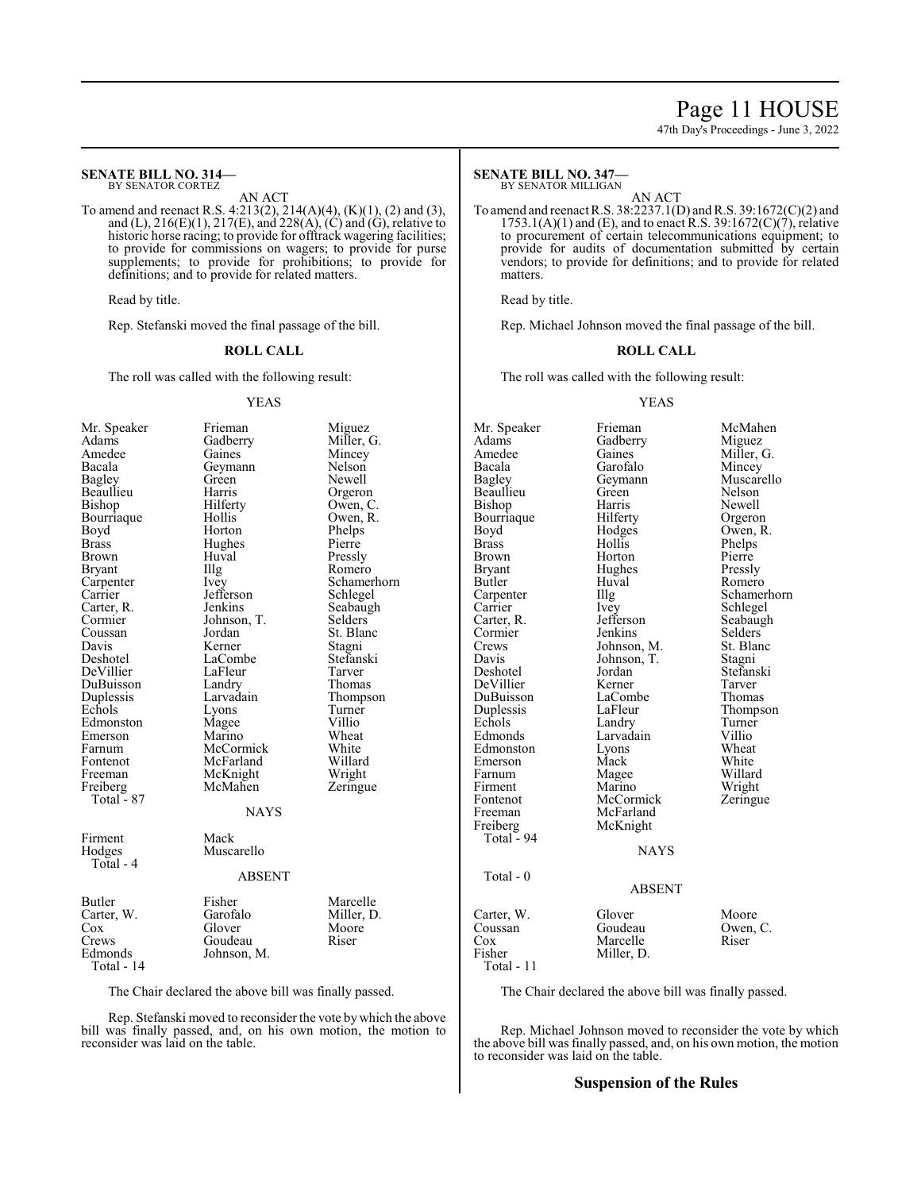## SENATE BILL NO. 314—

BY SENATOR CORTEZ

AN ACT

To amend and reenact R.S. 4:213(2), 214(A)(4), (K)(1), (2) and (3), and (L), 216(E)(1), 217(E), and 228(A), (C) and (G), relative to historic horse racing; to provide for offtrack wagering facilities; to provide for commissions on wagers; to provide for purse supplements; to provide for prohibitions; to provide for definitions; and to provide for related matters.

Read by title.

Rep. Stefanski moved the final passage of the bill.

**ROLL CALL**

The roll was called with the following result:

YEAS

| | | |
|---|---|---|
| Mr. Speaker | Frieman | Miguez |
| Adams | Gadberry | Miller, G. |
| Amedee | Gaines | Mincey |
| Bacala | Geymann | Nelson |
| Bagley | Green | Newell |
| Beaullieu | Harris | Orgeron |
| Bishop | Hilferty | Owen, C. |
| Bourriaque | Hollis | Owen, R. |
| Boyd | Horton | Phelps |
| Brass | Hughes | Pierre |
| Brown | Huval | Pressly |
| Bryant | Illg | Romero |
| Carpenter | Ivey | Schamerhorn |
| Carrier | Jefferson | Schlegel |
| Carter, R. | Jenkins | Seabaugh |
| Cormier | Johnson, T. | Selders |
| Coussan | Jordan | St. Blanc |
| Davis | Kerner | Stagni |
| Deshotel | LaCombe | Stefanski |
| DeVillier | LaFleur | Tarver |
| DuBuisson | Landry | Thomas |
| Duplessis | Larvadain | Thompson |
| Echols | Lyons | Turner |
| Edmonston | Magee | Villio |
| Emerson | Marino | Wheat |
| Farnum | McCormick | White |
| Fontenot | McFarland | Willard |
| Freeman | McKnight | Wright |
| Freiberg | McMahen | Zeringue |

Total - 87

NAYS

| | |
|---|---|
| Firment | Mack |
| Hodges | Muscarello |

Total - 4

ABSENT

| | | |
|---|---|---|
| Butler | Fisher | Marcelle |
| Carter, W. | Garofalo | Miller, D. |
| Cox | Glover | Moore |
| Crews | Goudeau | Riser |
| Edmonds | Johnson, M. | |

Total - 14

The Chair declared the above bill was finally passed.

Rep. Stefanski moved to reconsider the vote by which the above bill was finally passed, and, on his own motion, the motion to reconsider was laid on the table.

## SENATE BILL NO. 347—

BY SENATOR MILLIGAN

AN ACT

To amend and reenact R.S. 38:2237.1(D) and R.S. 39:1672(C)(2) and 1753.1(A)(1) and (E), and to enact R.S. 39:1672(C)(7), relative to procurement of certain telecommunications equipment; to provide for audits of documentation submitted by certain vendors; to provide for definitions; and to provide for related matters.

Read by title.

Rep. Michael Johnson moved the final passage of the bill.

**ROLL CALL**

The roll was called with the following result:

YEAS

| | | |
|---|---|---|
| Mr. Speaker | Frieman | McMahen |
| Adams | Gadberry | Miguez |
| Amedee | Gaines | Miller, G. |
| Bacala | Garofalo | Mincey |
| Bagley | Geymann | Muscarello |
| Beaullieu | Green | Nelson |
| Bishop | Harris | Newell |
| Bourriaque | Hilferty | Orgeron |
| Boyd | Hodges | Owen, R. |
| Brass | Hollis | Phelps |
| Brown | Horton | Pierre |
| Bryant | Hughes | Pressly |
| Butler | Huval | Romero |
| Carpenter | Illg | Schamerhorn |
| Carrier | Ivey | Schlegel |
| Carter, R. | Jefferson | Seabaugh |
| Cormier | Jenkins | Selders |
| Crews | Johnson, M. | St. Blanc |
| Davis | Johnson, T. | Stagni |
| Deshotel | Jordan | Stefanski |
| DeVillier | Kerner | Tarver |
| DuBuisson | LaCombe | Thomas |
| Duplessis | LaFleur | Thompson |
| Echols | Landry | Turner |
| Edmonds | Larvadain | Villio |
| Edmonston | Lyons | Wheat |
| Emerson | Mack | White |
| Farnum | Magee | Willard |
| Firment | Marino | Wright |
| Fontenot | McCormick | Zeringue |
| Freeman | McFarland | |
| Freiberg | McKnight | |

Total - 94

NAYS

Total - 0

ABSENT

| | | |
|---|---|---|
| Carter, W. | Glover | Moore |
| Coussan | Goudeau | Owen, C. |
| Cox | Marcelle | Riser |
| Fisher | Miller, D. | |

Total - 11

The Chair declared the above bill was finally passed.

Rep. Michael Johnson moved to reconsider the vote by which the above bill was finally passed, and, on his own motion, the motion to reconsider was laid on the table.

## Suspension of the Rules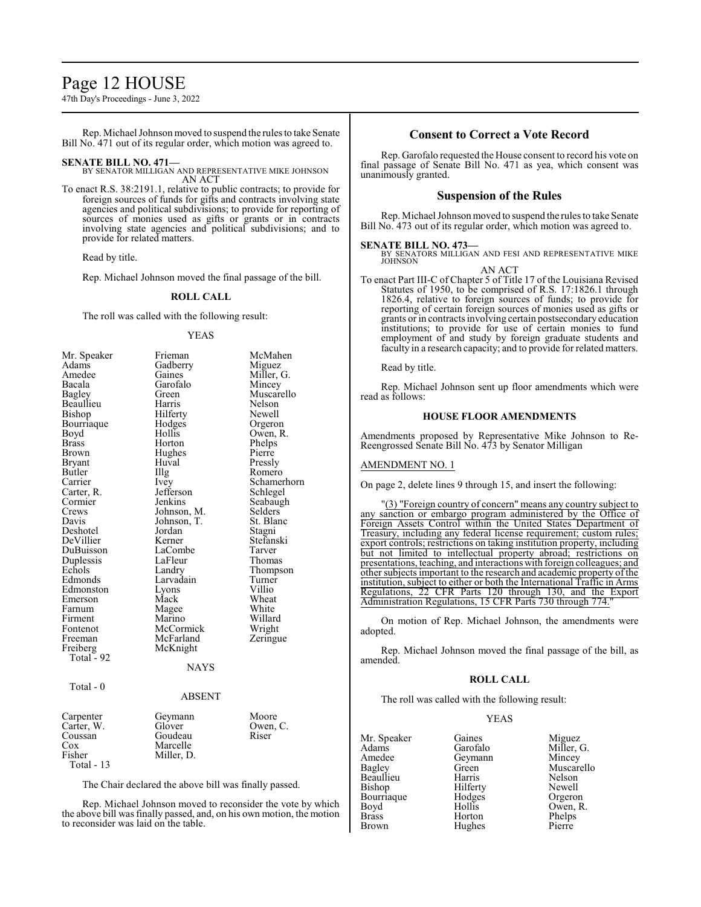Rep. Michael Johnson moved to suspend the rules to take Senate Bill No. 471 out of its regular order, which motion was agreed to.

**SENATE BILL NO. 471—**
BY SENATOR MILLIGAN AND REPRESENTATIVE MIKE JOHNSON
AN ACT

To enact R.S. 38:2191.1, relative to public contracts; to provide for foreign sources of funds for gifts and contracts involving state agencies and political subdivisions; to provide for reporting of sources of monies used as gifts or grants or in contracts involving state agencies and political subdivisions; and to provide for related matters.

Read by title.

Rep. Michael Johnson moved the final passage of the bill.

**ROLL CALL**

The roll was called with the following result:

YEAS

| | | |
|---|---|---|
| Mr. Speaker | Frieman | McMahen |
| Adams | Gadberry | Miguez |
| Amedee | Gaines | Miller, G. |
| Bacala | Garofalo | Mincey |
| Bagley | Green | Muscarello |
| Beaullieu | Harris | Nelson |
| Bishop | Hilferty | Newell |
| Bourriaque | Hodges | Orgeron |
| Boyd | Hollis | Owen, R. |
| Brass | Horton | Phelps |
| Brown | Hughes | Pierre |
| Bryant | Huval | Pressly |
| Butler | Illg | Romero |
| Carrier | Ivey | Schamerhorn |
| Carter, R. | Jefferson | Schlegel |
| Cormier | Jenkins | Seabaugh |
| Crews | Johnson, M. | Selders |
| Davis | Johnson, T. | St. Blanc |
| Deshotel | Jordan | Stagni |
| DeVillier | Kerner | Stefanski |
| DuBuisson | LaCombe | Tarver |
| Duplessis | LaFleur | Thomas |
| Echols | Landry | Thompson |
| Edmonds | Larvadain | Turner |
| Edmonston | Lyons | Villio |
| Emerson | Mack | Wheat |
| Farnum | Magee | White |
| Firment | Marino | Willard |
| Fontenot | McCormick | Wright |
| Freeman | McFarland | Zeringue |
| Freiberg | McKnight | |

Total - 92

NAYS

Total - 0

ABSENT

| | | |
|---|---|---|
| Carpenter | Geymann | Moore |
| Carter, W. | Glover | Owen, C. |
| Coussan | Goudeau | Riser |
| Cox | Marcelle | |
| Fisher | Miller, D. | |

Total - 13

The Chair declared the above bill was finally passed.

Rep. Michael Johnson moved to reconsider the vote by which the above bill was finally passed, and, on his own motion, the motion to reconsider was laid on the table.

## Consent to Correct a Vote Record

Rep. Garofalo requested the House consent to record his vote on final passage of Senate Bill No. 471 as yea, which consent was unanimously granted.

## Suspension of the Rules

Rep. Michael Johnson moved to suspend the rules to take Senate Bill No. 473 out of its regular order, which motion was agreed to.

**SENATE BILL NO. 473—**
BY SENATORS MILLIGAN AND FESI AND REPRESENTATIVE MIKE JOHNSON
AN ACT

To enact Part III-C of Chapter 5 of Title 17 of the Louisiana Revised Statutes of 1950, to be comprised of R.S. 17:1826.1 through 1826.4, relative to foreign sources of funds; to provide for reporting of certain foreign sources of monies used as gifts or grants or in contracts involving certain postsecondary education institutions; to provide for use of certain monies to fund employment of and study by foreign graduate students and faculty in a research capacity; and to provide for related matters.

Read by title.

Rep. Michael Johnson sent up floor amendments which were read as follows:

**HOUSE FLOOR AMENDMENTS**

Amendments proposed by Representative Mike Johnson to Re-Reengrossed Senate Bill No. 473 by Senator Milligan

AMENDMENT NO. 1

On page 2, delete lines 9 through 15, and insert the following:

"(3) "Foreign country of concern" means any country subject to any sanction or embargo program administered by the Office of Foreign Assets Control within the United States Department of Treasury, including any federal license requirement; custom rules; export controls; restrictions on taking institution property, including but not limited to intellectual property abroad; restrictions on presentations, teaching, and interactions with foreign colleagues; and other subjects important to the research and academic property of the institution, subject to either or both the International Traffic in Arms Regulations, 22 CFR Parts 120 through 130, and the Export Administration Regulations, 15 CFR Parts 730 through 774."

On motion of Rep. Michael Johnson, the amendments were adopted.

Rep. Michael Johnson moved the final passage of the bill, as amended.

**ROLL CALL**

The roll was called with the following result:

YEAS

| | | |
|---|---|---|
| Mr. Speaker | Gaines | Miguez |
| Adams | Garofalo | Miller, G. |
| Amedee | Geymann | Mincey |
| Bagley | Green | Muscarello |
| Beaullieu | Harris | Nelson |
| Bishop | Hilferty | Newell |
| Bourriaque | Hodges | Orgeron |
| Boyd | Hollis | Owen, R. |
| Brass | Horton | Phelps |
| Brown | Hughes | Pierre |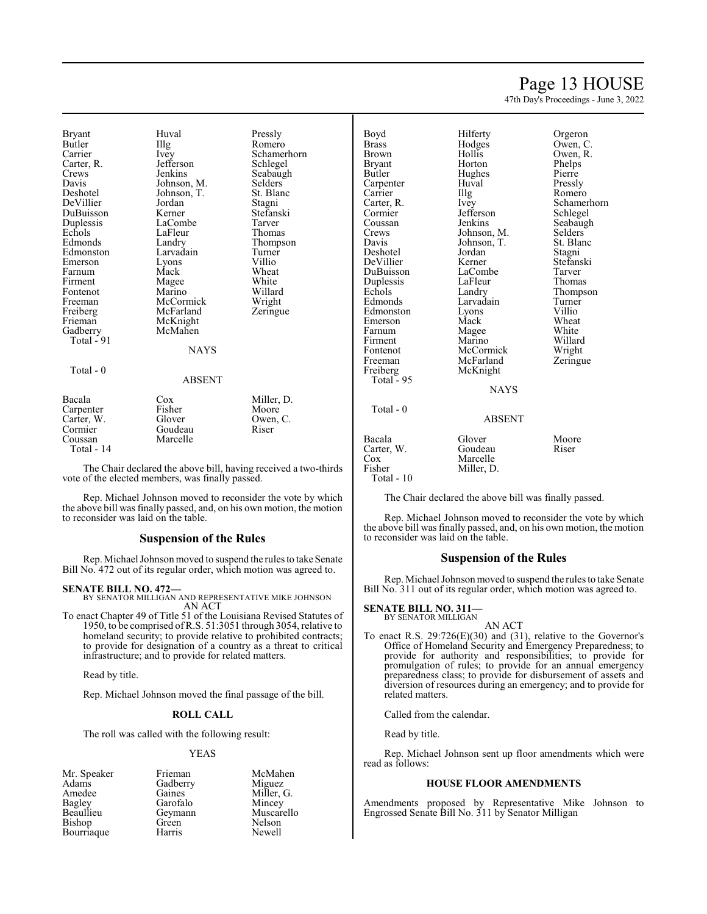| | | |
|---|---|---|
| Bryant | Huval | Pressly |
| Butler | Illg | Romero |
| Carrier | Ivey | Schamerhorn |
| Carter, R. | Jefferson | Schlegel |
| Crews | Jenkins | Seabaugh |
| Davis | Johnson, M. | Selders |
| Deshotel | Johnson, T. | St. Blanc |
| DeVillier | Jordan | Stagni |
| DuBuisson | Kerner | Stefanski |
| Duplessis | LaCombe | Tarver |
| Echols | LaFleur | Thomas |
| Edmonds | Landry | Thompson |
| Edmonston | Larvadain | Turner |
| Emerson | Lyons | Villio |
| Farnum | Mack | Wheat |
| Firment | Magee | White |
| Fontenot | Marino | Willard |
| Freeman | McCormick | Wright |
| Freiberg | McFarland | Zeringue |
| Frieman | McKnight | |
| Gadberry | McMahen | |
| Total - 91 | | |

NAYS

Total - 0

ABSENT

| | | |
|---|---|---|
| Bacala | Cox | Miller, D. |
| Carpenter | Fisher | Moore |
| Carter, W. | Glover | Owen, C. |
| Cormier | Goudeau | Riser |
| Coussan | Marcelle | |
| Total - 14 | | |

The Chair declared the above bill, having received a two-thirds vote of the elected members, was finally passed.

Rep. Michael Johnson moved to reconsider the vote by which the above bill was finally passed, and, on his own motion, the motion to reconsider was laid on the table.

## Suspension of the Rules

Rep. Michael Johnson moved to suspend the rules to take Senate Bill No. 472 out of its regular order, which motion was agreed to.

**SENATE BILL NO. 472—**
BY SENATOR MILLIGAN AND REPRESENTATIVE MIKE JOHNSON
AN ACT

To enact Chapter 49 of Title 51 of the Louisiana Revised Statutes of 1950, to be comprised of R.S. 51:3051 through 3054, relative to homeland security; to provide relative to prohibited contracts; to provide for designation of a country as a threat to critical infrastructure; and to provide for related matters.

Read by title.

Rep. Michael Johnson moved the final passage of the bill.

### ROLL CALL

The roll was called with the following result:

YEAS

| | | |
|---|---|---|
| Mr. Speaker | Frieman | McMahen |
| Adams | Gadberry | Miguez |
| Amedee | Gaines | Miller, G. |
| Bagley | Garofalo | Mincey |
| Beaullieu | Geymann | Muscarello |
| Bishop | Green | Nelson |
| Bourriaque | Harris | Newell |
| Boyd | Hilferty | Orgeron |
| Brass | Hodges | Owen, C. |
| Brown | Hollis | Owen, R. |
| Bryant | Horton | Phelps |
| Butler | Hughes | Pierre |
| Carpenter | Huval | Pressly |
| Carrier | Illg | Romero |
| Carter, R. | Ivey | Schamerhorn |
| Cormier | Jefferson | Schlegel |
| Coussan | Jenkins | Seabaugh |
| Crews | Johnson, M. | Selders |
| Davis | Johnson, T. | St. Blanc |
| Deshotel | Jordan | Stagni |
| DeVillier | Kerner | Stefanski |
| DuBuisson | LaCombe | Tarver |
| Duplessis | LaFleur | Thomas |
| Echols | Landry | Thompson |
| Edmonds | Larvadain | Turner |
| Edmonston | Lyons | Villio |
| Emerson | Mack | Wheat |
| Farnum | Magee | White |
| Firment | Marino | Willard |
| Fontenot | McCormick | Wright |
| Freeman | McFarland | Zeringue |
| Freiberg | McKnight | |
| Total - 95 | | |

NAYS

Total - 0

ABSENT

| | | |
|---|---|---|
| Bacala | Glover | Moore |
| Carter, W. | Goudeau | Riser |
| Cox | Marcelle | |
| Fisher | Miller, D. | |
| Total - 10 | | |

The Chair declared the above bill was finally passed.

Rep. Michael Johnson moved to reconsider the vote by which the above bill was finally passed, and, on his own motion, the motion to reconsider was laid on the table.

## Suspension of the Rules

Rep. Michael Johnson moved to suspend the rules to take Senate Bill No. 311 out of its regular order, which motion was agreed to.

**SENATE BILL NO. 311—**
BY SENATOR MILLIGAN
AN ACT

To enact R.S. 29:726(E)(30) and (31), relative to the Governor's Office of Homeland Security and Emergency Preparedness; to provide for authority and responsibilities; to provide for promulgation of rules; to provide for an annual emergency preparedness class; to provide for disbursement of assets and diversion of resources during an emergency; and to provide for related matters.

Called from the calendar.

Read by title.

Rep. Michael Johnson sent up floor amendments which were read as follows:

### HOUSE FLOOR AMENDMENTS

Amendments proposed by Representative Mike Johnson to Engrossed Senate Bill No. 311 by Senator Milligan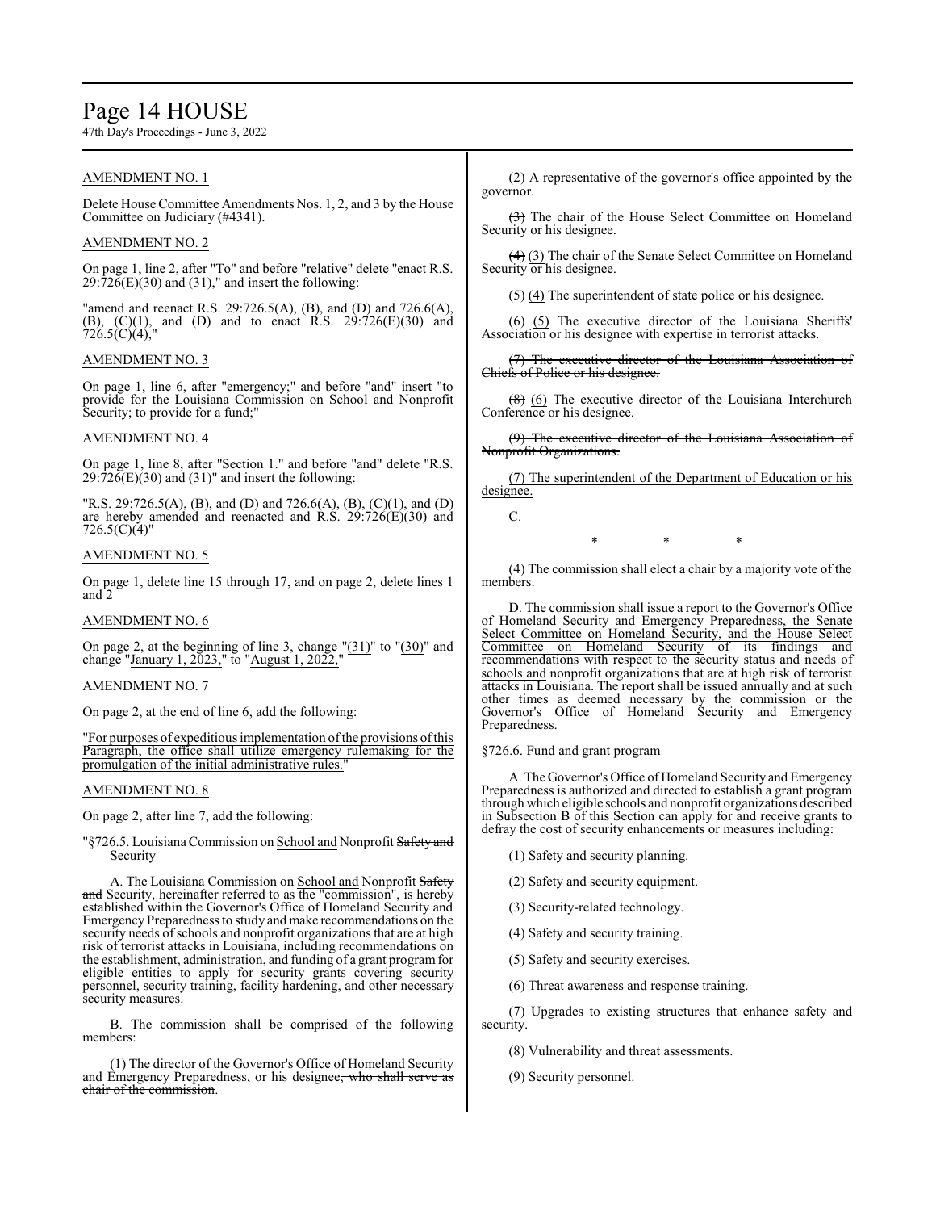AMENDMENT NO. 1

Delete House Committee Amendments Nos. 1, 2, and 3 by the House Committee on Judiciary (#4341).

AMENDMENT NO. 2

On page 1, line 2, after "To" and before "relative" delete "enact R.S. 29:726(E)(30) and (31)," and insert the following:

"amend and reenact R.S. 29:726.5(A), (B), and (D) and 726.6(A), (B), (C)(1), and (D) and to enact R.S. 29:726(E)(30) and 726.5(C)(4),"

AMENDMENT NO. 3

On page 1, line 6, after "emergency;" and before "and" insert "to provide for the Louisiana Commission on School and Nonprofit Security; to provide for a fund;"

AMENDMENT NO. 4

On page 1, line 8, after "Section 1." and before "and" delete "R.S. 29:726(E)(30) and (31)" and insert the following:

"R.S. 29:726.5(A), (B), and (D) and 726.6(A), (B), (C)(1), and (D) are hereby amended and reenacted and R.S. 29:726(E)(30) and 726.5(C)(4)"

AMENDMENT NO. 5

On page 1, delete line 15 through 17, and on page 2, delete lines 1 and 2

AMENDMENT NO. 6

On page 2, at the beginning of line 3, change "(31)" to "(30)" and change "January 1, 2023," to "August 1, 2022,"

AMENDMENT NO. 7

On page 2, at the end of line 6, add the following:

"For purposes of expeditious implementation of the provisions of this Paragraph, the office shall utilize emergency rulemaking for the promulgation of the initial administrative rules."

AMENDMENT NO. 8

On page 2, after line 7, add the following:

"§726.5. Louisiana Commission on School and Nonprofit ~~Safety and~~ Security

A. The Louisiana Commission on School and Nonprofit ~~Safety and~~ Security, hereinafter referred to as the "commission", is hereby established within the Governor's Office of Homeland Security and Emergency Preparedness to study and make recommendations on the security needs of schools and nonprofit organizations that are at high risk of terrorist attacks in Louisiana, including recommendations on the establishment, administration, and funding of a grant program for eligible entities to apply for security grants covering security personnel, security training, facility hardening, and other necessary security measures.

B. The commission shall be comprised of the following members:

(1) The director of the Governor's Office of Homeland Security and Emergency Preparedness, or his designee~~, who shall serve as chair of the commission~~.

(2) ~~A representative of the governor's office appointed by the governor.~~

~~(3)~~ The chair of the House Select Committee on Homeland Security or his designee.

~~(4)~~ (3) The chair of the Senate Select Committee on Homeland Security or his designee.

~~(5)~~ (4) The superintendent of state police or his designee.

~~(6)~~ (5) The executive director of the Louisiana Sheriffs' Association or his designee with expertise in terrorist attacks.

~~(7) The executive director of the Louisiana Association of Chiefs of Police or his designee.~~

~~(8)~~ (6) The executive director of the Louisiana Interchurch Conference or his designee.

~~(9) The executive director of the Louisiana Association of Nonprofit Organizations.~~

(7) The superintendent of the Department of Education or his designee.

C.

\* \* \*

(4) The commission shall elect a chair by a majority vote of the members.

D. The commission shall issue a report to the Governor's Office of Homeland Security and Emergency Preparedness, the Senate Select Committee on Homeland Security, and the House Select Committee on Homeland Security of its findings and recommendations with respect to the security status and needs of schools and nonprofit organizations that are at high risk of terrorist attacks in Louisiana. The report shall be issued annually and at such other times as deemed necessary by the commission or the Governor's Office of Homeland Security and Emergency Preparedness.

§726.6. Fund and grant program

A. The Governor's Office of Homeland Security and Emergency Preparedness is authorized and directed to establish a grant program through which eligible schools and nonprofit organizations described in Subsection B of this Section can apply for and receive grants to defray the cost of security enhancements or measures including:

(1) Safety and security planning.

(2) Safety and security equipment.

(3) Security-related technology.

(4) Safety and security training.

(5) Safety and security exercises.

(6) Threat awareness and response training.

(7) Upgrades to existing structures that enhance safety and security.

(8) Vulnerability and threat assessments.

(9) Security personnel.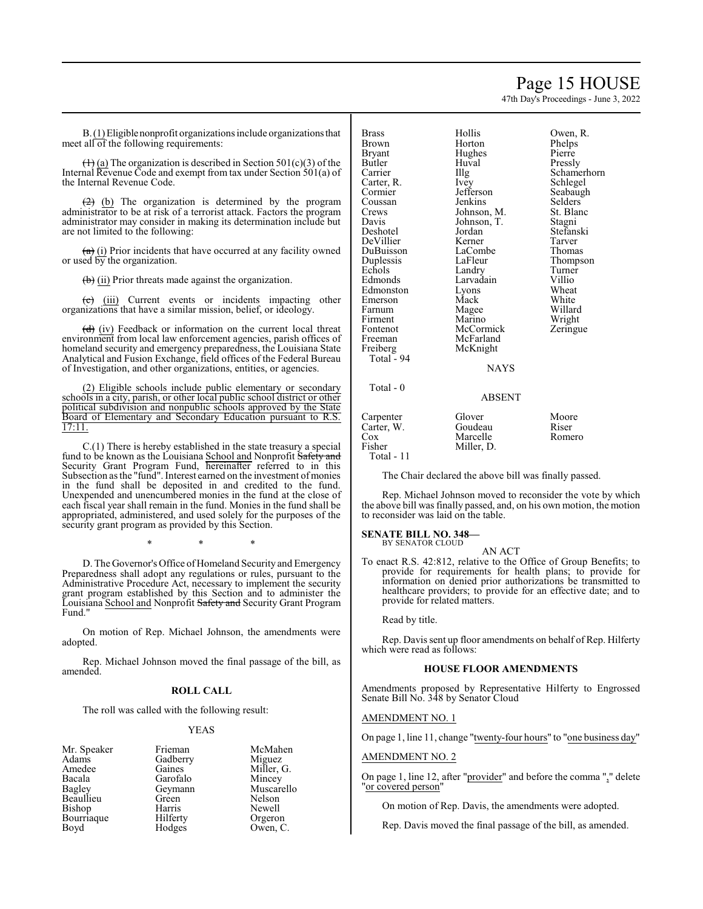B.(1) Eligible nonprofit organizations include organizations that meet all of the following requirements:

~~(1)~~ (a) The organization is described in Section 501(c)(3) of the Internal Revenue Code and exempt from tax under Section 501(a) of the Internal Revenue Code.

~~(2)~~ (b) The organization is determined by the program administrator to be at risk of a terrorist attack. Factors the program administrator may consider in making its determination include but are not limited to the following:

~~(a)~~ (i) Prior incidents that have occurred at any facility owned or used by the organization.

~~(b)~~ (ii) Prior threats made against the organization.

~~(c)~~ (iii) Current events or incidents impacting other organizations that have a similar mission, belief, or ideology.

~~(d)~~ (iv) Feedback or information on the current local threat environment from local law enforcement agencies, parish offices of homeland security and emergency preparedness, the Louisiana State Analytical and Fusion Exchange, field offices of the Federal Bureau of Investigation, and other organizations, entities, or agencies.

(2) Eligible schools include public elementary or secondary schools in a city, parish, or other local public school district or other political subdivision and nonpublic schools approved by the State Board of Elementary and Secondary Education pursuant to R.S. 17:11.

C.(1) There is hereby established in the state treasury a special fund to be known as the Louisiana School and Nonprofit ~~Safety and~~ Security Grant Program Fund, hereinafter referred to in this Subsection as the "fund". Interest earned on the investment of monies in the fund shall be deposited in and credited to the fund. Unexpended and unencumbered monies in the fund at the close of each fiscal year shall remain in the fund. Monies in the fund shall be appropriated, administered, and used solely for the purposes of the security grant program as provided by this Section.

\* \* \*

D. The Governor's Office of Homeland Security and Emergency Preparedness shall adopt any regulations or rules, pursuant to the Administrative Procedure Act, necessary to implement the security grant program established by this Section and to administer the Louisiana School and Nonprofit ~~Safety and~~ Security Grant Program Fund."

On motion of Rep. Michael Johnson, the amendments were adopted.

Rep. Michael Johnson moved the final passage of the bill, as amended.

**ROLL CALL**

The roll was called with the following result:

YEAS

| | | |
|---|---|---|
| Mr. Speaker | Frieman | McMahen |
| Adams | Gadberry | Miguez |
| Amedee | Gaines | Miller, G. |
| Bacala | Garofalo | Mincey |
| Bagley | Geymann | Muscarello |
| Beaullieu | Green | Nelson |
| Bishop | Harris | Newell |
| Bourriaque | Hilferty | Orgeron |
| Boyd | Hodges | Owen, C. |
| Brass | Hollis | Owen, R. |
| Brown | Horton | Phelps |
| Bryant | Hughes | Pierre |
| Butler | Huval | Pressly |
| Carrier | Illg | Schamerhorn |
| Carter, R. | Ivey | Schlegel |
| Cormier | Jefferson | Seabaugh |
| Coussan | Jenkins | Selders |
| Crews | Johnson, M. | St. Blanc |
| Davis | Johnson, T. | Stagni |
| Deshotel | Jordan | Stefanski |
| DeVillier | Kerner | Tarver |
| DuBuisson | LaCombe | Thomas |
| Duplessis | LaFleur | Thompson |
| Echols | Landry | Turner |
| Edmonds | Larvadain | Villio |
| Edmonston | Lyons | Wheat |
| Emerson | Mack | White |
| Farnum | Magee | Willard |
| Firment | Marino | Wright |
| Fontenot | McCormick | Zeringue |
| Freeman | McFarland | |
| Freiberg | McKnight | |

Total - 94

NAYS

Total - 0

ABSENT

| | | |
|---|---|---|
| Carpenter | Glover | Moore |
| Carter, W. | Goudeau | Riser |
| Cox | Marcelle | Romero |
| Fisher | Miller, D. | |

Total - 11

The Chair declared the above bill was finally passed.

Rep. Michael Johnson moved to reconsider the vote by which the above bill was finally passed, and, on his own motion, the motion to reconsider was laid on the table.

**SENATE BILL NO. 348—**
BY SENATOR CLOUD

AN ACT

To enact R.S. 42:812, relative to the Office of Group Benefits; to provide for requirements for health plans; to provide for information on denied prior authorizations to be transmitted to healthcare providers; to provide for an effective date; and to provide for related matters.

Read by title.

Rep. Davis sent up floor amendments on behalf of Rep. Hilferty which were read as follows:

**HOUSE FLOOR AMENDMENTS**

Amendments proposed by Representative Hilferty to Engrossed Senate Bill No. 348 by Senator Cloud

AMENDMENT NO. 1

On page 1, line 11, change "twenty-four hours" to "one business day"

AMENDMENT NO. 2

On page 1, line 12, after "provider" and before the comma "," delete "or covered person"

On motion of Rep. Davis, the amendments were adopted.

Rep. Davis moved the final passage of the bill, as amended.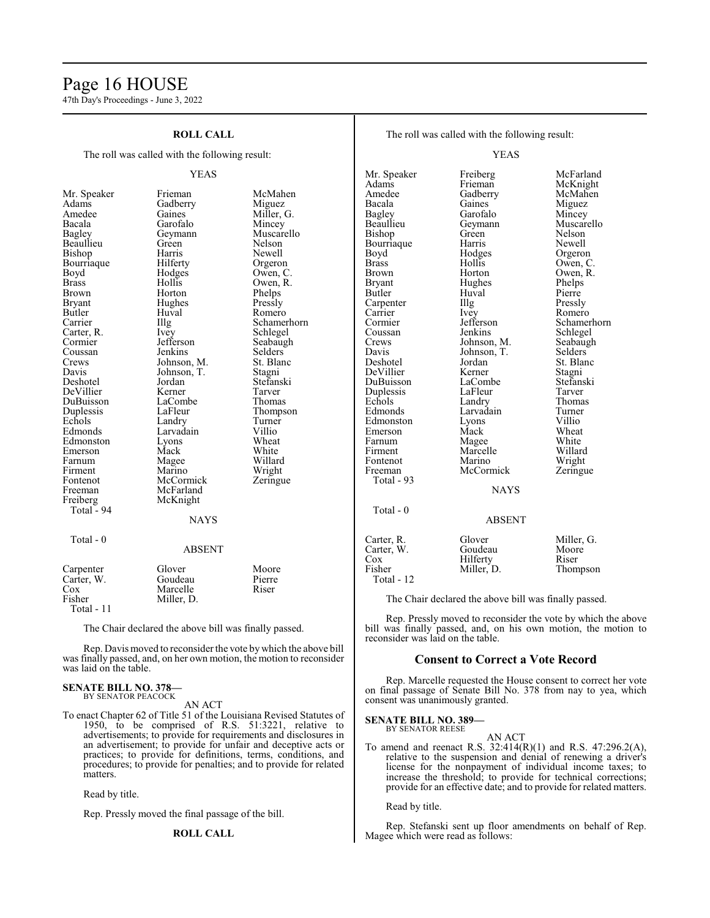## ROLL CALL

The roll was called with the following result:

YEAS

| | | |
|---|---|---|
| Mr. Speaker | Frieman | McMahen |
| Adams | Gadberry | Miguez |
| Amedee | Gaines | Miller, G. |
| Bacala | Garofalo | Mincey |
| Bagley | Geymann | Muscarello |
| Beaullieu | Green | Nelson |
| Bishop | Harris | Newell |
| Bourriaque | Hilferty | Orgeron |
| Boyd | Hodges | Owen, C. |
| Brass | Hollis | Owen, R. |
| Brown | Horton | Phelps |
| Bryant | Hughes | Pressly |
| Butler | Huval | Romero |
| Carrier | Illg | Schamerhorn |
| Carter, R. | Ivey | Schlegel |
| Cormier | Jefferson | Seabaugh |
| Coussan | Jenkins | Selders |
| Crews | Johnson, M. | St. Blanc |
| Davis | Johnson, T. | Stagni |
| Deshotel | Jordan | Stefanski |
| DeVillier | Kerner | Tarver |
| DuBuisson | LaCombe | Thomas |
| Duplessis | LaFleur | Thompson |
| Echols | Landry | Turner |
| Edmonds | Larvadain | Villio |
| Edmonston | Lyons | Wheat |
| Emerson | Mack | White |
| Farnum | Magee | Willard |
| Firment | Marino | Wright |
| Fontenot | McCormick | Zeringue |
| Freeman | McFarland | |
| Freiberg | McKnight | |
| Total - 94 | | |

NAYS

Total - 0

ABSENT

| | | |
|---|---|---|
| Carpenter | Glover | Moore |
| Carter, W. | Goudeau | Pierre |
| Cox | Marcelle | Riser |
| Fisher | Miller, D. | |
| Total - 11 | | |

The Chair declared the above bill was finally passed.

Rep. Davis moved to reconsider the vote by which the above bill was finally passed, and, on her own motion, the motion to reconsider was laid on the table.

**SENATE BILL NO. 378—**
BY SENATOR PEACOCK

AN ACT

To enact Chapter 62 of Title 51 of the Louisiana Revised Statutes of 1950, to be comprised of R.S. 51:3221, relative to advertisements; to provide for requirements and disclosures in an advertisement; to provide for unfair and deceptive acts or practices; to provide for definitions, terms, conditions, and procedures; to provide for penalties; and to provide for related matters.

Read by title.

Rep. Pressly moved the final passage of the bill.

## ROLL CALL

The roll was called with the following result:

YEAS

| | | |
|---|---|---|
| Mr. Speaker | Freiberg | McFarland |
| Adams | Frieman | McKnight |
| Amedee | Gadberry | McMahen |
| Bacala | Gaines | Miguez |
| Bagley | Garofalo | Mincey |
| Beaullieu | Geymann | Muscarello |
| Bishop | Green | Nelson |
| Bourriaque | Harris | Newell |
| Boyd | Hodges | Orgeron |
| Brass | Hollis | Owen, C. |
| Brown | Horton | Owen, R. |
| Bryant | Hughes | Phelps |
| Butler | Huval | Pierre |
| Carpenter | Illg | Pressly |
| Carrier | Ivey | Romero |
| Cormier | Jefferson | Schamerhorn |
| Coussan | Jenkins | Schlegel |
| Crews | Johnson, M. | Seabaugh |
| Davis | Johnson, T. | Selders |
| Deshotel | Jordan | St. Blanc |
| DeVillier | Kerner | Stagni |
| DuBuisson | LaCombe | Stefanski |
| Duplessis | LaFleur | Tarver |
| Echols | Landry | Thomas |
| Edmonds | Larvadain | Turner |
| Edmonston | Lyons | Villio |
| Emerson | Mack | Wheat |
| Farnum | Magee | White |
| Firment | Marcelle | Willard |
| Fontenot | Marino | Wright |
| Freeman | McCormick | Zeringue |
| Total - 93 | | |

NAYS

Total - 0

ABSENT

| | | |
|---|---|---|
| Carter, R. | Glover | Miller, G. |
| Carter, W. | Goudeau | Moore |
| Cox | Hilferty | Riser |
| Fisher | Miller, D. | Thompson |
| Total - 12 | | |

The Chair declared the above bill was finally passed.

Rep. Pressly moved to reconsider the vote by which the above bill was finally passed, and, on his own motion, the motion to reconsider was laid on the table.

## Consent to Correct a Vote Record

Rep. Marcelle requested the House consent to correct her vote on final passage of Senate Bill No. 378 from nay to yea, which consent was unanimously granted.

**SENATE BILL NO. 389—**
BY SENATOR REESE

AN ACT

To amend and reenact R.S. 32:414(R)(1) and R.S. 47:296.2(A), relative to the suspension and denial of renewing a driver's license for the nonpayment of individual income taxes; to increase the threshold; to provide for technical corrections; provide for an effective date; and to provide for related matters.

Read by title.

Rep. Stefanski sent up floor amendments on behalf of Rep. Magee which were read as follows: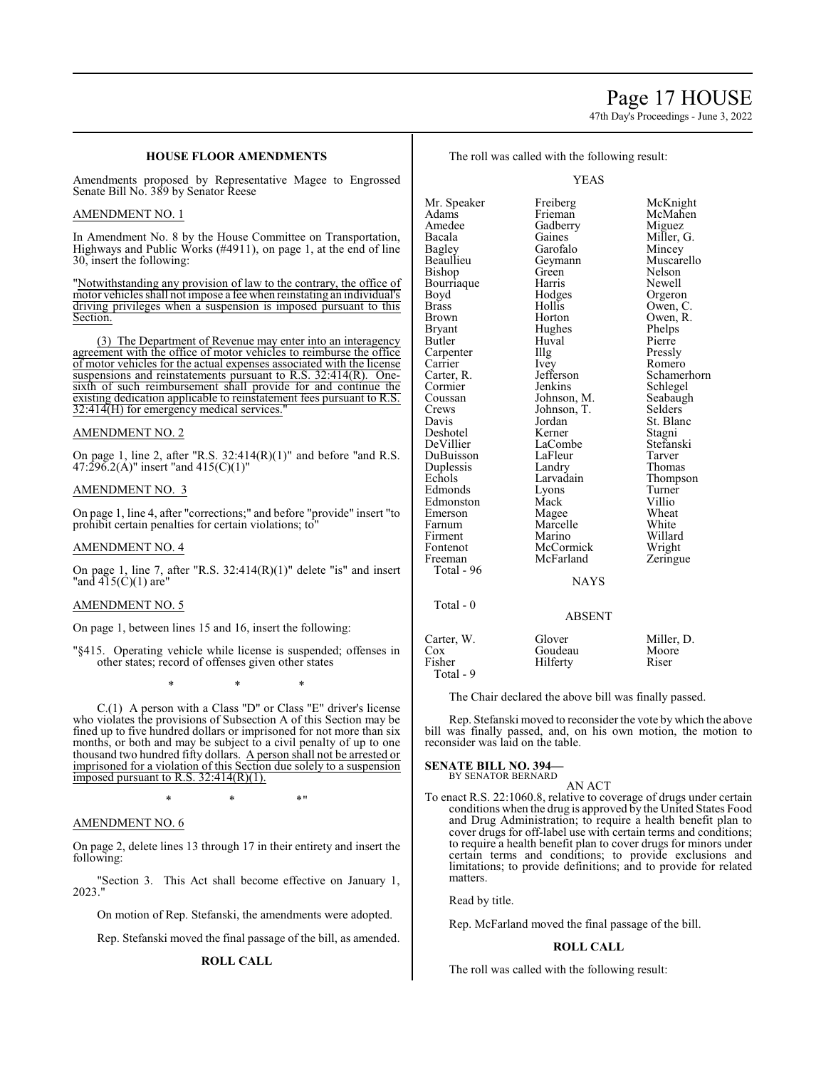## HOUSE FLOOR AMENDMENTS

Amendments proposed by Representative Magee to Engrossed Senate Bill No. 389 by Senator Reese

AMENDMENT NO. 1

In Amendment No. 8 by the House Committee on Transportation, Highways and Public Works (#4911), on page 1, at the end of line 30, insert the following:

"Notwithstanding any provision of law to the contrary, the office of motor vehicles shall not impose a fee when reinstating an individual's driving privileges when a suspension is imposed pursuant to this Section.

(3) The Department of Revenue may enter into an interagency agreement with the office of motor vehicles to reimburse the office of motor vehicles for the actual expenses associated with the license suspensions and reinstatements pursuant to R.S. 32:414(R). One-sixth of such reimbursement shall provide for and continue the existing dedication applicable to reinstatement fees pursuant to R.S. 32:414(H) for emergency medical services."

AMENDMENT NO. 2

On page 1, line 2, after "R.S. 32:414(R)(1)" and before "and R.S. 47:296.2(A)" insert "and 415(C)(1)"

AMENDMENT NO. 3

On page 1, line 4, after "corrections;" and before "provide" insert "to prohibit certain penalties for certain violations; to"

AMENDMENT NO. 4

On page 1, line 7, after "R.S. 32:414(R)(1)" delete "is" and insert "and 415(C)(1) are"

AMENDMENT NO. 5

On page 1, between lines 15 and 16, insert the following:

"§415. Operating vehicle while license is suspended; offenses in other states; record of offenses given other states

\* \* \*

C.(1) A person with a Class "D" or Class "E" driver's license who violates the provisions of Subsection A of this Section may be fined up to five hundred dollars or imprisoned for not more than six months, or both and may be subject to a civil penalty of up to one thousand two hundred fifty dollars. A person shall not be arrested or imprisoned for a violation of this Section due solely to a suspension imposed pursuant to R.S. 32:414(R)(1).

\* \* \*"

AMENDMENT NO. 6

On page 2, delete lines 13 through 17 in their entirety and insert the following:

"Section 3. This Act shall become effective on January 1, 2023."

On motion of Rep. Stefanski, the amendments were adopted.

Rep. Stefanski moved the final passage of the bill, as amended.

**ROLL CALL**

The roll was called with the following result:

YEAS

| | | |
|---|---|---|
| Mr. Speaker | Freiberg | McKnight |
| Adams | Frieman | McMahen |
| Amedee | Gadberry | Miguez |
| Bacala | Gaines | Miller, G. |
| Bagley | Garofalo | Mincey |
| Beaullieu | Geymann | Muscarello |
| Bishop | Green | Nelson |
| Bourriaque | Harris | Newell |
| Boyd | Hodges | Orgeron |
| Brass | Hollis | Owen, C. |
| Brown | Horton | Owen, R. |
| Bryant | Hughes | Phelps |
| Butler | Huval | Pierre |
| Carpenter | Illg | Pressly |
| Carrier | Ivey | Romero |
| Carter, R. | Jefferson | Schamerhorn |
| Cormier | Jenkins | Schlegel |
| Coussan | Johnson, M. | Seabaugh |
| Crews | Johnson, T. | Selders |
| Davis | Jordan | St. Blanc |
| Deshotel | Kerner | Stagni |
| DeVillier | LaCombe | Stefanski |
| DuBuisson | LaFleur | Tarver |
| Duplessis | Landry | Thomas |
| Echols | Larvadain | Thompson |
| Edmonds | Lyons | Turner |
| Edmonston | Mack | Villio |
| Emerson | Magee | Wheat |
| Farnum | Marcelle | White |
| Firment | Marino | Willard |
| Fontenot | McCormick | Wright |
| Freeman | McFarland | Zeringue |

Total - 96

NAYS

Total - 0

ABSENT

| | | |
|---|---|---|
| Carter, W. | Glover | Miller, D. |
| Cox | Goudeau | Moore |
| Fisher | Hilferty | Riser |

Total - 9

The Chair declared the above bill was finally passed.

Rep. Stefanski moved to reconsider the vote by which the above bill was finally passed, and, on his own motion, the motion to reconsider was laid on the table.

**SENATE BILL NO. 394—**
BY SENATOR BERNARD

AN ACT

To enact R.S. 22:1060.8, relative to coverage of drugs under certain conditions when the drug is approved by the United States Food and Drug Administration; to require a health benefit plan to cover drugs for off-label use with certain terms and conditions; to require a health benefit plan to cover drugs for minors under certain terms and conditions; to provide exclusions and limitations; to provide definitions; and to provide for related matters.

Read by title.

Rep. McFarland moved the final passage of the bill.

**ROLL CALL**

The roll was called with the following result: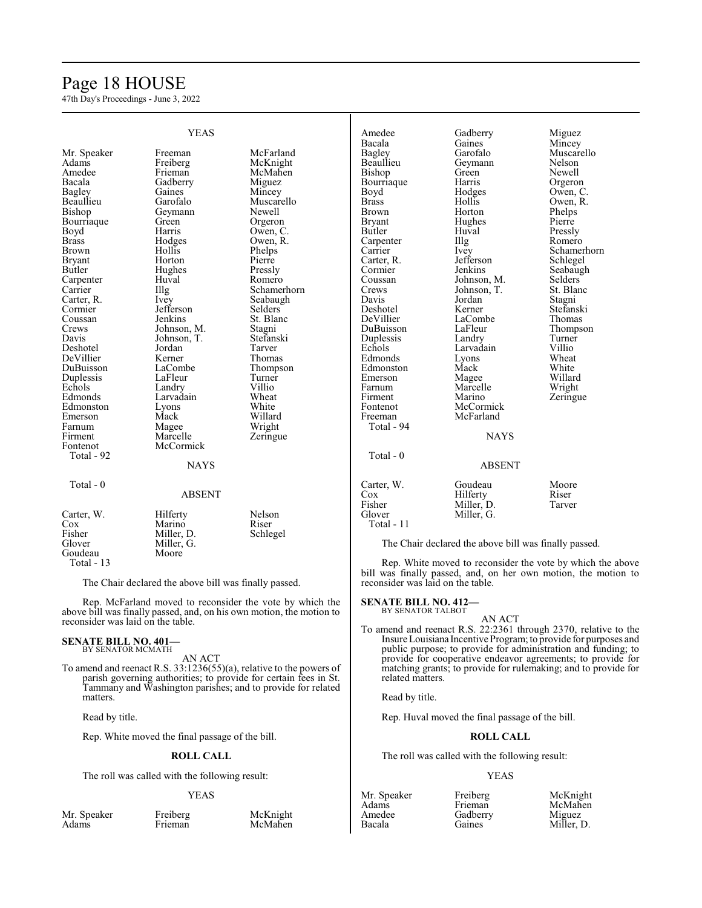YEAS

| | | |
|---|---|---|
| Mr. Speaker | Freeman | McFarland |
| Adams | Freiberg | McKnight |
| Amedee | Frieman | McMahen |
| Bacala | Gadberry | Miguez |
| Bagley | Gaines | Mincey |
| Beaullieu | Garofalo | Muscarello |
| Bishop | Geymann | Newell |
| Bourriaque | Green | Orgeron |
| Boyd | Harris | Owen, C. |
| Brass | Hodges | Owen, R. |
| Brown | Hollis | Phelps |
| Bryant | Horton | Pierre |
| Butler | Hughes | Pressly |
| Carpenter | Huval | Romero |
| Carrier | Illg | Schamerhorn |
| Carter, R. | Ivey | Seabaugh |
| Cormier | Jefferson | Selders |
| Coussan | Jenkins | St. Blanc |
| Crews | Johnson, M. | Stagni |
| Davis | Johnson, T. | Stefanski |
| Deshotel | Jordan | Tarver |
| DeVillier | Kerner | Thomas |
| DuBuisson | LaCombe | Thompson |
| Duplessis | LaFleur | Turner |
| Echols | Landry | Villio |
| Edmonds | Larvadain | Wheat |
| Edmonston | Lyons | White |
| Emerson | Mack | Willard |
| Farnum | Magee | Wright |
| Firment | Marcelle | Zeringue |
| Fontenot | McCormick | |

Total - 92

NAYS

Total - 0

ABSENT

| | | |
|---|---|---|
| Carter, W. | Hilferty | Nelson |
| Cox | Marino | Riser |
| Fisher | Miller, D. | Schlegel |
| Glover | Miller, G. | |
| Goudeau | Moore | |

Total - 13

The Chair declared the above bill was finally passed.

Rep. McFarland moved to reconsider the vote by which the above bill was finally passed, and, on his own motion, the motion to reconsider was laid on the table.

**SENATE BILL NO. 401—**
BY SENATOR MCMATH

AN ACT

To amend and reenact R.S. 33:1236(55)(a), relative to the powers of parish governing authorities; to provide for certain fees in St. Tammany and Washington parishes; and to provide for related matters.

Read by title.

Rep. White moved the final passage of the bill.

**ROLL CALL**

The roll was called with the following result:

YEAS

| | | |
|---|---|---|
| Mr. Speaker | Freiberg | McKnight |
| Adams | Frieman | McMahen |
| Amedee | Gadberry | Miguez |
| Bacala | Gaines | Mincey |
| Bagley | Garofalo | Muscarello |
| Beaullieu | Geymann | Nelson |
| Bishop | Green | Newell |
| Bourriaque | Harris | Orgeron |
| Boyd | Hodges | Owen, C. |
| Brass | Hollis | Owen, R. |
| Brown | Horton | Phelps |
| Bryant | Hughes | Pierre |
| Butler | Huval | Pressly |
| Carpenter | Illg | Romero |
| Carrier | Ivey | Schamerhorn |
| Carter, R. | Jefferson | Schlegel |
| Cormier | Jenkins | Seabaugh |
| Coussan | Johnson, M. | Selders |
| Crews | Johnson, T. | St. Blanc |
| Davis | Jordan | Stagni |
| Deshotel | Kerner | Stefanski |
| DeVillier | LaCombe | Thomas |
| DuBuisson | LaFleur | Thompson |
| Duplessis | Landry | Turner |
| Echols | Larvadain | Villio |
| Edmonds | Lyons | Wheat |
| Edmonston | Mack | White |
| Emerson | Magee | Willard |
| Farnum | Marcelle | Wright |
| Firment | Marino | Zeringue |
| Fontenot | McCormick | |
| Freeman | McFarland | |

Total - 94

NAYS

Total - 0

ABSENT

| | | |
|---|---|---|
| Carter, W. | Goudeau | Moore |
| Cox | Hilferty | Riser |
| Fisher | Miller, D. | Tarver |
| Glover | Miller, G. | |

Total - 11

The Chair declared the above bill was finally passed.

Rep. White moved to reconsider the vote by which the above bill was finally passed, and, on her own motion, the motion to reconsider was laid on the table.

**SENATE BILL NO. 412—**
BY SENATOR TALBOT

AN ACT

To amend and reenact R.S. 22:2361 through 2370, relative to the Insure Louisiana Incentive Program; to provide for purposes and public purpose; to provide for administration and funding; to provide for cooperative endeavor agreements; to provide for matching grants; to provide for rulemaking; and to provide for related matters.

Read by title.

Rep. Huval moved the final passage of the bill.

**ROLL CALL**

The roll was called with the following result:

YEAS

| | | |
|---|---|---|
| Mr. Speaker | Freiberg | McKnight |
| Adams | Frieman | McMahen |
| Amedee | Gadberry | Miguez |
| Bacala | Gaines | Miller, D. |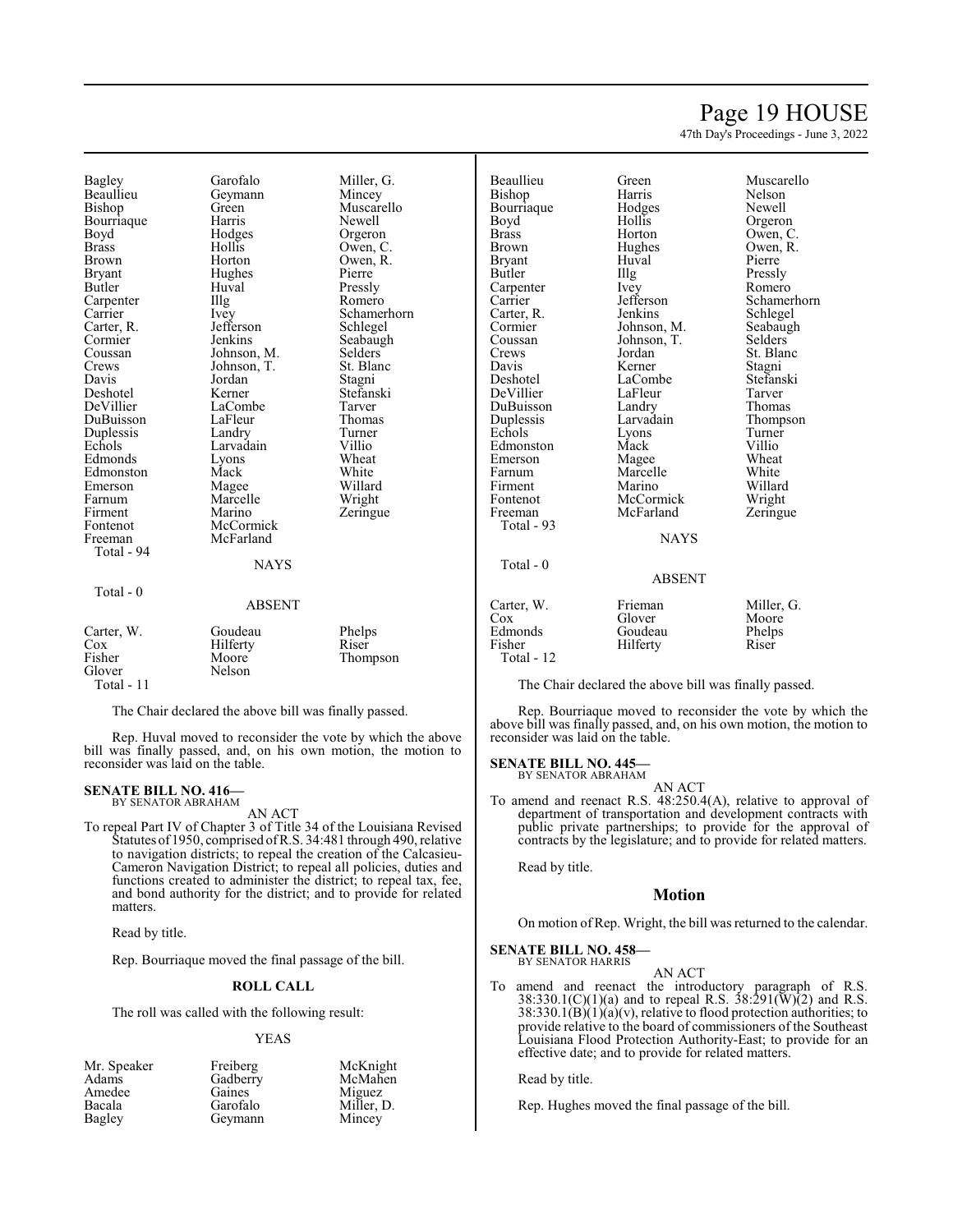| | | |
|---|---|---|
| Bagley | Garofalo | Miller, G. |
| Beaullieu | Geymann | Mincey |
| Bishop | Green | Muscarello |
| Bourriaque | Harris | Newell |
| Boyd | Hodges | Orgeron |
| Brass | Hollis | Owen, C. |
| Brown | Horton | Owen, R. |
| Bryant | Hughes | Pierre |
| Butler | Huval | Pressly |
| Carpenter | Illg | Romero |
| Carrier | Ivey | Schamerhorn |
| Carter, R. | Jefferson | Schlegel |
| Cormier | Jenkins | Seabaugh |
| Coussan | Johnson, M. | Selders |
| Crews | Johnson, T. | St. Blanc |
| Davis | Jordan | Stagni |
| Deshotel | Kerner | Stefanski |
| DeVillier | LaCombe | Tarver |
| DuBuisson | LaFleur | Thomas |
| Duplessis | Landry | Turner |
| Echols | Larvadain | Villio |
| Edmonds | Lyons | Wheat |
| Edmonston | Mack | White |
| Emerson | Magee | Willard |
| Farnum | Marcelle | Wright |
| Firment | Marino | Zeringue |
| Fontenot | McCormick | |
| Freeman | McFarland | |

Total - 94

NAYS

Total - 0

ABSENT

| | | |
|---|---|---|
| Carter, W. | Goudeau | Phelps |
| Cox | Hilferty | Riser |
| Fisher | Moore | Thompson |
| Glover | Nelson | |

Total - 11

The Chair declared the above bill was finally passed.

Rep. Huval moved to reconsider the vote by which the above bill was finally passed, and, on his own motion, the motion to reconsider was laid on the table.

**SENATE BILL NO. 416—**
BY SENATOR ABRAHAM

AN ACT

To repeal Part IV of Chapter 3 of Title 34 of the Louisiana Revised Statutes of 1950, comprised of R.S. 34:481 through 490, relative to navigation districts; to repeal the creation of the Calcasieu-Cameron Navigation District; to repeal all policies, duties and functions created to administer the district; to repeal tax, fee, and bond authority for the district; and to provide for related matters.

Read by title.

Rep. Bourriaque moved the final passage of the bill.

**ROLL CALL**

The roll was called with the following result:

YEAS

| | | |
|---|---|---|
| Mr. Speaker | Freiberg | McKnight |
| Adams | Gadberry | McMahen |
| Amedee | Gaines | Miguez |
| Bacala | Garofalo | Miller, D. |
| Bagley | Geymann | Mincey |
| Beaullieu | Green | Muscarello |
| Bishop | Harris | Nelson |
| Bourriaque | Hodges | Newell |
| Boyd | Hollis | Orgeron |
| Brass | Horton | Owen, C. |
| Brown | Hughes | Owen, R. |
| Bryant | Huval | Pierre |
| Butler | Illg | Pressly |
| Carpenter | Ivey | Romero |
| Carrier | Jefferson | Schamerhorn |
| Carter, R. | Jenkins | Schlegel |
| Cormier | Johnson, M. | Seabaugh |
| Coussan | Johnson, T. | Selders |
| Crews | Jordan | St. Blanc |
| Davis | Kerner | Stagni |
| Deshotel | LaCombe | Stefanski |
| DeVillier | LaFleur | Tarver |
| DuBuisson | Landry | Thomas |
| Duplessis | Larvadain | Thompson |
| Echols | Lyons | Turner |
| Edmonston | Mack | Villio |
| Emerson | Magee | Wheat |
| Farnum | Marcelle | White |
| Firment | Marino | Willard |
| Fontenot | McCormick | Wright |
| Freeman | McFarland | Zeringue |

Total - 93

NAYS

Total - 0

ABSENT

| | | |
|---|---|---|
| Carter, W. | Frieman | Miller, G. |
| Cox | Glover | Moore |
| Edmonds | Goudeau | Phelps |
| Fisher | Hilferty | Riser |

Total - 12

The Chair declared the above bill was finally passed.

Rep. Bourriaque moved to reconsider the vote by which the above bill was finally passed, and, on his own motion, the motion to reconsider was laid on the table.

**SENATE BILL NO. 445—**
BY SENATOR ABRAHAM

AN ACT

To amend and reenact R.S. 48:250.4(A), relative to approval of department of transportation and development contracts with public private partnerships; to provide for the approval of contracts by the legislature; and to provide for related matters.

Read by title.

## Motion

On motion of Rep. Wright, the bill was returned to the calendar.

**SENATE BILL NO. 458—**
BY SENATOR HARRIS

AN ACT

To amend and reenact the introductory paragraph of R.S. 38:330.1(C)(1)(a) and to repeal R.S. 38:291(W)(2) and R.S. 38:330.1(B)(1)(a)(v), relative to flood protection authorities; to provide relative to the board of commissioners of the Southeast Louisiana Flood Protection Authority-East; to provide for an effective date; and to provide for related matters.

Read by title.

Rep. Hughes moved the final passage of the bill.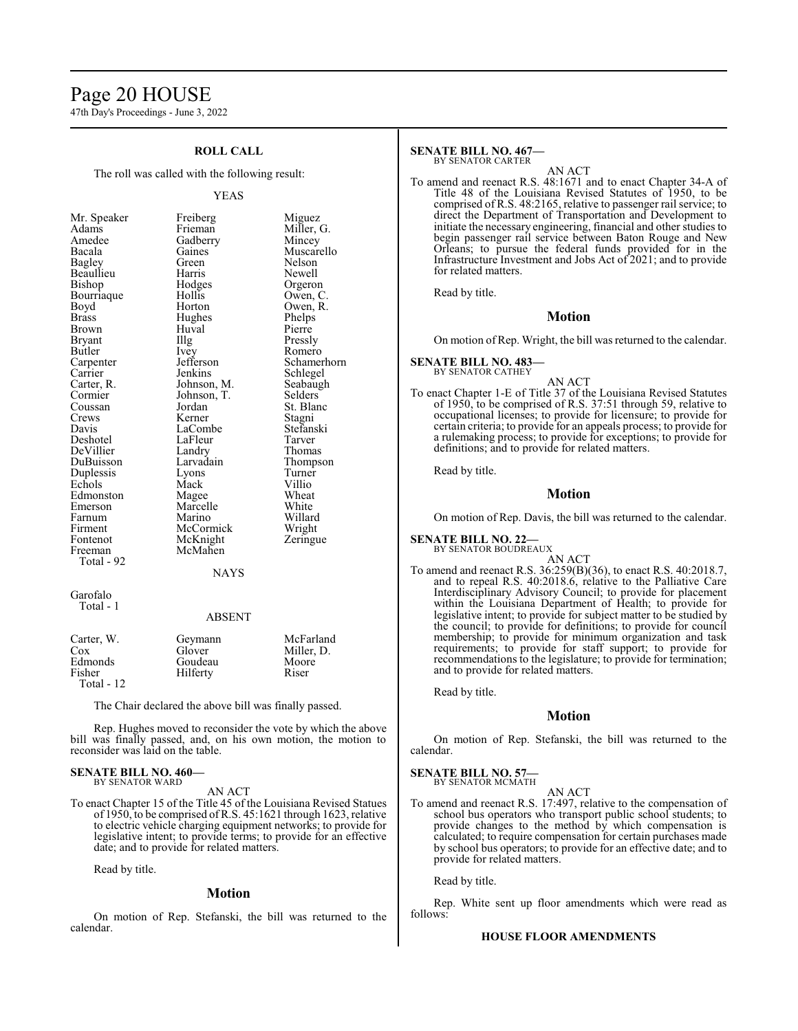## ROLL CALL

The roll was called with the following result:

YEAS

| | | |
|---|---|---|
| Mr. Speaker | Freiberg | Miguez |
| Adams | Frieman | Miller, G. |
| Amedee | Gadberry | Mincey |
| Bacala | Gaines | Muscarello |
| Bagley | Green | Nelson |
| Beaullieu | Harris | Newell |
| Bishop | Hodges | Orgeron |
| Bourriaque | Hollis | Owen, C. |
| Boyd | Horton | Owen, R. |
| Brass | Hughes | Phelps |
| Brown | Huval | Pierre |
| Bryant | Illg | Pressly |
| Butler | Ivey | Romero |
| Carpenter | Jefferson | Schamerhorn |
| Carrier | Jenkins | Schlegel |
| Carter, R. | Johnson, M. | Seabaugh |
| Cormier | Johnson, T. | Selders |
| Coussan | Jordan | St. Blanc |
| Crews | Kerner | Stagni |
| Davis | LaCombe | Stefanski |
| Deshotel | LaFleur | Tarver |
| DeVillier | Landry | Thomas |
| DuBuisson | Larvadain | Thompson |
| Duplessis | Lyons | Turner |
| Echols | Mack | Villio |
| Edmonston | Magee | Wheat |
| Emerson | Marcelle | White |
| Farnum | Marino | Willard |
| Firment | McCormick | Wright |
| Fontenot | McKnight | Zeringue |
| Freeman | McMahen | |

Total - 92

NAYS

Garofalo
Total - 1

ABSENT

| | | |
|---|---|---|
| Carter, W. | Geymann | McFarland |
| Cox | Glover | Miller, D. |
| Edmonds | Goudeau | Moore |
| Fisher | Hilferty | Riser |

Total - 12

The Chair declared the above bill was finally passed.

Rep. Hughes moved to reconsider the vote by which the above bill was finally passed, and, on his own motion, the motion to reconsider was laid on the table.

**SENATE BILL NO. 460—**
BY SENATOR WARD

AN ACT

To enact Chapter 15 of the Title 45 of the Louisiana Revised Statues of 1950, to be comprised of R.S. 45:1621 through 1623, relative to electric vehicle charging equipment networks; to provide for legislative intent; to provide terms; to provide for an effective date; and to provide for related matters.

Read by title.

### Motion

On motion of Rep. Stefanski, the bill was returned to the calendar.

**SENATE BILL NO. 467—**
BY SENATOR CARTER

AN ACT

To amend and reenact R.S. 48:1671 and to enact Chapter 34-A of Title 48 of the Louisiana Revised Statutes of 1950, to be comprised of R.S. 48:2165, relative to passenger rail service; to direct the Department of Transportation and Development to initiate the necessary engineering, financial and other studies to begin passenger rail service between Baton Rouge and New Orleans; to pursue the federal funds provided for in the Infrastructure Investment and Jobs Act of 2021; and to provide for related matters.

Read by title.

### Motion

On motion of Rep. Wright, the bill was returned to the calendar.

**SENATE BILL NO. 483—**
BY SENATOR CATHEY

AN ACT

To enact Chapter 1-E of Title 37 of the Louisiana Revised Statutes of 1950, to be comprised of R.S. 37:51 through 59, relative to occupational licenses; to provide for licensure; to provide for certain criteria; to provide for an appeals process; to provide for a rulemaking process; to provide for exceptions; to provide for definitions; and to provide for related matters.

Read by title.

### Motion

On motion of Rep. Davis, the bill was returned to the calendar.

**SENATE BILL NO. 22—**
BY SENATOR BOUDREAUX

AN ACT

To amend and reenact R.S. 36:259(B)(36), to enact R.S. 40:2018.7, and to repeal R.S. 40:2018.6, relative to the Palliative Care Interdisciplinary Advisory Council; to provide for placement within the Louisiana Department of Health; to provide for legislative intent; to provide for subject matter to be studied by the council; to provide for definitions; to provide for council membership; to provide for minimum organization and task requirements; to provide for staff support; to provide for recommendations to the legislature; to provide for termination; and to provide for related matters.

Read by title.

### Motion

On motion of Rep. Stefanski, the bill was returned to the calendar.

**SENATE BILL NO. 57—**
BY SENATOR MCMATH

AN ACT

To amend and reenact R.S. 17:497, relative to the compensation of school bus operators who transport public school students; to provide changes to the method by which compensation is calculated; to require compensation for certain purchases made by school bus operators; to provide for an effective date; and to provide for related matters.

Read by title.

Rep. White sent up floor amendments which were read as follows:

**HOUSE FLOOR AMENDMENTS**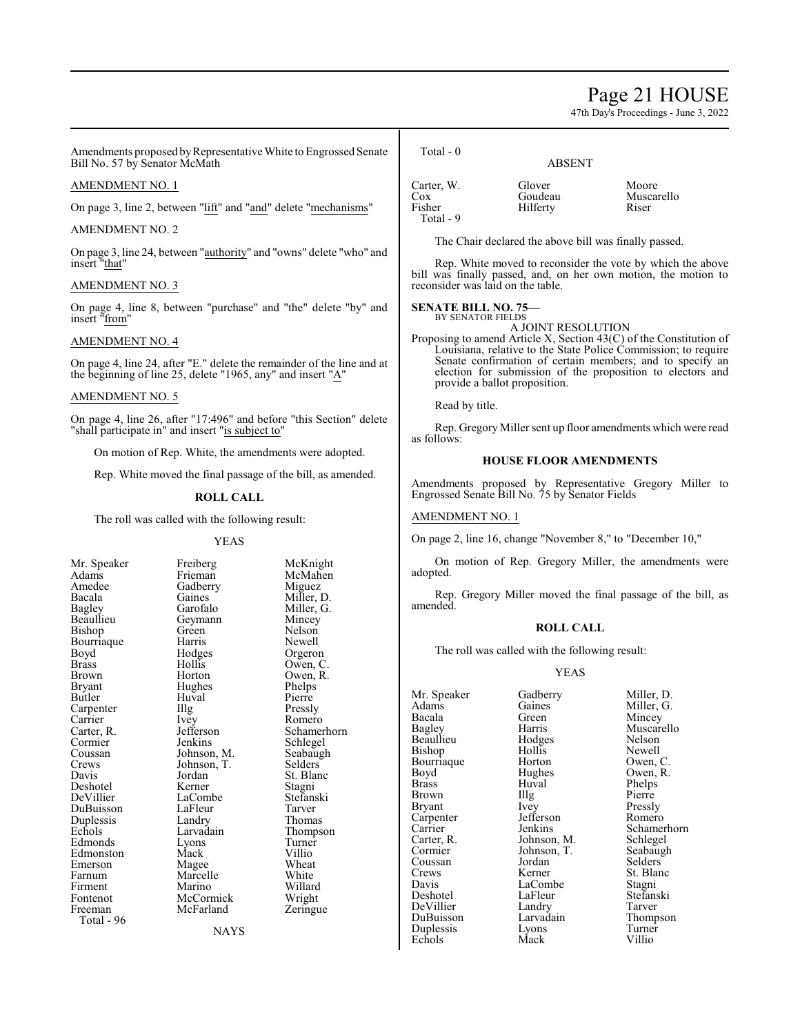Amendments proposed by Representative White to Engrossed Senate Bill No. 57 by Senator McMath

AMENDMENT NO. 1

On page 3, line 2, between "lift" and "and" delete "mechanisms"

AMENDMENT NO. 2

On page 3, line 24, between "authority" and "owns" delete "who" and insert "that"

AMENDMENT NO. 3

On page 4, line 8, between "purchase" and "the" delete "by" and insert "from"

AMENDMENT NO. 4

On page 4, line 24, after "E." delete the remainder of the line and at the beginning of line 25, delete "1965, any" and insert "A"

AMENDMENT NO. 5

On page 4, line 26, after "17:496" and before "this Section" delete "shall participate in" and insert "is subject to"

On motion of Rep. White, the amendments were adopted.

Rep. White moved the final passage of the bill, as amended.

**ROLL CALL**

The roll was called with the following result:

YEAS

| | | |
|---|---|---|
| Mr. Speaker | Freiberg | McKnight |
| Adams | Frieman | McMahen |
| Amedee | Gadberry | Miguez |
| Bacala | Gaines | Miller, D. |
| Bagley | Garofalo | Miller, G. |
| Beaullieu | Geymann | Mincey |
| Bishop | Green | Nelson |
| Bourriaque | Harris | Newell |
| Boyd | Hodges | Orgeron |
| Brass | Hollis | Owen, C. |
| Brown | Horton | Owen, R. |
| Bryant | Hughes | Phelps |
| Butler | Huval | Pierre |
| Carpenter | Illg | Pressly |
| Carrier | Ivey | Romero |
| Carter, R. | Jefferson | Schamerhorn |
| Cormier | Jenkins | Schlegel |
| Coussan | Johnson, M. | Seabaugh |
| Crews | Johnson, T. | Selders |
| Davis | Jordan | St. Blanc |
| Deshotel | Kerner | Stagni |
| DeVillier | LaCombe | Stefanski |
| DuBuisson | LaFleur | Tarver |
| Duplessis | Landry | Thomas |
| Echols | Larvadain | Thompson |
| Edmonds | Lyons | Turner |
| Edmonston | Mack | Villio |
| Emerson | Magee | Wheat |
| Farnum | Marcelle | White |
| Firment | Marino | Willard |
| Fontenot | McCormick | Wright |
| Freeman | McFarland | Zeringue |

Total - 96

NAYS

Total - 0

ABSENT

| | | |
|---|---|---|
| Carter, W. | Glover | Moore |
| Cox | Goudeau | Muscarello |
| Fisher | Hilferty | Riser |

Total - 9

The Chair declared the above bill was finally passed.

Rep. White moved to reconsider the vote by which the above bill was finally passed, and, on her own motion, the motion to reconsider was laid on the table.

**SENATE BILL NO. 75—**
BY SENATOR FIELDS

A JOINT RESOLUTION

Proposing to amend Article X, Section 43(C) of the Constitution of Louisiana, relative to the State Police Commission; to require Senate confirmation of certain members; and to specify an election for submission of the proposition to electors and provide a ballot proposition.

Read by title.

Rep. Gregory Miller sent up floor amendments which were read as follows:

**HOUSE FLOOR AMENDMENTS**

Amendments proposed by Representative Gregory Miller to Engrossed Senate Bill No. 75 by Senator Fields

AMENDMENT NO. 1

On page 2, line 16, change "November 8," to "December 10,"

On motion of Rep. Gregory Miller, the amendments were adopted.

Rep. Gregory Miller moved the final passage of the bill, as amended.

**ROLL CALL**

The roll was called with the following result:

YEAS

| | | |
|---|---|---|
| Mr. Speaker | Gadberry | Miller, D. |
| Adams | Gaines | Miller, G. |
| Bacala | Green | Mincey |
| Bagley | Harris | Muscarello |
| Beaullieu | Hodges | Nelson |
| Bishop | Hollis | Newell |
| Bourriaque | Horton | Owen, C. |
| Boyd | Hughes | Owen, R. |
| Brass | Huval | Phelps |
| Brown | Illg | Pierre |
| Bryant | Ivey | Pressly |
| Carpenter | Jefferson | Romero |
| Carrier | Jenkins | Schamerhorn |
| Carter, R. | Johnson, M. | Schlegel |
| Cormier | Johnson, T. | Seabaugh |
| Coussan | Jordan | Selders |
| Crews | Kerner | St. Blanc |
| Davis | LaCombe | Stagni |
| Deshotel | LaFleur | Stefanski |
| DeVillier | Landry | Tarver |
| DuBuisson | Larvadain | Thompson |
| Duplessis | Lyons | Turner |
| Echols | Mack | Villio |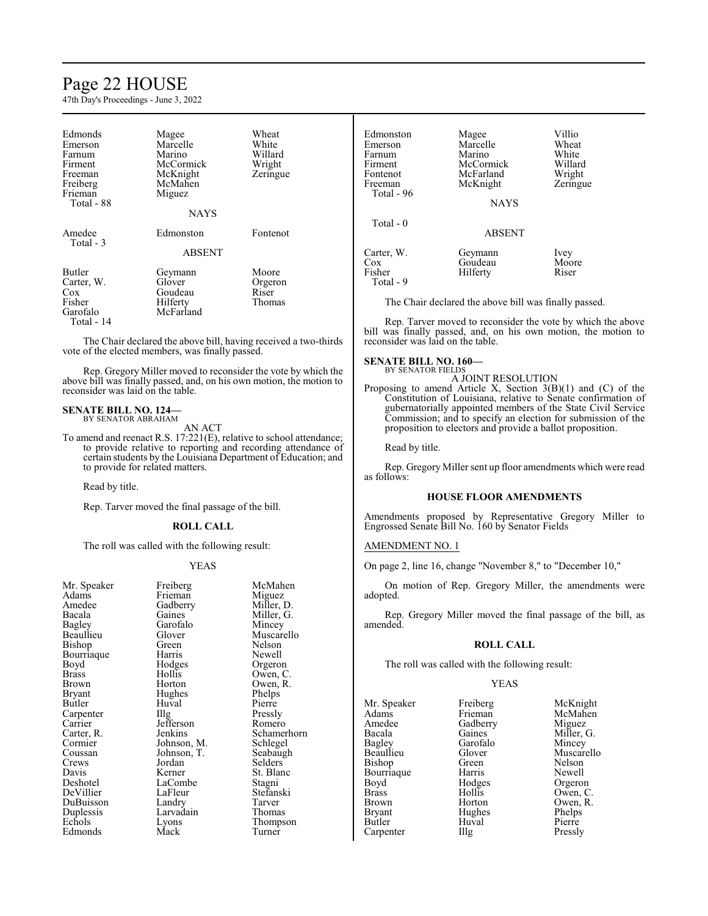| | | |
|---|---|---|
| Edmonds | Magee | Wheat |
| Emerson | Marcelle | White |
| Farnum | Marino | Willard |
| Firment | McCormick | Wright |
| Freeman | McKnight | Zeringue |
| Freiberg | McMahen | |
| Frieman | Miguez | |
| Total - 88 | | |

NAYS

| | | |
|---|---|---|
| Amedee | Edmonston | Fontenot |
| Total - 3 | | |

ABSENT

| | | |
|---|---|---|
| Butler | Geymann | Moore |
| Carter, W. | Glover | Orgeron |
| Cox | Goudeau | Riser |
| Fisher | Hilferty | Thomas |
| Garofalo | McFarland | |
| Total - 14 | | |

The Chair declared the above bill, having received a two-thirds vote of the elected members, was finally passed.

Rep. Gregory Miller moved to reconsider the vote by which the above bill was finally passed, and, on his own motion, the motion to reconsider was laid on the table.

**SENATE BILL NO. 124—**
BY SENATOR ABRAHAM

AN ACT

To amend and reenact R.S. 17:221(E), relative to school attendance; to provide relative to reporting and recording attendance of certain students by the Louisiana Department of Education; and to provide for related matters.

Read by title.

Rep. Tarver moved the final passage of the bill.

**ROLL CALL**

The roll was called with the following result:

YEAS

| | | |
|---|---|---|
| Mr. Speaker | Freiberg | McMahen |
| Adams | Frieman | Miguez |
| Amedee | Gadberry | Miller, D. |
| Bacala | Gaines | Miller, G. |
| Bagley | Garofalo | Mincey |
| Beaullieu | Glover | Muscarello |
| Bishop | Green | Nelson |
| Bourriaque | Harris | Newell |
| Boyd | Hodges | Orgeron |
| Brass | Hollis | Owen, C. |
| Brown | Horton | Owen, R. |
| Bryant | Hughes | Phelps |
| Butler | Huval | Pierre |
| Carpenter | Illg | Pressly |
| Carrier | Jefferson | Romero |
| Carter, R. | Jenkins | Schamerhorn |
| Cormier | Johnson, M. | Schlegel |
| Coussan | Johnson, T. | Seabaugh |
| Crews | Jordan | Selders |
| Davis | Kerner | St. Blanc |
| Deshotel | LaCombe | Stagni |
| DeVillier | LaFleur | Stefanski |
| DuBuisson | Landry | Tarver |
| Duplessis | Larvadain | Thomas |
| Echols | Lyons | Thompson |
| Edmonds | Mack | Turner |
| Edmonston | Magee | Villio |
| Emerson | Marcelle | Wheat |
| Farnum | Marino | White |
| Firment | McCormick | Willard |
| Fontenot | McFarland | Wright |
| Freeman | McKnight | Zeringue |
| Total - 96 | | |

NAYS

Total - 0

ABSENT

| | | |
|---|---|---|
| Carter, W. | Geymann | Ivey |
| Cox | Goudeau | Moore |
| Fisher | Hilferty | Riser |
| Total - 9 | | |

The Chair declared the above bill was finally passed.

Rep. Tarver moved to reconsider the vote by which the above bill was finally passed, and, on his own motion, the motion to reconsider was laid on the table.

**SENATE BILL NO. 160—**
BY SENATOR FIELDS

A JOINT RESOLUTION

Proposing to amend Article X, Section 3(B)(1) and (C) of the Constitution of Louisiana, relative to Senate confirmation of gubernatorially appointed members of the State Civil Service Commission; and to specify an election for submission of the proposition to electors and provide a ballot proposition.

Read by title.

Rep. Gregory Miller sent up floor amendments which were read as follows:

**HOUSE FLOOR AMENDMENTS**

Amendments proposed by Representative Gregory Miller to Engrossed Senate Bill No. 160 by Senator Fields

AMENDMENT NO. 1

On page 2, line 16, change "November 8," to "December 10,"

On motion of Rep. Gregory Miller, the amendments were adopted.

Rep. Gregory Miller moved the final passage of the bill, as amended.

**ROLL CALL**

The roll was called with the following result:

YEAS

| | | |
|---|---|---|
| Mr. Speaker | Freiberg | McKnight |
| Adams | Frieman | McMahen |
| Amedee | Gadberry | Miguez |
| Bacala | Gaines | Miller, G. |
| Bagley | Garofalo | Mincey |
| Beaullieu | Glover | Muscarello |
| Bishop | Green | Nelson |
| Bourriaque | Harris | Newell |
| Boyd | Hodges | Orgeron |
| Brass | Hollis | Owen, C. |
| Brown | Horton | Owen, R. |
| Bryant | Hughes | Phelps |
| Butler | Huval | Pierre |
| Carpenter | Illg | Pressly |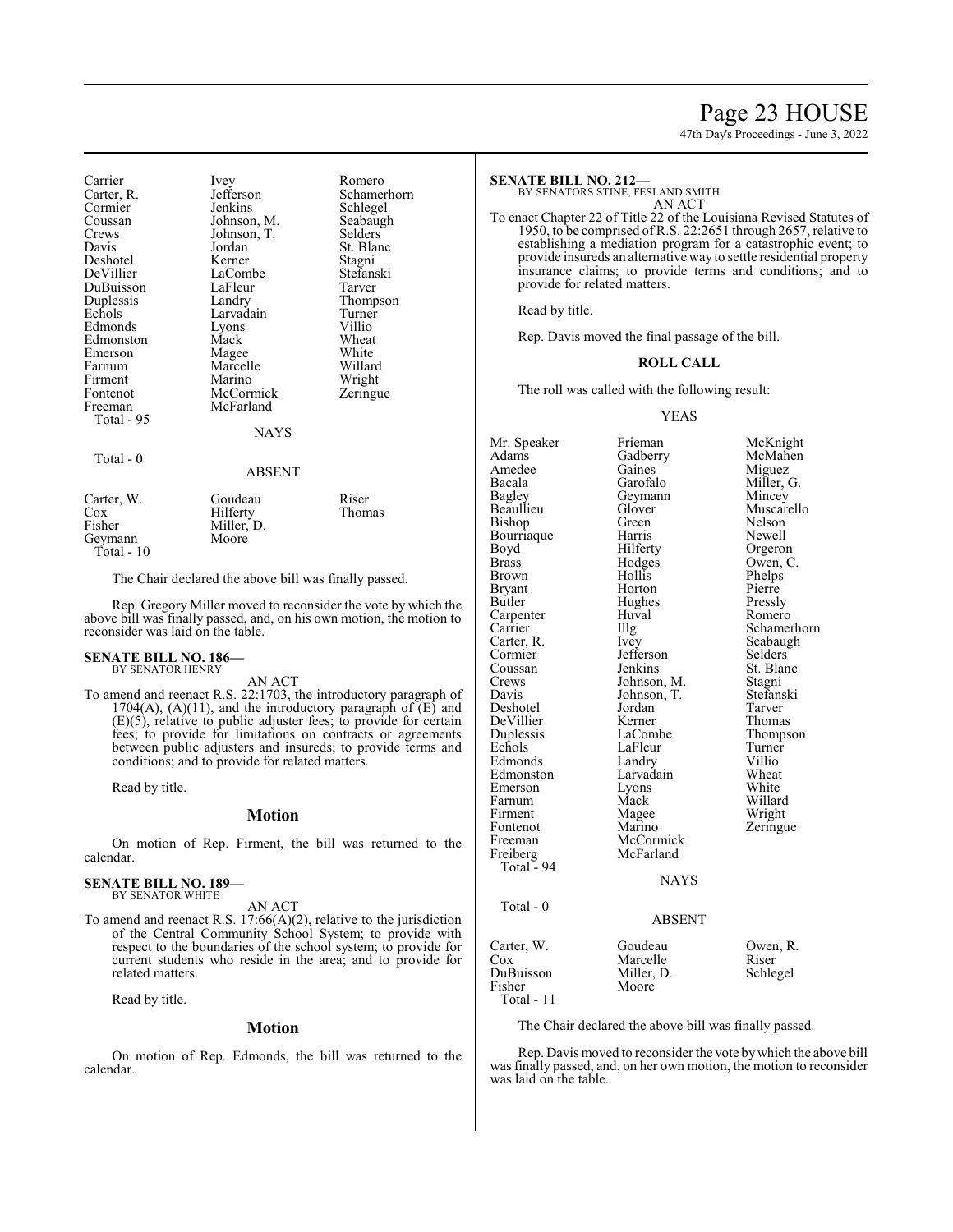| | | |
|---|---|---|
| Carrier | Ivey | Romero |
| Carter, R. | Jefferson | Schamerhorn |
| Cormier | Jenkins | Schlegel |
| Coussan | Johnson, M. | Seabaugh |
| Crews | Johnson, T. | Selders |
| Davis | Jordan | St. Blanc |
| Deshotel | Kerner | Stagni |
| DeVillier | LaCombe | Stefanski |
| DuBuisson | LaFleur | Tarver |
| Duplessis | Landry | Thompson |
| Echols | Larvadain | Turner |
| Edmonds | Lyons | Villio |
| Edmonston | Mack | Wheat |
| Emerson | Magee | White |
| Farnum | Marcelle | Willard |
| Firment | Marino | Wright |
| Fontenot | McCormick | Zeringue |
| Freeman | McFarland | |
| Total - 95 | | |

NAYS

Total - 0

ABSENT

| | | |
|---|---|---|
| Carter, W. | Goudeau | Riser |
| Cox | Hilferty | Thomas |
| Fisher | Miller, D. | |
| Geymann | Moore | |
| Total - 10 | | |

The Chair declared the above bill was finally passed.

Rep. Gregory Miller moved to reconsider the vote by which the above bill was finally passed, and, on his own motion, the motion to reconsider was laid on the table.

**SENATE BILL NO. 186—**
BY SENATOR HENRY

AN ACT

To amend and reenact R.S. 22:1703, the introductory paragraph of 1704(A), (A)(11), and the introductory paragraph of (E) and (E)(5), relative to public adjuster fees; to provide for certain fees; to provide for limitations on contracts or agreements between public adjusters and insureds; to provide terms and conditions; and to provide for related matters.

Read by title.

## Motion

On motion of Rep. Firment, the bill was returned to the calendar.

**SENATE BILL NO. 189—**
BY SENATOR WHITE

AN ACT

To amend and reenact R.S. 17:66(A)(2), relative to the jurisdiction of the Central Community School System; to provide with respect to the boundaries of the school system; to provide for current students who reside in the area; and to provide for related matters.

Read by title.

## Motion

On motion of Rep. Edmonds, the bill was returned to the calendar.

**SENATE BILL NO. 212—**
BY SENATORS STINE, FESI AND SMITH

AN ACT

To enact Chapter 22 of Title 22 of the Louisiana Revised Statutes of 1950, to be comprised of R.S. 22:2651 through 2657, relative to establishing a mediation program for a catastrophic event; to provide insureds an alternative way to settle residential property insurance claims; to provide terms and conditions; and to provide for related matters.

Read by title.

Rep. Davis moved the final passage of the bill.

## ROLL CALL

The roll was called with the following result:

YEAS

| | | |
|---|---|---|
| Mr. Speaker | Frieman | McKnight |
| Adams | Gadberry | McMahen |
| Amedee | Gaines | Miguez |
| Bacala | Garofalo | Miller, G. |
| Bagley | Geymann | Mincey |
| Beaullieu | Glover | Muscarello |
| Bishop | Green | Nelson |
| Bourriaque | Harris | Newell |
| Boyd | Hilferty | Orgeron |
| Brass | Hodges | Owen, C. |
| Brown | Hollis | Phelps |
| Bryant | Horton | Pierre |
| Butler | Hughes | Pressly |
| Carpenter | Huval | Romero |
| Carrier | Illg | Schamerhorn |
| Carter, R. | Ivey | Seabaugh |
| Cormier | Jefferson | Selders |
| Coussan | Jenkins | St. Blanc |
| Crews | Johnson, M. | Stagni |
| Davis | Johnson, T. | Stefanski |
| Deshotel | Jordan | Tarver |
| DeVillier | Kerner | Thomas |
| Duplessis | LaCombe | Thompson |
| Echols | LaFleur | Turner |
| Edmonds | Landry | Villio |
| Edmonston | Larvadain | Wheat |
| Emerson | Lyons | White |
| Farnum | Mack | Willard |
| Firment | Magee | Wright |
| Fontenot | Marino | Zeringue |
| Freeman | McCormick | |
| Freiberg | McFarland | |
| Total - 94 | | |

NAYS

Total - 0

ABSENT

| | | |
|---|---|---|
| Carter, W. | Goudeau | Owen, R. |
| Cox | Marcelle | Riser |
| DuBuisson | Miller, D. | Schlegel |
| Fisher | Moore | |
| Total - 11 | | |

The Chair declared the above bill was finally passed.

Rep. Davis moved to reconsider the vote by which the above bill was finally passed, and, on her own motion, the motion to reconsider was laid on the table.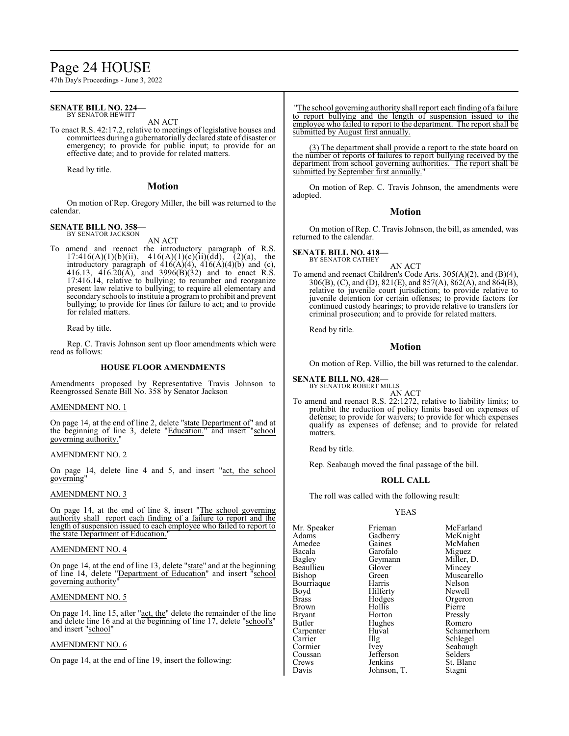**SENATE BILL NO. 224—**
BY SENATOR HEWITT

AN ACT

To enact R.S. 42:17.2, relative to meetings of legislative houses and committees during a gubernatorially declared state of disaster or emergency; to provide for public input; to provide for an effective date; and to provide for related matters.

Read by title.

## Motion

On motion of Rep. Gregory Miller, the bill was returned to the calendar.

**SENATE BILL NO. 358—**
BY SENATOR JACKSON

AN ACT

To amend and reenact the introductory paragraph of R.S. 17:416(A)(1)(b)(ii), 416(A)(1)(c)(ii)(dd), (2)(a), the introductory paragraph of 416(A)(4), 416(A)(4)(b) and (c), 416.13, 416.20(A), and 3996(B)(32) and to enact R.S. 17:416.14, relative to bullying; to renumber and reorganize present law relative to bullying; to require all elementary and secondary schools to institute a program to prohibit and prevent bullying; to provide for fines for failure to act; and to provide for related matters.

Read by title.

Rep. C. Travis Johnson sent up floor amendments which were read as follows:

### HOUSE FLOOR AMENDMENTS

Amendments proposed by Representative Travis Johnson to Reengrossed Senate Bill No. 358 by Senator Jackson

AMENDMENT NO. 1

On page 14, at the end of line 2, delete "state Department of" and at the beginning of line 3, delete "Education." and insert "school governing authority."

AMENDMENT NO. 2

On page 14, delete line 4 and 5, and insert "act, the school governing"

AMENDMENT NO. 3

On page 14, at the end of line 8, insert "The school governing authority shall report each finding of a failure to report and the length of suspension issued to each employee who failed to report to the state Department of Education."

AMENDMENT NO. 4

On page 14, at the end of line 13, delete "state" and at the beginning of line 14, delete "Department of Education" and insert "school governing authority"

AMENDMENT NO. 5

On page 14, line 15, after "act, the" delete the remainder of the line and delete line 16 and at the beginning of line 17, delete "school's" and insert "school"

AMENDMENT NO. 6

On page 14, at the end of line 19, insert the following:

"The school governing authority shall report each finding of a failure to report bullying and the length of suspension issued to the employee who failed to report to the department. The report shall be submitted by August first annually.

(3) The department shall provide a report to the state board on the number of reports of failures to report bullying received by the department from school governing authorities. The report shall be submitted by September first annually."

On motion of Rep. C. Travis Johnson, the amendments were adopted.

## Motion

On motion of Rep. C. Travis Johnson, the bill, as amended, was returned to the calendar.

**SENATE BILL NO. 418—**
BY SENATOR CATHEY

AN ACT

To amend and reenact Children's Code Arts. 305(A)(2), and (B)(4), 306(B), (C), and (D), 821(E), and 857(A), 862(A), and 864(B), relative to juvenile court jurisdiction; to provide relative to juvenile detention for certain offenses; to provide factors for continued custody hearings; to provide relative to transfers for criminal prosecution; and to provide for related matters.

Read by title.

## Motion

On motion of Rep. Villio, the bill was returned to the calendar.

**SENATE BILL NO. 428—**
BY SENATOR ROBERT MILLS

AN ACT

To amend and reenact R.S. 22:1272, relative to liability limits; to prohibit the reduction of policy limits based on expenses of defense; to provide for waivers; to provide for which expenses qualify as expenses of defense; and to provide for related matters.

Read by title.

Rep. Seabaugh moved the final passage of the bill.

### ROLL CALL

The roll was called with the following result:

YEAS

| | | |
|---|---|---|
| Mr. Speaker | Frieman | McFarland |
| Adams | Gadberry | McKnight |
| Amedee | Gaines | McMahen |
| Bacala | Garofalo | Miguez |
| Bagley | Geymann | Miller, D. |
| Beaullieu | Glover | Mincey |
| Bishop | Green | Muscarello |
| Bourriaque | Harris | Nelson |
| Boyd | Hilferty | Newell |
| Brass | Hodges | Orgeron |
| Brown | Hollis | Pierre |
| Bryant | Horton | Pressly |
| Butler | Hughes | Romero |
| Carpenter | Huval | Schamerhorn |
| Carrier | Illg | Schlegel |
| Cormier | Ivey | Seabaugh |
| Coussan | Jefferson | Selders |
| Crews | Jenkins | St. Blanc |
| Davis | Johnson, T. | Stagni |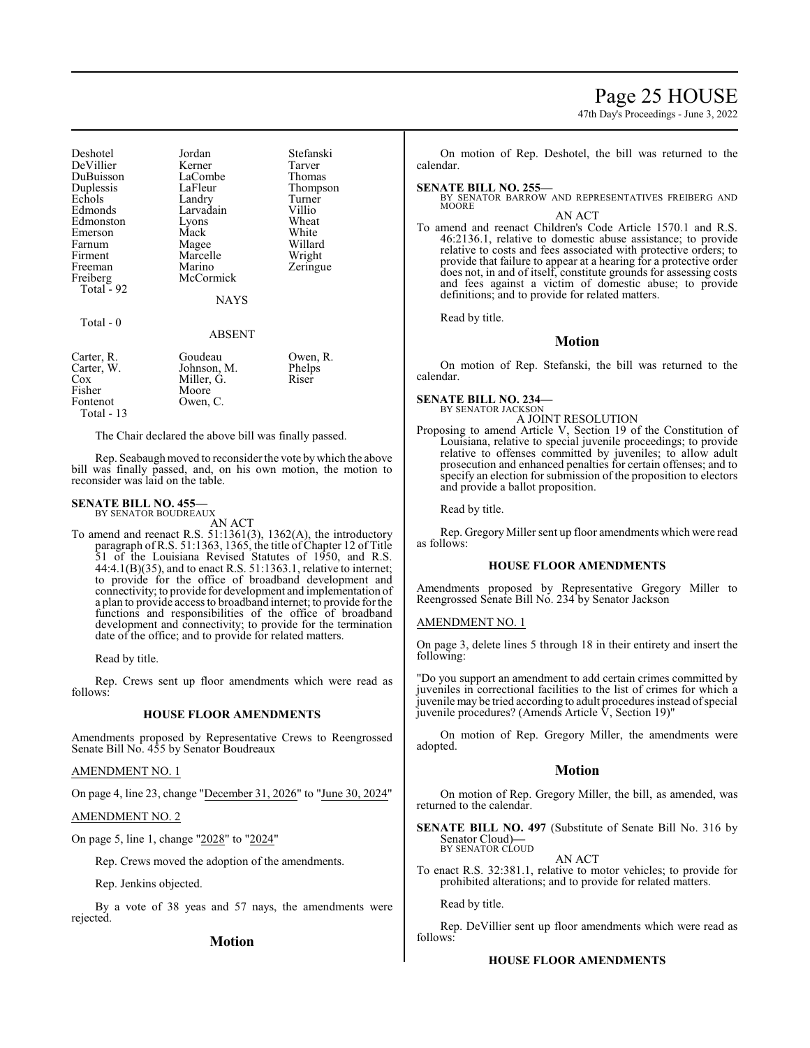| | | |
|---|---|---|
| Deshotel | Jordan | Stefanski |
| DeVillier | Kerner | Tarver |
| DuBuisson | LaCombe | Thomas |
| Duplessis | LaFleur | Thompson |
| Echols | Landry | Turner |
| Edmonds | Larvadain | Villio |
| Edmonston | Lyons | Wheat |
| Emerson | Mack | White |
| Farnum | Magee | Willard |
| Firment | Marcelle | Wright |
| Freeman | Marino | Zeringue |
| Freiberg | McCormick | |
| Total - 92 | | |

NAYS

Total - 0

ABSENT

| | | |
|---|---|---|
| Carter, R. | Goudeau | Owen, R. |
| Carter, W. | Johnson, M. | Phelps |
| Cox | Miller, G. | Riser |
| Fisher | Moore | |
| Fontenot | Owen, C. | |
| Total - 13 | | |

The Chair declared the above bill was finally passed.

Rep. Seabaugh moved to reconsider the vote by which the above bill was finally passed, and, on his own motion, the motion to reconsider was laid on the table.

**SENATE BILL NO. 455—**
BY SENATOR BOUDREAUX

AN ACT

To amend and reenact R.S. 51:1361(3), 1362(A), the introductory paragraph of R.S. 51:1363, 1365, the title of Chapter 12 of Title 51 of the Louisiana Revised Statutes of 1950, and R.S. 44:4.1(B)(35), and to enact R.S. 51:1363.1, relative to internet; to provide for the office of broadband development and connectivity; to provide for development and implementation of a plan to provide access to broadband internet; to provide for the functions and responsibilities of the office of broadband development and connectivity; to provide for the termination date of the office; and to provide for related matters.

Read by title.

Rep. Crews sent up floor amendments which were read as follows:

**HOUSE FLOOR AMENDMENTS**

Amendments proposed by Representative Crews to Reengrossed Senate Bill No. 455 by Senator Boudreaux

AMENDMENT NO. 1

On page 4, line 23, change "December 31, 2026" to "June 30, 2024"

AMENDMENT NO. 2

On page 5, line 1, change "2028" to "2024"

Rep. Crews moved the adoption of the amendments.

Rep. Jenkins objected.

By a vote of 38 yeas and 57 nays, the amendments were rejected.

## Motion

On motion of Rep. Deshotel, the bill was returned to the calendar.

**SENATE BILL NO. 255—**
BY SENATOR BARROW AND REPRESENTATIVES FREIBERG AND MOORE

AN ACT

To amend and reenact Children's Code Article 1570.1 and R.S. 46:2136.1, relative to domestic abuse assistance; to provide relative to costs and fees associated with protective orders; to provide that failure to appear at a hearing for a protective order does not, in and of itself, constitute grounds for assessing costs and fees against a victim of domestic abuse; to provide definitions; and to provide for related matters.

Read by title.

## Motion

On motion of Rep. Stefanski, the bill was returned to the calendar.

**SENATE BILL NO. 234—**
BY SENATOR JACKSON

A JOINT RESOLUTION

Proposing to amend Article V, Section 19 of the Constitution of Louisiana, relative to special juvenile proceedings; to provide relative to offenses committed by juveniles; to allow adult prosecution and enhanced penalties for certain offenses; and to specify an election for submission of the proposition to electors and provide a ballot proposition.

Read by title.

Rep. Gregory Miller sent up floor amendments which were read as follows:

**HOUSE FLOOR AMENDMENTS**

Amendments proposed by Representative Gregory Miller to Reengrossed Senate Bill No. 234 by Senator Jackson

AMENDMENT NO. 1

On page 3, delete lines 5 through 18 in their entirety and insert the following:

"Do you support an amendment to add certain crimes committed by juveniles in correctional facilities to the list of crimes for which a juvenile may be tried according to adult procedures instead of special juvenile procedures? (Amends Article V, Section 19)"

On motion of Rep. Gregory Miller, the amendments were adopted.

## Motion

On motion of Rep. Gregory Miller, the bill, as amended, was returned to the calendar.

**SENATE BILL NO. 497** (Substitute of Senate Bill No. 316 by Senator Cloud)**—**
BY SENATOR CLOUD

AN ACT

To enact R.S. 32:381.1, relative to motor vehicles; to provide for prohibited alterations; and to provide for related matters.

Read by title.

Rep. DeVillier sent up floor amendments which were read as follows:

**HOUSE FLOOR AMENDMENTS**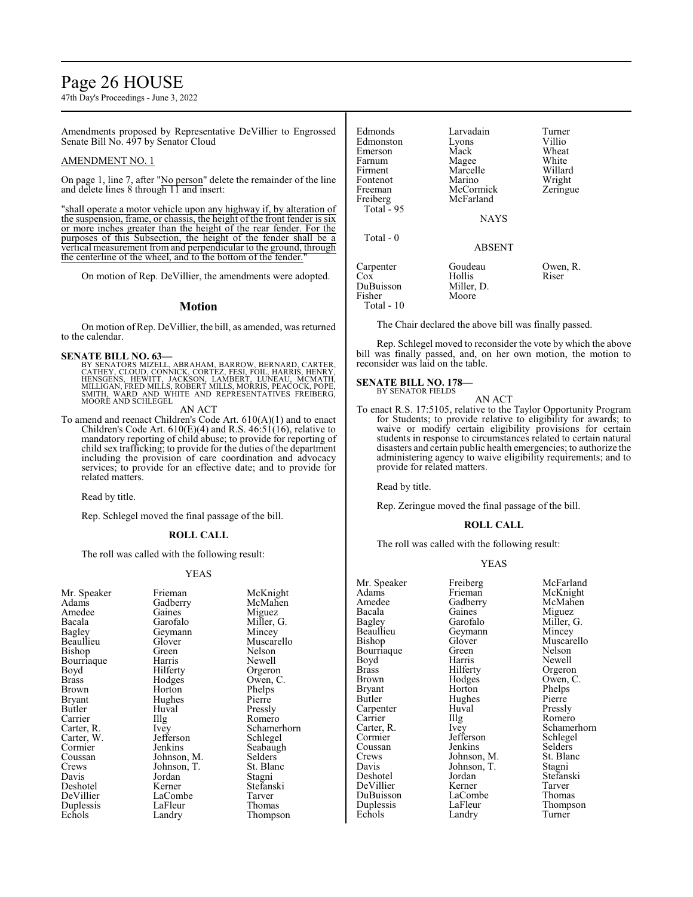Amendments proposed by Representative DeVillier to Engrossed Senate Bill No. 497 by Senator Cloud

AMENDMENT NO. 1

On page 1, line 7, after "No person" delete the remainder of the line and delete lines 8 through 11 and insert:

"shall operate a motor vehicle upon any highway if, by alteration of the suspension, frame, or chassis, the height of the front fender is six or more inches greater than the height of the rear fender. For the purposes of this Subsection, the height of the fender shall be a vertical measurement from and perpendicular to the ground, through the centerline of the wheel, and to the bottom of the fender."

On motion of Rep. DeVillier, the amendments were adopted.

## Motion

On motion of Rep. DeVillier, the bill, as amended, was returned to the calendar.

**SENATE BILL NO. 63—**
BY SENATORS MIZELL, ABRAHAM, BARROW, BERNARD, CARTER, CATHEY, CLOUD, CONNICK, CORTEZ, FESI, FOIL, HARRIS, HENRY, HENSGENS, HEWITT, JACKSON, LAMBERT, LUNEAU, MCMATH, MILLIGAN, FRED MILLS, ROBERT MILLS, MORRIS, PEACOCK, POPE, SMITH, WARD AND WHITE AND REPRESENTATIVES FREIBERG, MOORE AND SCHLEGEL

AN ACT

To amend and reenact Children's Code Art. 610(A)(1) and to enact Children's Code Art. 610(E)(4) and R.S. 46:51(16), relative to mandatory reporting of child abuse; to provide for reporting of child sex trafficking; to provide for the duties of the department including the provision of care coordination and advocacy services; to provide for an effective date; and to provide for related matters.

Read by title.

Rep. Schlegel moved the final passage of the bill.

**ROLL CALL**

The roll was called with the following result:

YEAS

| | | |
|---|---|---|
| Mr. Speaker | Frieman | McKnight |
| Adams | Gadberry | McMahen |
| Amedee | Gaines | Miguez |
| Bacala | Garofalo | Miller, G. |
| Bagley | Geymann | Mincey |
| Beaullieu | Glover | Muscarello |
| Bishop | Green | Nelson |
| Bourriaque | Harris | Newell |
| Boyd | Hilferty | Orgeron |
| Brass | Hodges | Owen, C. |
| Brown | Horton | Phelps |
| Bryant | Hughes | Pierre |
| Butler | Huval | Pressly |
| Carrier | Illg | Romero |
| Carter, R. | Ivey | Schamerhorn |
| Carter, W. | Jefferson | Schlegel |
| Cormier | Jenkins | Seabaugh |
| Coussan | Johnson, M. | Selders |
| Crews | Johnson, T. | St. Blanc |
| Davis | Jordan | Stagni |
| Deshotel | Kerner | Stefanski |
| DeVillier | LaCombe | Tarver |
| Duplessis | LaFleur | Thomas |
| Echols | Landry | Thompson |
| Edmonds | Larvadain | Turner |
| Edmonston | Lyons | Villio |
| Emerson | Mack | Wheat |
| Farnum | Magee | White |
| Firment | Marcelle | Willard |
| Fontenot | Marino | Wright |
| Freeman | McCormick | Zeringue |
| Freiberg | McFarland | |

Total - 95

NAYS

Total - 0

ABSENT

| | | |
|---|---|---|
| Carpenter | Goudeau | Owen, R. |
| Cox | Hollis | Riser |
| DuBuisson | Miller, D. | |
| Fisher | Moore | |

Total - 10

The Chair declared the above bill was finally passed.

Rep. Schlegel moved to reconsider the vote by which the above bill was finally passed, and, on her own motion, the motion to reconsider was laid on the table.

**SENATE BILL NO. 178—**
BY SENATOR FIELDS

AN ACT

To enact R.S. 17:5105, relative to the Taylor Opportunity Program for Students; to provide relative to eligibility for awards; to waive or modify certain eligibility provisions for certain students in response to circumstances related to certain natural disasters and certain public health emergencies; to authorize the administering agency to waive eligibility requirements; and to provide for related matters.

Read by title.

Rep. Zeringue moved the final passage of the bill.

**ROLL CALL**

The roll was called with the following result:

YEAS

| | | |
|---|---|---|
| Mr. Speaker | Freiberg | McFarland |
| Adams | Frieman | McKnight |
| Amedee | Gadberry | McMahen |
| Bacala | Gaines | Miguez |
| Bagley | Garofalo | Miller, G. |
| Beaullieu | Geymann | Mincey |
| Bishop | Glover | Muscarello |
| Bourriaque | Green | Nelson |
| Boyd | Harris | Newell |
| Brass | Hilferty | Orgeron |
| Brown | Hodges | Owen, C. |
| Bryant | Horton | Phelps |
| Butler | Hughes | Pierre |
| Carpenter | Huval | Pressly |
| Carrier | Illg | Romero |
| Carter, R. | Ivey | Schamerhorn |
| Cormier | Jefferson | Schlegel |
| Coussan | Jenkins | Selders |
| Crews | Johnson, M. | St. Blanc |
| Davis | Johnson, T. | Stagni |
| Deshotel | Jordan | Stefanski |
| DeVillier | Kerner | Tarver |
| DuBuisson | LaCombe | Thomas |
| Duplessis | LaFleur | Thompson |
| Echols | Landry | Turner |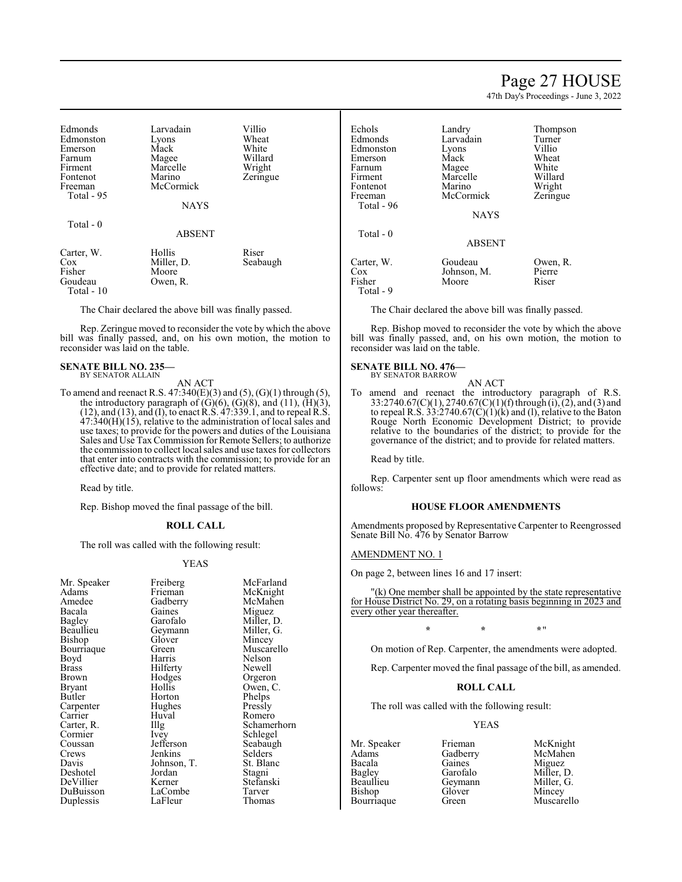| | | |
|---|---|---|
| Edmonds | Larvadain | Villio |
| Edmonston | Lyons | Wheat |
| Emerson | Mack | White |
| Farnum | Magee | Willard |
| Firment | Marcelle | Wright |
| Fontenot | Marino | Zeringue |
| Freeman | McCormick | |
| Total - 95 | | |

NAYS

Total - 0

ABSENT

| | | |
|---|---|---|
| Carter, W. | Hollis | Riser |
| Cox | Miller, D. | Seabaugh |
| Fisher | Moore | |
| Goudeau | Owen, R. | |
| Total - 10 | | |

The Chair declared the above bill was finally passed.

Rep. Zeringue moved to reconsider the vote by which the above bill was finally passed, and, on his own motion, the motion to reconsider was laid on the table.

**SENATE BILL NO. 235—**
BY SENATOR ALLAIN

AN ACT

To amend and reenact R.S. 47:340(E)(3) and (5), (G)(1) through (5), the introductory paragraph of (G)(6), (G)(8), and (11), (H)(3), (12), and (13), and (I), to enact R.S. 47:339.1, and to repeal R.S. 47:340(H)(15), relative to the administration of local sales and use taxes; to provide for the powers and duties of the Louisiana Sales and Use Tax Commission for Remote Sellers; to authorize the commission to collect local sales and use taxes for collectors that enter into contracts with the commission; to provide for an effective date; and to provide for related matters.

Read by title.

Rep. Bishop moved the final passage of the bill.

**ROLL CALL**

The roll was called with the following result:

YEAS

| | | |
|---|---|---|
| Mr. Speaker | Freiberg | McFarland |
| Adams | Frieman | McKnight |
| Amedee | Gadberry | McMahen |
| Bacala | Gaines | Miguez |
| Bagley | Garofalo | Miller, D. |
| Beaullieu | Geymann | Miller, G. |
| Bishop | Glover | Mincey |
| Bourriaque | Green | Muscarello |
| Boyd | Harris | Nelson |
| Brass | Hilferty | Newell |
| Brown | Hodges | Orgeron |
| Bryant | Hollis | Owen, C. |
| Butler | Horton | Phelps |
| Carpenter | Hughes | Pressly |
| Carrier | Huval | Romero |
| Carter, R. | Illg | Schamerhorn |
| Cormier | Ivey | Schlegel |
| Coussan | Jefferson | Seabaugh |
| Crews | Jenkins | Selders |
| Davis | Johnson, T. | St. Blanc |
| Deshotel | Jordan | Stagni |
| DeVillier | Kerner | Stefanski |
| DuBuisson | LaCombe | Tarver |
| Duplessis | LaFleur | Thomas |
| Echols | Landry | Thompson |
| Edmonds | Larvadain | Turner |
| Edmonston | Lyons | Villio |
| Emerson | Mack | Wheat |
| Farnum | Magee | White |
| Firment | Marcelle | Willard |
| Fontenot | Marino | Wright |
| Freeman | McCormick | Zeringue |
| Total - 96 | | |

NAYS

Total - 0

ABSENT

| | | |
|---|---|---|
| Carter, W. | Goudeau | Owen, R. |
| Cox | Johnson, M. | Pierre |
| Fisher | Moore | Riser |
| Total - 9 | | |

The Chair declared the above bill was finally passed.

Rep. Bishop moved to reconsider the vote by which the above bill was finally passed, and, on his own motion, the motion to reconsider was laid on the table.

**SENATE BILL NO. 476—**
BY SENATOR BARROW

AN ACT

To amend and reenact the introductory paragraph of R.S. 33:2740.67(C)(1), 2740.67(C)(1)(f) through (i), (2), and (3) and to repeal R.S. 33:2740.67(C)(1)(k) and (l), relative to the Baton Rouge North Economic Development District; to provide relative to the boundaries of the district; to provide for the governance of the district; and to provide for related matters.

Read by title.

Rep. Carpenter sent up floor amendments which were read as follows:

**HOUSE FLOOR AMENDMENTS**

Amendments proposed by Representative Carpenter to Reengrossed Senate Bill No. 476 by Senator Barrow

AMENDMENT NO. 1

On page 2, between lines 16 and 17 insert:

"(k) One member shall be appointed by the state representative for House District No. 29, on a rotating basis beginning in 2023 and every other year thereafter.

\* \* \*"

On motion of Rep. Carpenter, the amendments were adopted.

Rep. Carpenter moved the final passage of the bill, as amended.

**ROLL CALL**

The roll was called with the following result:

YEAS

| | | |
|---|---|---|
| Mr. Speaker | Frieman | McKnight |
| Adams | Gadberry | McMahen |
| Bacala | Gaines | Miguez |
| Bagley | Garofalo | Miller, D. |
| Beaullieu | Geymann | Miller, G. |
| Bishop | Glover | Mincey |
| Bourriaque | Green | Muscarello |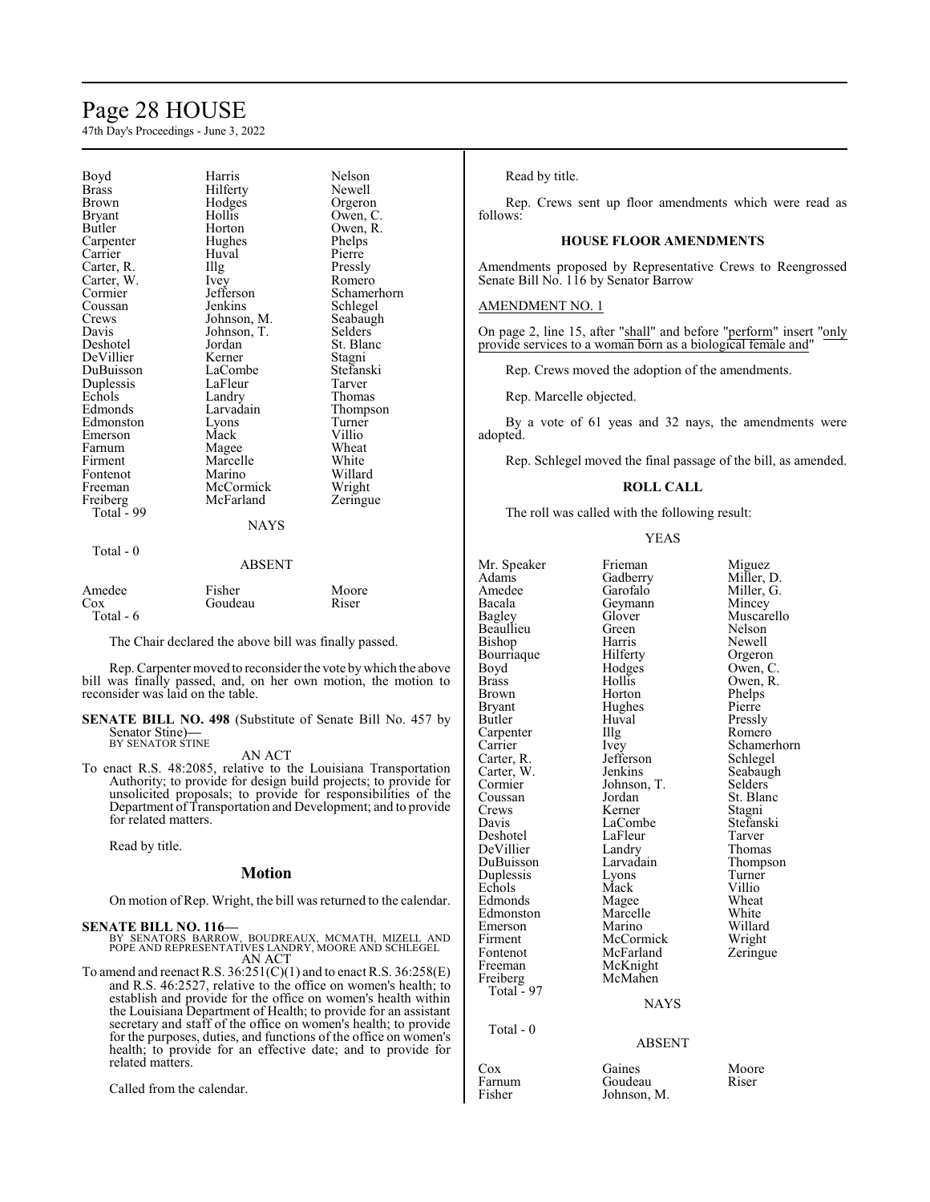| | | |
|---|---|---|
| Boyd | Harris | Nelson |
| Brass | Hilferty | Newell |
| Brown | Hodges | Orgeron |
| Bryant | Hollis | Owen, C. |
| Butler | Horton | Owen, R. |
| Carpenter | Hughes | Phelps |
| Carrier | Huval | Pierre |
| Carter, R. | Illg | Pressly |
| Carter, W. | Ivey | Romero |
| Cormier | Jefferson | Schamerhorn |
| Coussan | Jenkins | Schlegel |
| Crews | Johnson, M. | Seabaugh |
| Davis | Johnson, T. | Selders |
| Deshotel | Jordan | St. Blanc |
| DeVillier | Kerner | Stagni |
| DuBuisson | LaCombe | Stefanski |
| Duplessis | LaFleur | Tarver |
| Echols | Landry | Thomas |
| Edmonds | Larvadain | Thompson |
| Edmonston | Lyons | Turner |
| Emerson | Mack | Villio |
| Farnum | Magee | Wheat |
| Firment | Marcelle | White |
| Fontenot | Marino | Willard |
| Freeman | McCormick | Wright |
| Freiberg | McFarland | Zeringue |
| Total - 99 | | |

NAYS

Total - 0

ABSENT

| | | |
|---|---|---|
| Amedee | Fisher | Moore |
| Cox | Goudeau | Riser |
| Total - 6 | | |

The Chair declared the above bill was finally passed.

Rep. Carpenter moved to reconsider the vote by which the above bill was finally passed, and, on her own motion, the motion to reconsider was laid on the table.

**SENATE BILL NO. 498** (Substitute of Senate Bill No. 457 by Senator Stine)**—**
BY SENATOR STINE

AN ACT

To enact R.S. 48:2085, relative to the Louisiana Transportation Authority; to provide for design build projects; to provide for unsolicited proposals; to provide for responsibilities of the Department of Transportation and Development; and to provide for related matters.

Read by title.

## Motion

On motion of Rep. Wright, the bill was returned to the calendar.

**SENATE BILL NO. 116—**
BY SENATORS BARROW, BOUDREAUX, MCMATH, MIZELL AND POPE AND REPRESENTATIVES LANDRY, MOORE AND SCHLEGEL

AN ACT

To amend and reenact R.S. 36:251(C)(1) and to enact R.S. 36:258(E) and R.S. 46:2527, relative to the office on women's health; to establish and provide for the office on women's health within the Louisiana Department of Health; to provide for an assistant secretary and staff of the office on women's health; to provide for the purposes, duties, and functions of the office on women's health; to provide for an effective date; and to provide for related matters.

Called from the calendar.

Read by title.

Rep. Crews sent up floor amendments which were read as follows:

### HOUSE FLOOR AMENDMENTS

Amendments proposed by Representative Crews to Reengrossed Senate Bill No. 116 by Senator Barrow

AMENDMENT NO. 1

On page 2, line 15, after "shall" and before "perform" insert "only provide services to a woman born as a biological female and"

Rep. Crews moved the adoption of the amendments.

Rep. Marcelle objected.

By a vote of 61 yeas and 32 nays, the amendments were adopted.

Rep. Schlegel moved the final passage of the bill, as amended.

### ROLL CALL

The roll was called with the following result:

YEAS

| | | |
|---|---|---|
| Mr. Speaker | Frieman | Miguez |
| Adams | Gadberry | Miller, D. |
| Amedee | Garofalo | Miller, G. |
| Bacala | Geymann | Mincey |
| Bagley | Glover | Muscarello |
| Beaullieu | Green | Nelson |
| Bishop | Harris | Newell |
| Bourriaque | Hilferty | Orgeron |
| Boyd | Hodges | Owen, C. |
| Brass | Hollis | Owen, R. |
| Brown | Horton | Phelps |
| Bryant | Hughes | Pierre |
| Butler | Huval | Pressly |
| Carpenter | Illg | Romero |
| Carrier | Ivey | Schamerhorn |
| Carter, R. | Jefferson | Schlegel |
| Carter, W. | Jenkins | Seabaugh |
| Cormier | Johnson, T. | Selders |
| Coussan | Jordan | St. Blanc |
| Crews | Kerner | Stagni |
| Davis | LaCombe | Stefanski |
| Deshotel | LaFleur | Tarver |
| DeVillier | Landry | Thomas |
| DuBuisson | Larvadain | Thompson |
| Duplessis | Lyons | Turner |
| Echols | Mack | Villio |
| Edmonds | Magee | Wheat |
| Edmonston | Marcelle | White |
| Emerson | Marino | Willard |
| Firment | McCormick | Wright |
| Fontenot | McFarland | Zeringue |
| Freeman | McKnight | |
| Freiberg | McMahen | |
| Total - 97 | | |

NAYS

Total - 0

ABSENT

| | | |
|---|---|---|
| Cox | Gaines | Moore |
| Farnum | Goudeau | Riser |
| Fisher | Johnson, M. | |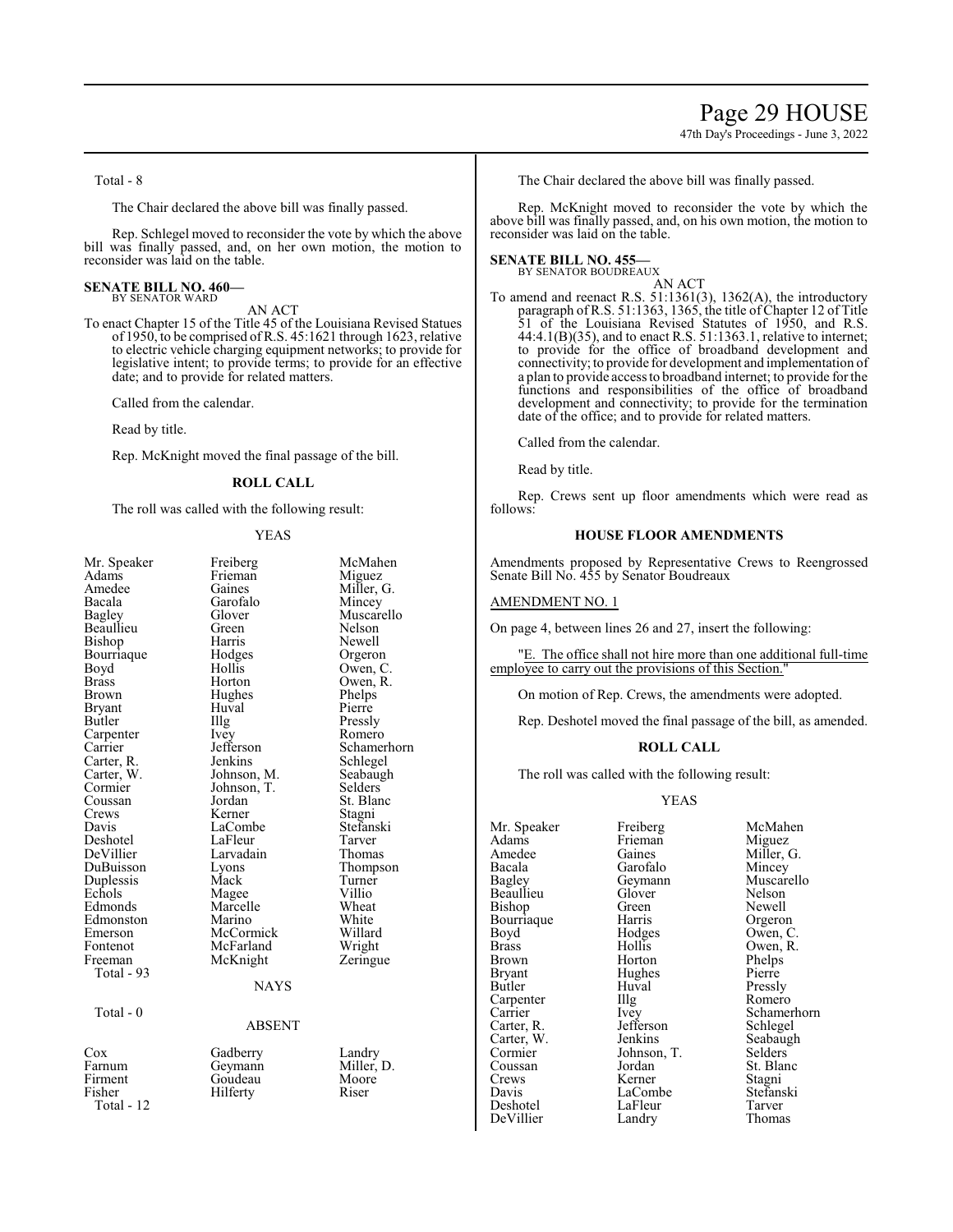Total - 8

The Chair declared the above bill was finally passed.

Rep. Schlegel moved to reconsider the vote by which the above bill was finally passed, and, on her own motion, the motion to reconsider was laid on the table.

**SENATE BILL NO. 460—**
BY SENATOR WARD

AN ACT

To enact Chapter 15 of the Title 45 of the Louisiana Revised Statues of 1950, to be comprised of R.S. 45:1621 through 1623, relative to electric vehicle charging equipment networks; to provide for legislative intent; to provide terms; to provide for an effective date; and to provide for related matters.

Called from the calendar.

Read by title.

Rep. McKnight moved the final passage of the bill.

**ROLL CALL**

The roll was called with the following result:

YEAS

| | | |
|---|---|---|
| Mr. Speaker | Freiberg | McMahen |
| Adams | Frieman | Miguez |
| Amedee | Gaines | Miller, G. |
| Bacala | Garofalo | Mincey |
| Bagley | Glover | Muscarello |
| Beaullieu | Green | Nelson |
| Bishop | Harris | Newell |
| Bourriaque | Hodges | Orgeron |
| Boyd | Hollis | Owen, C. |
| Brass | Horton | Owen, R. |
| Brown | Hughes | Phelps |
| Bryant | Huval | Pierre |
| Butler | Illg | Pressly |
| Carpenter | Ivey | Romero |
| Carrier | Jefferson | Schamerhorn |
| Carter, R. | Jenkins | Schlegel |
| Carter, W. | Johnson, M. | Seabaugh |
| Cormier | Johnson, T. | Selders |
| Coussan | Jordan | St. Blanc |
| Crews | Kerner | Stagni |
| Davis | LaCombe | Stefanski |
| Deshotel | LaFleur | Tarver |
| DeVillier | Larvadain | Thomas |
| DuBuisson | Lyons | Thompson |
| Duplessis | Mack | Turner |
| Echols | Magee | Villio |
| Edmonds | Marcelle | Wheat |
| Edmonston | Marino | White |
| Emerson | McCormick | Willard |
| Fontenot | McFarland | Wright |
| Freeman | McKnight | Zeringue |

Total - 93

NAYS

Total - 0

ABSENT

| | | |
|---|---|---|
| Cox | Gadberry | Landry |
| Farnum | Geymann | Miller, D. |
| Firment | Goudeau | Moore |
| Fisher | Hilferty | Riser |

Total - 12

The Chair declared the above bill was finally passed.

Rep. McKnight moved to reconsider the vote by which the above bill was finally passed, and, on his own motion, the motion to reconsider was laid on the table.

**SENATE BILL NO. 455—**
BY SENATOR BOUDREAUX

AN ACT

To amend and reenact R.S. 51:1361(3), 1362(A), the introductory paragraph of R.S. 51:1363, 1365, the title of Chapter 12 of Title 51 of the Louisiana Revised Statutes of 1950, and R.S. 44:4.1(B)(35), and to enact R.S. 51:1363.1, relative to internet; to provide for the office of broadband development and connectivity; to provide for development and implementation of a plan to provide access to broadband internet; to provide for the functions and responsibilities of the office of broadband development and connectivity; to provide for the termination date of the office; and to provide for related matters.

Called from the calendar.

Read by title.

Rep. Crews sent up floor amendments which were read as follows:

**HOUSE FLOOR AMENDMENTS**

Amendments proposed by Representative Crews to Reengrossed Senate Bill No. 455 by Senator Boudreaux

AMENDMENT NO. 1

On page 4, between lines 26 and 27, insert the following:

"E. The office shall not hire more than one additional full-time employee to carry out the provisions of this Section."

On motion of Rep. Crews, the amendments were adopted.

Rep. Deshotel moved the final passage of the bill, as amended.

**ROLL CALL**

The roll was called with the following result:

YEAS

| | | |
|---|---|---|
| Mr. Speaker | Freiberg | McMahen |
| Adams | Frieman | Miguez |
| Amedee | Gaines | Miller, G. |
| Bacala | Garofalo | Mincey |
| Bagley | Geymann | Muscarello |
| Beaullieu | Glover | Nelson |
| Bishop | Green | Newell |
| Bourriaque | Harris | Orgeron |
| Boyd | Hodges | Owen, C. |
| Brass | Hollis | Owen, R. |
| Brown | Horton | Phelps |
| Bryant | Hughes | Pierre |
| Butler | Huval | Pressly |
| Carpenter | Illg | Romero |
| Carrier | Ivey | Schamerhorn |
| Carter, R. | Jefferson | Schlegel |
| Carter, W. | Jenkins | Seabaugh |
| Cormier | Johnson, T. | Selders |
| Coussan | Jordan | St. Blanc |
| Crews | Kerner | Stagni |
| Davis | LaCombe | Stefanski |
| Deshotel | LaFleur | Tarver |
| DeVillier | Landry | Thomas |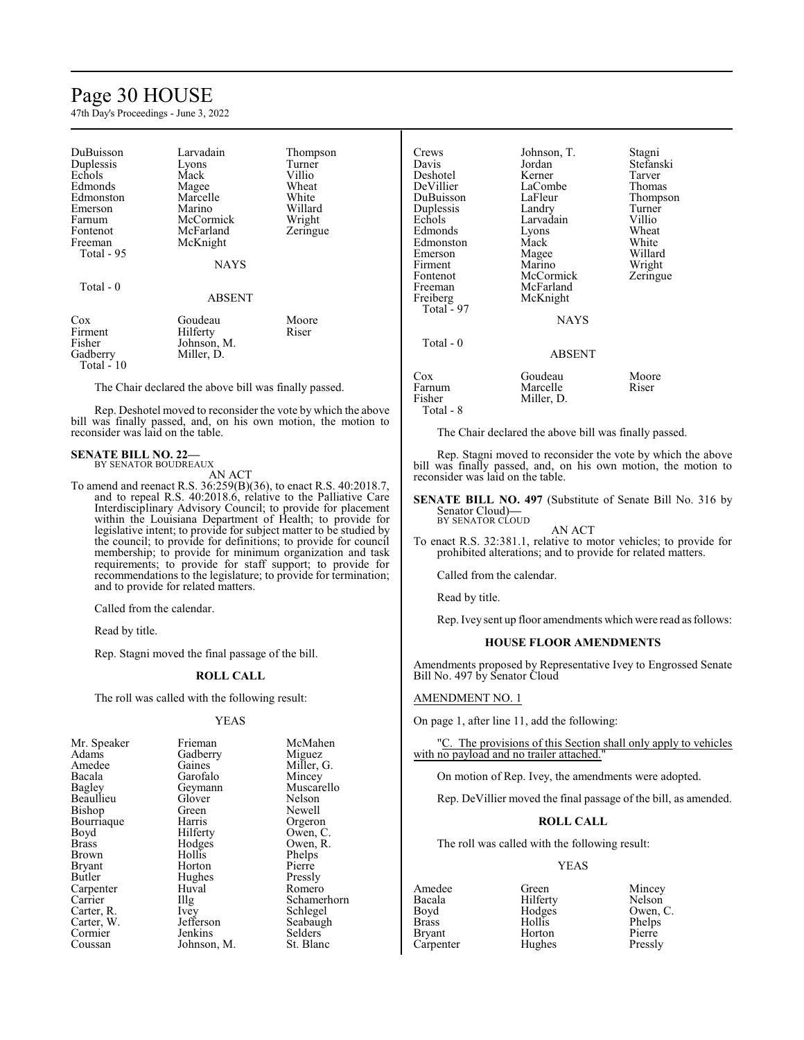| | | |
|---|---|---|
| DuBuisson | Larvadain | Thompson |
| Duplessis | Lyons | Turner |
| Echols | Mack | Villio |
| Edmonds | Magee | Wheat |
| Edmonston | Marcelle | White |
| Emerson | Marino | Willard |
| Farnum | McCormick | Wright |
| Fontenot | McFarland | Zeringue |
| Freeman | McKnight | |
| Total - 95 | | |

NAYS

Total - 0

ABSENT

| | | |
|---|---|---|
| Cox | Goudeau | Moore |
| Firment | Hilferty | Riser |
| Fisher | Johnson, M. | |
| Gadberry | Miller, D. | |
| Total - 10 | | |

The Chair declared the above bill was finally passed.

Rep. Deshotel moved to reconsider the vote by which the above bill was finally passed, and, on his own motion, the motion to reconsider was laid on the table.

**SENATE BILL NO. 22—**
BY SENATOR BOUDREAUX

AN ACT

To amend and reenact R.S. 36:259(B)(36), to enact R.S. 40:2018.7, and to repeal R.S. 40:2018.6, relative to the Palliative Care Interdisciplinary Advisory Council; to provide for placement within the Louisiana Department of Health; to provide for legislative intent; to provide for subject matter to be studied by the council; to provide for definitions; to provide for council membership; to provide for minimum organization and task requirements; to provide for staff support; to provide for recommendations to the legislature; to provide for termination; and to provide for related matters.

Called from the calendar.

Read by title.

Rep. Stagni moved the final passage of the bill.

**ROLL CALL**

The roll was called with the following result:

YEAS

| | | |
|---|---|---|
| Mr. Speaker | Frieman | McMahen |
| Adams | Gadberry | Miguez |
| Amedee | Gaines | Miller, G. |
| Bacala | Garofalo | Mincey |
| Bagley | Geymann | Muscarello |
| Beaullieu | Glover | Nelson |
| Bishop | Green | Newell |
| Bourriaque | Harris | Orgeron |
| Boyd | Hilferty | Owen, C. |
| Brass | Hodges | Owen, R. |
| Brown | Hollis | Phelps |
| Bryant | Horton | Pierre |
| Butler | Hughes | Pressly |
| Carpenter | Huval | Romero |
| Carrier | Illg | Schamerhorn |
| Carter, R. | Ivey | Schlegel |
| Carter, W. | Jefferson | Seabaugh |
| Cormier | Jenkins | Selders |
| Coussan | Johnson, M. | St. Blanc |
| Crews | Johnson, T. | Stagni |
| Davis | Jordan | Stefanski |
| Deshotel | Kerner | Tarver |
| DeVillier | LaCombe | Thomas |
| DuBuisson | LaFleur | Thompson |
| Duplessis | Landry | Turner |
| Echols | Larvadain | Villio |
| Edmonds | Lyons | Wheat |
| Edmonston | Mack | White |
| Emerson | Magee | Willard |
| Firment | Marino | Wright |
| Fontenot | McCormick | Zeringue |
| Freeman | McFarland | |
| Freiberg | McKnight | |
| Total - 97 | | |

NAYS

Total - 0

ABSENT

| | | |
|---|---|---|
| Cox | Goudeau | Moore |
| Farnum | Marcelle | Riser |
| Fisher | Miller, D. | |
| Total - 8 | | |

The Chair declared the above bill was finally passed.

Rep. Stagni moved to reconsider the vote by which the above bill was finally passed, and, on his own motion, the motion to reconsider was laid on the table.

**SENATE BILL NO. 497** (Substitute of Senate Bill No. 316 by Senator Cloud)**—**
BY SENATOR CLOUD

AN ACT

To enact R.S. 32:381.1, relative to motor vehicles; to provide for prohibited alterations; and to provide for related matters.

Called from the calendar.

Read by title.

Rep. Ivey sent up floor amendments which were read as follows:

**HOUSE FLOOR AMENDMENTS**

Amendments proposed by Representative Ivey to Engrossed Senate Bill No. 497 by Senator Cloud

AMENDMENT NO. 1

On page 1, after line 11, add the following:

"C. The provisions of this Section shall only apply to vehicles with no payload and no trailer attached."

On motion of Rep. Ivey, the amendments were adopted.

Rep. DeVillier moved the final passage of the bill, as amended.

**ROLL CALL**

The roll was called with the following result:

YEAS

| | | |
|---|---|---|
| Amedee | Green | Mincey |
| Bacala | Hilferty | Nelson |
| Boyd | Hodges | Owen, C. |
| Brass | Hollis | Phelps |
| Bryant | Horton | Pierre |
| Carpenter | Hughes | Pressly |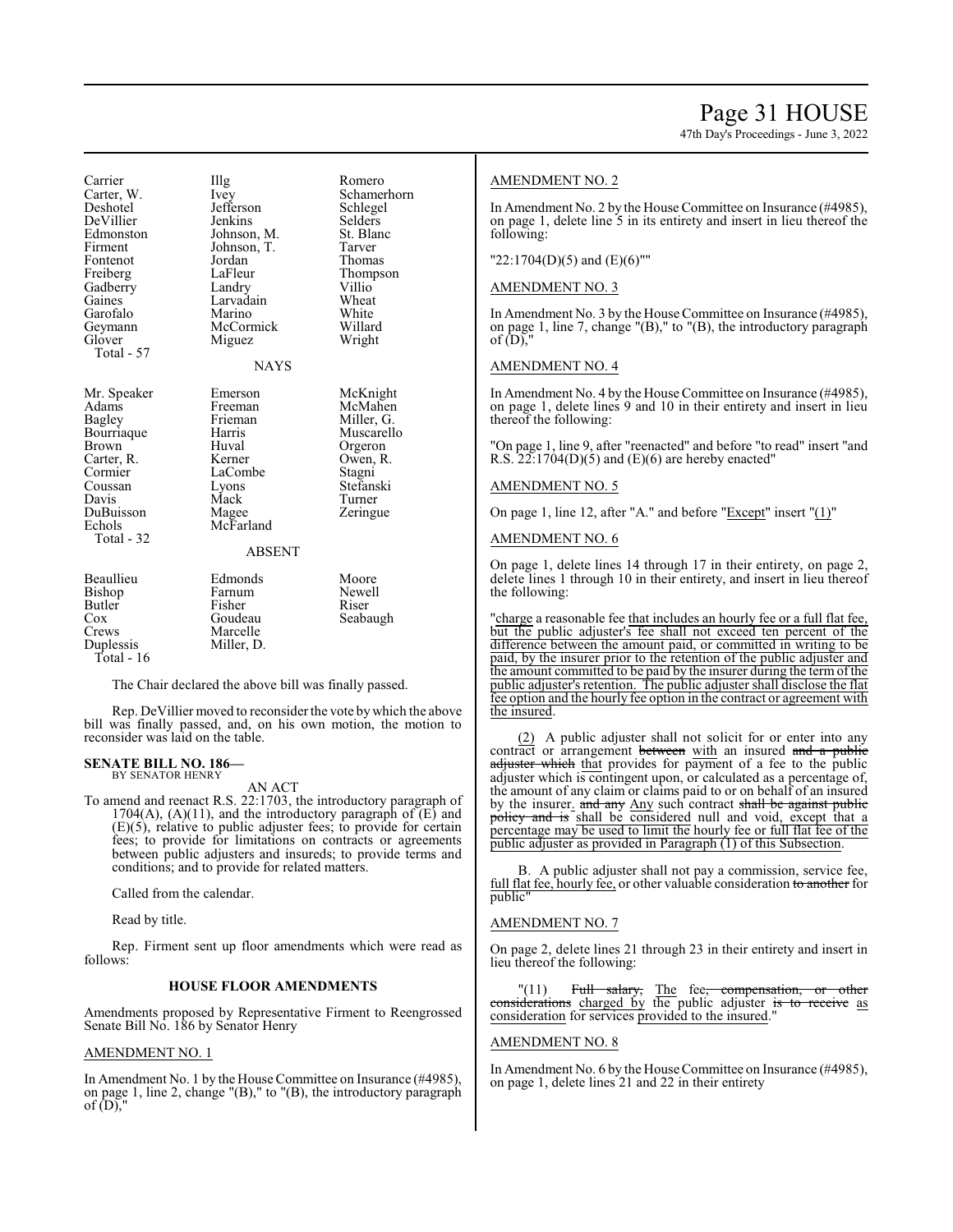| | | |
|---|---|---|
| Carrier | Illg | Romero |
| Carter, W. | Ivey | Schamerhorn |
| Deshotel | Jefferson | Schlegel |
| DeVillier | Jenkins | Selders |
| Edmonston | Johnson, M. | St. Blanc |
| Firment | Johnson, T. | Tarver |
| Fontenot | Jordan | Thomas |
| Freiberg | LaFleur | Thompson |
| Gadberry | Landry | Villio |
| Gaines | Larvadain | Wheat |
| Garofalo | Marino | White |
| Geymann | McCormick | Willard |
| Glover | Miguez | Wright |
| Total - 57 | | |

NAYS

| | | |
|---|---|---|
| Mr. Speaker | Emerson | McKnight |
| Adams | Freeman | McMahen |
| Bagley | Frieman | Miller, G. |
| Bourriaque | Harris | Muscarello |
| Brown | Huval | Orgeron |
| Carter, R. | Kerner | Owen, R. |
| Cormier | LaCombe | Stagni |
| Coussan | Lyons | Stefanski |
| Davis | Mack | Turner |
| DuBuisson | Magee | Zeringue |
| Echols | McFarland | |
| Total - 32 | | |

ABSENT

| | | |
|---|---|---|
| Beaullieu | Edmonds | Moore |
| Bishop | Farnum | Newell |
| Butler | Fisher | Riser |
| Cox | Goudeau | Seabaugh |
| Crews | Marcelle | |
| Duplessis | Miller, D. | |
| Total - 16 | | |

The Chair declared the above bill was finally passed.

Rep. DeVillier moved to reconsider the vote by which the above bill was finally passed, and, on his own motion, the motion to reconsider was laid on the table.

**SENATE BILL NO. 186—**
BY SENATOR HENRY

AN ACT

To amend and reenact R.S. 22:1703, the introductory paragraph of 1704(A), (A)(11), and the introductory paragraph of (E) and (E)(5), relative to public adjuster fees; to provide for certain fees; to provide for limitations on contracts or agreements between public adjusters and insureds; to provide terms and conditions; and to provide for related matters.

Called from the calendar.

Read by title.

Rep. Firment sent up floor amendments which were read as follows:

**HOUSE FLOOR AMENDMENTS**

Amendments proposed by Representative Firment to Reengrossed Senate Bill No. 186 by Senator Henry

AMENDMENT NO. 1

In Amendment No. 1 by the House Committee on Insurance (#4985), on page 1, line 2, change "(B)," to "(B), the introductory paragraph of (D),"

AMENDMENT NO. 2

In Amendment No. 2 by the House Committee on Insurance (#4985), on page 1, delete line 5 in its entirety and insert in lieu thereof the following:

"22:1704(D)(5) and (E)(6)""

AMENDMENT NO. 3

In Amendment No. 3 by the House Committee on Insurance (#4985), on page 1, line 7, change "(B)," to "(B), the introductory paragraph of (D),"

AMENDMENT NO. 4

In Amendment No. 4 by the House Committee on Insurance (#4985), on page 1, delete lines 9 and 10 in their entirety and insert in lieu thereof the following:

"On page 1, line 9, after "reenacted" and before "to read" insert "and R.S. 22:1704(D)(5) and (E)(6) are hereby enacted"

AMENDMENT NO. 5

On page 1, line 12, after "A." and before "Except" insert "(1)"

AMENDMENT NO. 6

On page 1, delete lines 14 through 17 in their entirety, on page 2, delete lines 1 through 10 in their entirety, and insert in lieu thereof the following:

"charge a reasonable fee that includes an hourly fee or a full flat fee, but the public adjuster's fee shall not exceed ten percent of the difference between the amount paid, or committed in writing to be paid, by the insurer prior to the retention of the public adjuster and the amount committed to be paid by the insurer during the term of the public adjuster's retention. The public adjuster shall disclose the flat fee option and the hourly fee option in the contract or agreement with the insured.

(2) A public adjuster shall not solicit for or enter into any contract or arrangement ~~between~~ with an insured ~~and a public adjuster which~~ that provides for payment of a fee to the public adjuster which is contingent upon, or calculated as a percentage of, the amount of any claim or claims paid to or on behalf of an insured by the insurer. ~~and any~~ Any such contract ~~shall be against public policy and is~~ shall be considered null and void, except that a percentage may be used to limit the hourly fee or full flat fee of the public adjuster as provided in Paragraph (1) of this Subsection.

B. A public adjuster shall not pay a commission, service fee, full flat fee, hourly fee, or other valuable consideration ~~to another~~ for public"

AMENDMENT NO. 7

On page 2, delete lines 21 through 23 in their entirety and insert in lieu thereof the following:

"(11) ~~Full salary,~~ The fee~~, compensation, or other considerations~~ charged by the public adjuster ~~is to receive~~ as consideration for services provided to the insured."

AMENDMENT NO. 8

In Amendment No. 6 by the House Committee on Insurance (#4985), on page 1, delete lines 21 and 22 in their entirety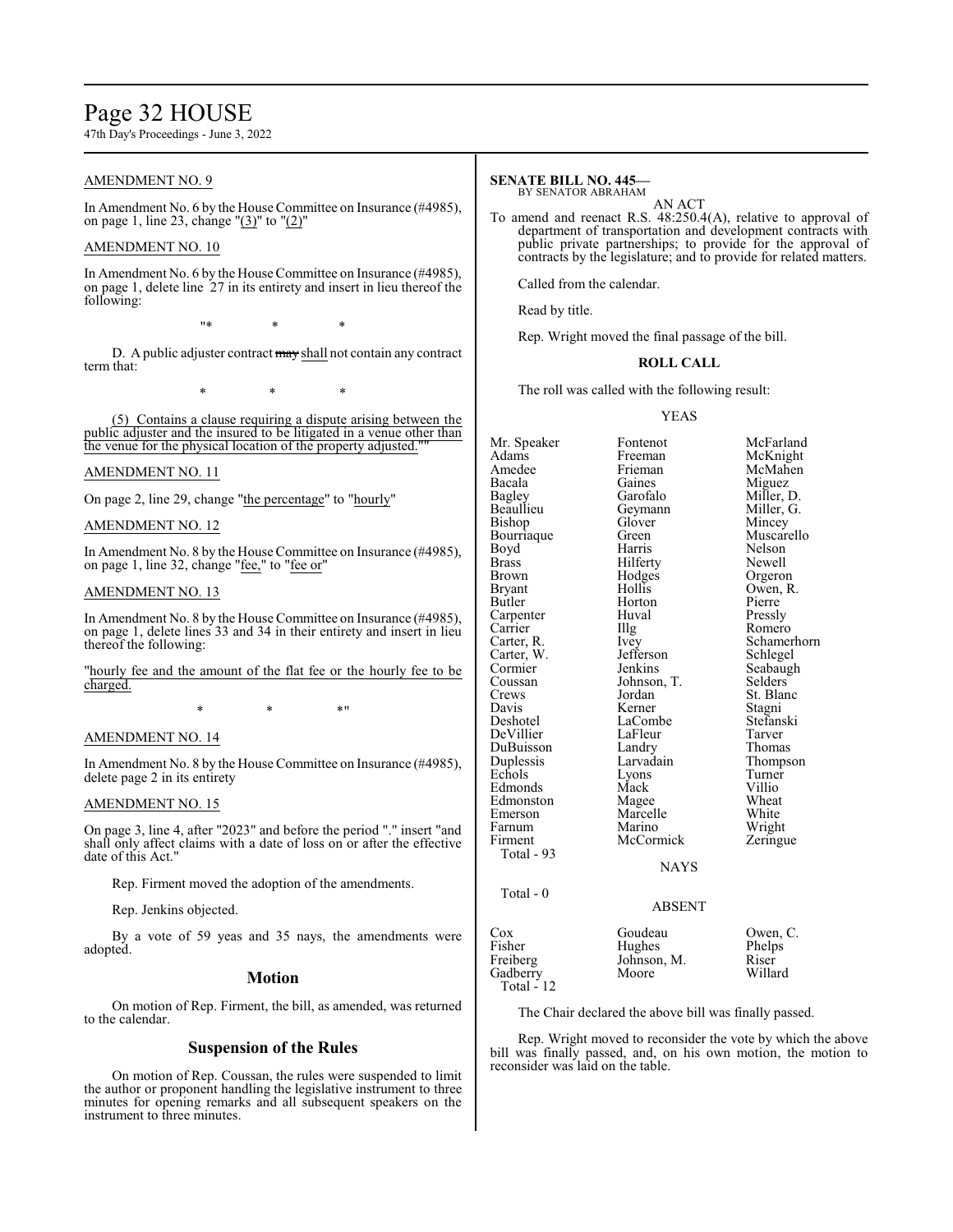AMENDMENT NO. 9

In Amendment No. 6 by the House Committee on Insurance (#4985), on page 1, line 23, change "(3)" to "(2)"

AMENDMENT NO. 10

In Amendment No. 6 by the House Committee on Insurance (#4985), on page 1, delete line 27 in its entirety and insert in lieu thereof the following:

"* * *

D. A public adjuster contract ~~may~~ shall not contain any contract term that:

* * *

(5) Contains a clause requiring a dispute arising between the public adjuster and the insured to be litigated in a venue other than the venue for the physical location of the property adjusted.""

AMENDMENT NO. 11

On page 2, line 29, change "the percentage" to "hourly"

AMENDMENT NO. 12

In Amendment No. 8 by the House Committee on Insurance (#4985), on page 1, line 32, change "fee," to "fee or"

AMENDMENT NO. 13

In Amendment No. 8 by the House Committee on Insurance (#4985), on page 1, delete lines 33 and 34 in their entirety and insert in lieu thereof the following:

"hourly fee and the amount of the flat fee or the hourly fee to be charged.

* * *"

AMENDMENT NO. 14

In Amendment No. 8 by the House Committee on Insurance (#4985), delete page 2 in its entirety

AMENDMENT NO. 15

On page 3, line 4, after "2023" and before the period "." insert "and shall only affect claims with a date of loss on or after the effective date of this Act."

Rep. Firment moved the adoption of the amendments.

Rep. Jenkins objected.

By a vote of 59 yeas and 35 nays, the amendments were adopted.

## Motion

On motion of Rep. Firment, the bill, as amended, was returned to the calendar.

## Suspension of the Rules

On motion of Rep. Coussan, the rules were suspended to limit the author or proponent handling the legislative instrument to three minutes for opening remarks and all subsequent speakers on the instrument to three minutes.

**SENATE BILL NO. 445—**
BY SENATOR ABRAHAM

AN ACT

To amend and reenact R.S. 48:250.4(A), relative to approval of department of transportation and development contracts with public private partnerships; to provide for the approval of contracts by the legislature; and to provide for related matters.

Called from the calendar.

Read by title.

Rep. Wright moved the final passage of the bill.

**ROLL CALL**

The roll was called with the following result:

YEAS

| | | |
|---|---|---|
| Mr. Speaker | Fontenot | McFarland |
| Adams | Freeman | McKnight |
| Amedee | Frieman | McMahen |
| Bacala | Gaines | Miguez |
| Bagley | Garofalo | Miller, D. |
| Beaullieu | Geymann | Miller, G. |
| Bishop | Glover | Mincey |
| Bourriaque | Green | Muscarello |
| Boyd | Harris | Nelson |
| Brass | Hilferty | Newell |
| Brown | Hodges | Orgeron |
| Bryant | Hollis | Owen, R. |
| Butler | Horton | Pierre |
| Carpenter | Huval | Pressly |
| Carrier | Illg | Romero |
| Carter, R. | Ivey | Schamerhorn |
| Carter, W. | Jefferson | Schlegel |
| Cormier | Jenkins | Seabaugh |
| Coussan | Johnson, T. | Selders |
| Crews | Jordan | St. Blanc |
| Davis | Kerner | Stagni |
| Deshotel | LaCombe | Stefanski |
| DeVillier | LaFleur | Tarver |
| DuBuisson | Landry | Thomas |
| Duplessis | Larvadain | Thompson |
| Echols | Lyons | Turner |
| Edmonds | Mack | Villio |
| Edmonston | Magee | Wheat |
| Emerson | Marcelle | White |
| Farnum | Marino | Wright |
| Firment | McCormick | Zeringue |

Total - 93

NAYS

Total - 0

ABSENT

| | | |
|---|---|---|
| Cox | Goudeau | Owen, C. |
| Fisher | Hughes | Phelps |
| Freiberg | Johnson, M. | Riser |
| Gadberry | Moore | Willard |

Total - 12

The Chair declared the above bill was finally passed.

Rep. Wright moved to reconsider the vote by which the above bill was finally passed, and, on his own motion, the motion to reconsider was laid on the table.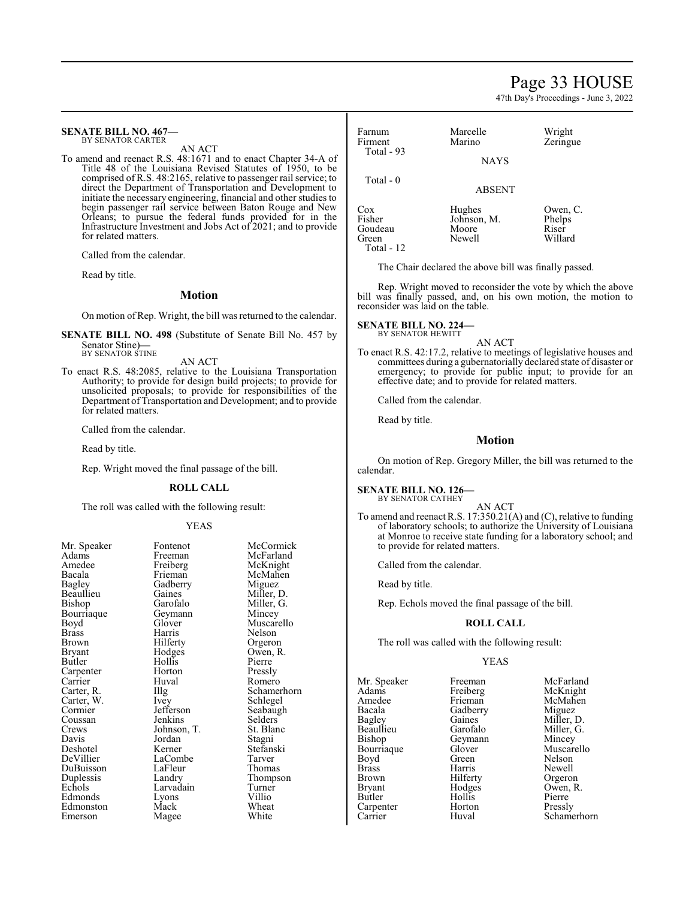**SENATE BILL NO. 467—**
BY SENATOR CARTER

AN ACT

To amend and reenact R.S. 48:1671 and to enact Chapter 34-A of Title 48 of the Louisiana Revised Statutes of 1950, to be comprised of R.S. 48:2165, relative to passenger rail service; to direct the Department of Transportation and Development to initiate the necessary engineering, financial and other studies to begin passenger rail service between Baton Rouge and New Orleans; to pursue the federal funds provided for in the Infrastructure Investment and Jobs Act of 2021; and to provide for related matters.

Called from the calendar.

Read by title.

## Motion

On motion of Rep. Wright, the bill was returned to the calendar.

**SENATE BILL NO. 498** (Substitute of Senate Bill No. 457 by Senator Stine)**—**
BY SENATOR STINE

AN ACT

To enact R.S. 48:2085, relative to the Louisiana Transportation Authority; to provide for design build projects; to provide for unsolicited proposals; to provide for responsibilities of the Department of Transportation and Development; and to provide for related matters.

Called from the calendar.

Read by title.

Rep. Wright moved the final passage of the bill.

### ROLL CALL

The roll was called with the following result:

YEAS

| | | |
|---|---|---|
| Mr. Speaker | Fontenot | McCormick |
| Adams | Freeman | McFarland |
| Amedee | Freiberg | McKnight |
| Bacala | Frieman | McMahen |
| Bagley | Gadberry | Miguez |
| Beaullieu | Gaines | Miller, D. |
| Bishop | Garofalo | Miller, G. |
| Bourriaque | Geymann | Mincey |
| Boyd | Glover | Muscarello |
| Brass | Harris | Nelson |
| Brown | Hilferty | Orgeron |
| Bryant | Hodges | Owen, R. |
| Butler | Hollis | Pierre |
| Carpenter | Horton | Pressly |
| Carrier | Huval | Romero |
| Carter, R. | Illg | Schamerhorn |
| Carter, W. | Ivey | Schlegel |
| Cormier | Jefferson | Seabaugh |
| Coussan | Jenkins | Selders |
| Crews | Johnson, T. | St. Blanc |
| Davis | Jordan | Stagni |
| Deshotel | Kerner | Stefanski |
| DeVillier | LaCombe | Tarver |
| DuBuisson | LaFleur | Thomas |
| Duplessis | Landry | Thompson |
| Echols | Larvadain | Turner |
| Edmonds | Lyons | Villio |
| Edmonston | Mack | Wheat |
| Emerson | Magee | White |
| Farnum | Marcelle | Wright |
| Firment | Marino | Zeringue |

Total - 93

NAYS

Total - 0

ABSENT

| | | |
|---|---|---|
| Cox | Hughes | Owen, C. |
| Fisher | Johnson, M. | Phelps |
| Goudeau | Moore | Riser |
| Green | Newell | Willard |

Total - 12

The Chair declared the above bill was finally passed.

Rep. Wright moved to reconsider the vote by which the above bill was finally passed, and, on his own motion, the motion to reconsider was laid on the table.

**SENATE BILL NO. 224—**
BY SENATOR HEWITT

AN ACT

To enact R.S. 42:17.2, relative to meetings of legislative houses and committees during a gubernatorially declared state of disaster or emergency; to provide for public input; to provide for an effective date; and to provide for related matters.

Called from the calendar.

Read by title.

## Motion

On motion of Rep. Gregory Miller, the bill was returned to the calendar.

**SENATE BILL NO. 126—**
BY SENATOR CATHEY

AN ACT

To amend and reenact R.S. 17:350.21(A) and (C), relative to funding of laboratory schools; to authorize the University of Louisiana at Monroe to receive state funding for a laboratory school; and to provide for related matters.

Called from the calendar.

Read by title.

Rep. Echols moved the final passage of the bill.

### ROLL CALL

The roll was called with the following result:

YEAS

| | | |
|---|---|---|
| Mr. Speaker | Freeman | McFarland |
| Adams | Freiberg | McKnight |
| Amedee | Frieman | McMahen |
| Bacala | Gadberry | Miguez |
| Bagley | Gaines | Miller, D. |
| Beaullieu | Garofalo | Miller, G. |
| Bishop | Geymann | Mincey |
| Bourriaque | Glover | Muscarello |
| Boyd | Green | Nelson |
| Brass | Harris | Newell |
| Brown | Hilferty | Orgeron |
| Bryant | Hodges | Owen, R. |
| Butler | Hollis | Pierre |
| Carpenter | Horton | Pressly |
| Carrier | Huval | Schamerhorn |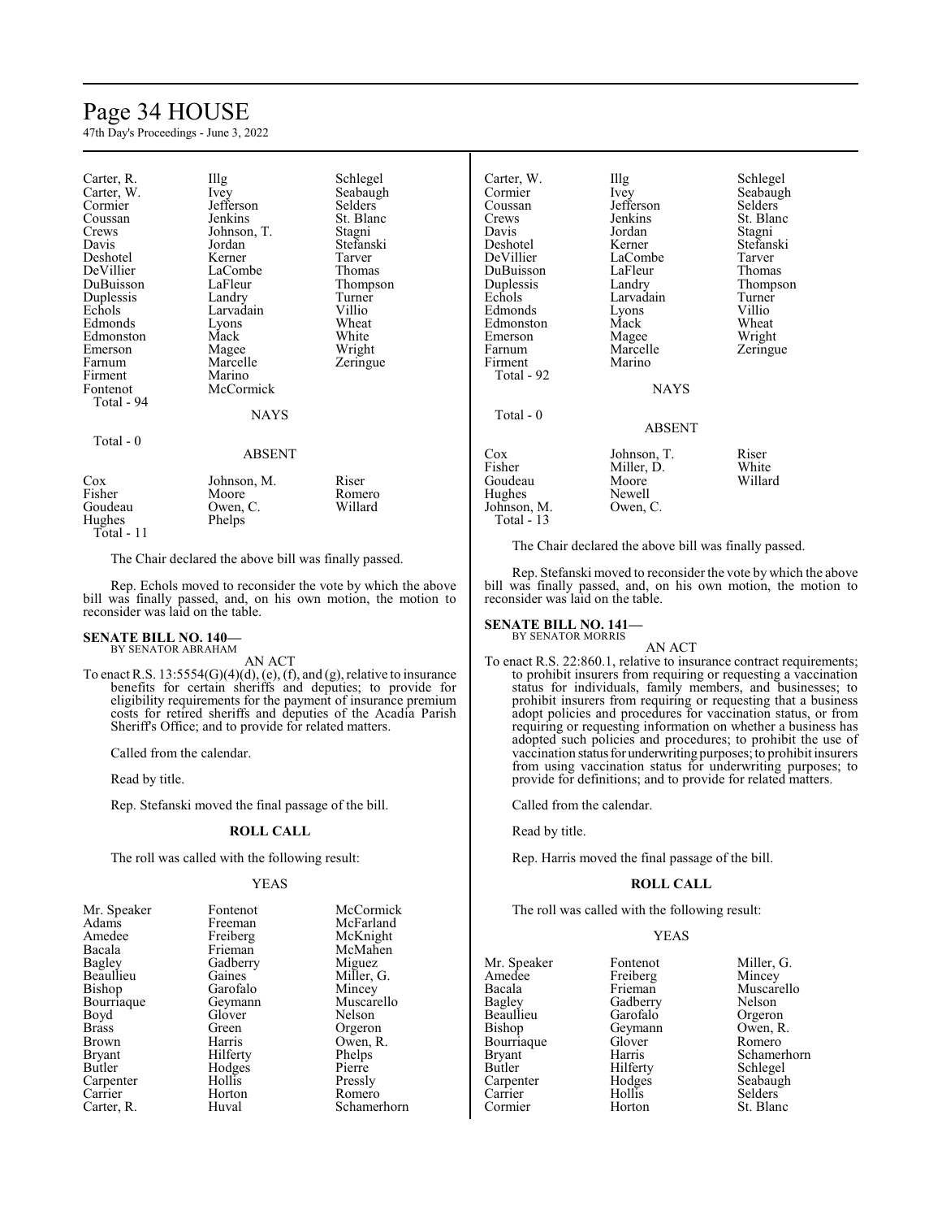| | | |
|---|---|---|
| Carter, R. | Illg | Schlegel |
| Carter, W. | Ivey | Seabaugh |
| Cormier | Jefferson | Selders |
| Coussan | Jenkins | St. Blanc |
| Crews | Johnson, T. | Stagni |
| Davis | Jordan | Stefanski |
| Deshotel | Kerner | Tarver |
| DeVillier | LaCombe | Thomas |
| DuBuisson | LaFleur | Thompson |
| Duplessis | Landry | Turner |
| Echols | Larvadain | Villio |
| Edmonds | Lyons | Wheat |
| Edmonston | Mack | White |
| Emerson | Magee | Wright |
| Farnum | Marcelle | Zeringue |
| Firment | Marino | |
| Fontenot | McCormick | |

Total - 94

NAYS

Total - 0

ABSENT

| | | |
|---|---|---|
| Cox | Johnson, M. | Riser |
| Fisher | Moore | Romero |
| Goudeau | Owen, C. | Willard |
| Hughes | Phelps | |

Total - 11

The Chair declared the above bill was finally passed.

Rep. Echols moved to reconsider the vote by which the above bill was finally passed, and, on his own motion, the motion to reconsider was laid on the table.

**SENATE BILL NO. 140—**
BY SENATOR ABRAHAM

AN ACT

To enact R.S. 13:5554(G)(4)(d), (e), (f), and (g), relative to insurance benefits for certain sheriffs and deputies; to provide for eligibility requirements for the payment of insurance premium costs for retired sheriffs and deputies of the Acadia Parish Sheriff's Office; and to provide for related matters.

Called from the calendar.

Read by title.

Rep. Stefanski moved the final passage of the bill.

**ROLL CALL**

The roll was called with the following result:

YEAS

| | | |
|---|---|---|
| Mr. Speaker | Fontenot | McCormick |
| Adams | Freeman | McFarland |
| Amedee | Freiberg | McKnight |
| Bacala | Frieman | McMahen |
| Bagley | Gadberry | Miguez |
| Beaullieu | Gaines | Miller, G. |
| Bishop | Garofalo | Mincey |
| Bourriaque | Geymann | Muscarello |
| Boyd | Glover | Nelson |
| Brass | Green | Orgeron |
| Brown | Harris | Owen, R. |
| Bryant | Hilferty | Phelps |
| Butler | Hodges | Pierre |
| Carpenter | Hollis | Pressly |
| Carrier | Horton | Romero |
| Carter, R. | Huval | Schamerhorn |
| Carter, W. | Illg | Schlegel |
| Cormier | Ivey | Seabaugh |
| Coussan | Jefferson | Selders |
| Crews | Jenkins | St. Blanc |
| Davis | Jordan | Stagni |
| Deshotel | Kerner | Stefanski |
| DeVillier | LaCombe | Tarver |
| DuBuisson | LaFleur | Thomas |
| Duplessis | Landry | Thompson |
| Echols | Larvadain | Turner |
| Edmonds | Lyons | Villio |
| Edmonston | Mack | Wheat |
| Emerson | Magee | Wright |
| Farnum | Marcelle | Zeringue |
| Firment | Marino | |

Total - 92

NAYS

Total - 0

ABSENT

| | | |
|---|---|---|
| Cox | Johnson, T. | Riser |
| Fisher | Miller, D. | White |
| Goudeau | Moore | Willard |
| Hughes | Newell | |
| Johnson, M. | Owen, C. | |

Total - 13

The Chair declared the above bill was finally passed.

Rep. Stefanski moved to reconsider the vote by which the above bill was finally passed, and, on his own motion, the motion to reconsider was laid on the table.

**SENATE BILL NO. 141—**
BY SENATOR MORRIS

AN ACT

To enact R.S. 22:860.1, relative to insurance contract requirements; to prohibit insurers from requiring or requesting a vaccination status for individuals, family members, and businesses; to prohibit insurers from requiring or requesting that a business adopt policies and procedures for vaccination status, or from requiring or requesting information on whether a business has adopted such policies and procedures; to prohibit the use of vaccination status for underwriting purposes; to prohibit insurers from using vaccination status for underwriting purposes; to provide for definitions; and to provide for related matters.

Called from the calendar.

Read by title.

Rep. Harris moved the final passage of the bill.

**ROLL CALL**

The roll was called with the following result:

YEAS

| | | |
|---|---|---|
| Mr. Speaker | Fontenot | Miller, G. |
| Amedee | Freiberg | Mincey |
| Bacala | Frieman | Muscarello |
| Bagley | Gadberry | Nelson |
| Beaullieu | Garofalo | Orgeron |
| Bishop | Geymann | Owen, R. |
| Bourriaque | Glover | Romero |
| Bryant | Harris | Schamerhorn |
| Butler | Hilferty | Schlegel |
| Carpenter | Hodges | Seabaugh |
| Carrier | Hollis | Selders |
| Cormier | Horton | St. Blanc |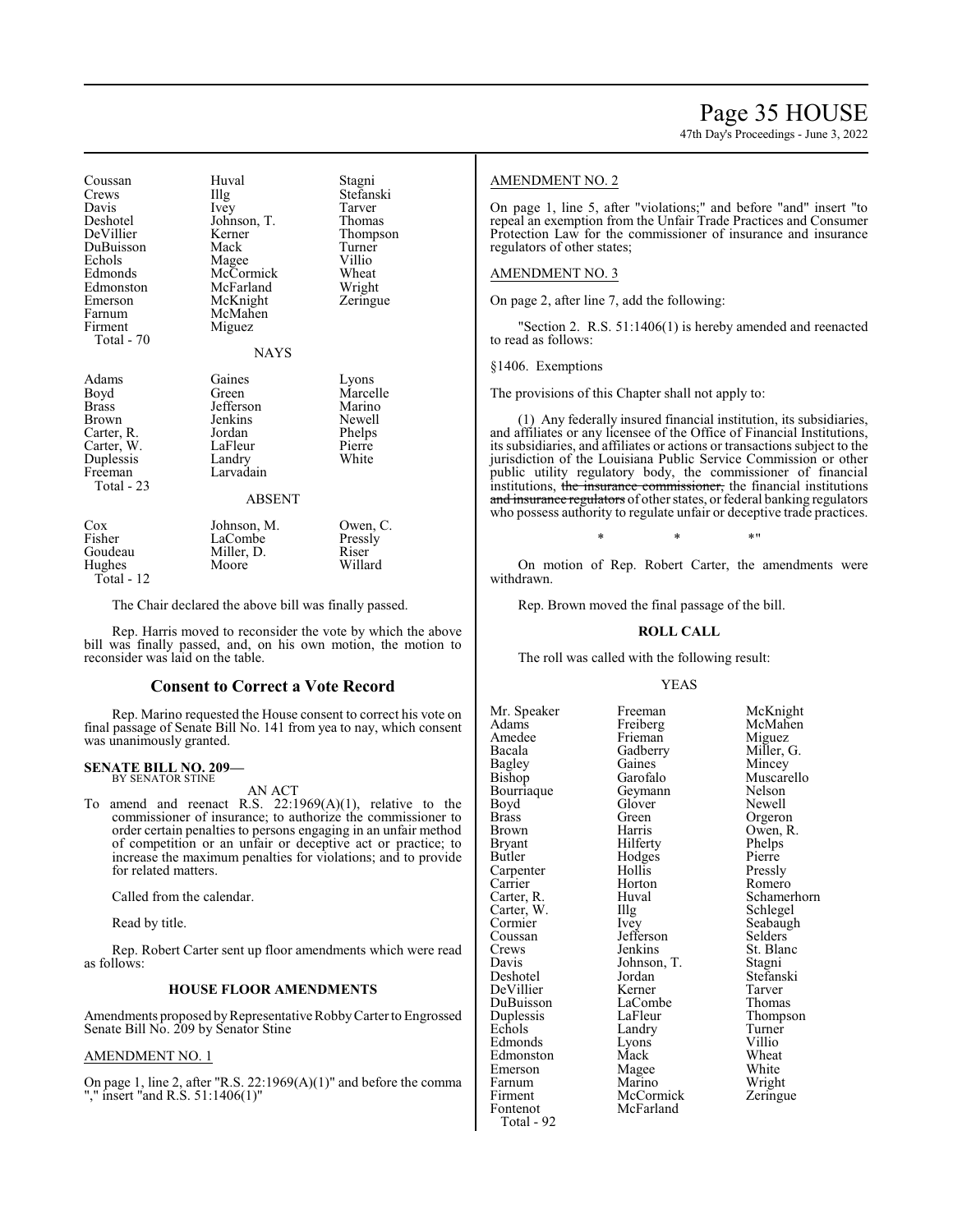| | | |
|---|---|---|
| Coussan | Huval | Stagni |
| Crews | Illg | Stefanski |
| Davis | Ivey | Tarver |
| Deshotel | Johnson, T. | Thomas |
| DeVillier | Kerner | Thompson |
| DuBuisson | Mack | Turner |
| Echols | Magee | Villio |
| Edmonds | McCormick | Wheat |
| Edmonston | McFarland | Wright |
| Emerson | McKnight | Zeringue |
| Farnum | McMahen | |
| Firment | Miguez | |
| Total - 70 | | |

NAYS

| | | |
|---|---|---|
| Adams | Gaines | Lyons |
| Boyd | Green | Marcelle |
| Brass | Jefferson | Marino |
| Brown | Jenkins | Newell |
| Carter, R. | Jordan | Phelps |
| Carter, W. | LaFleur | Pierre |
| Duplessis | Landry | White |
| Freeman | Larvadain | |
| Total - 23 | | |

ABSENT

| | | |
|---|---|---|
| Cox | Johnson, M. | Owen, C. |
| Fisher | LaCombe | Pressly |
| Goudeau | Miller, D. | Riser |
| Hughes | Moore | Willard |
| Total - 12 | | |

The Chair declared the above bill was finally passed.

Rep. Harris moved to reconsider the vote by which the above bill was finally passed, and, on his own motion, the motion to reconsider was laid on the table.

## Consent to Correct a Vote Record

Rep. Marino requested the House consent to correct his vote on final passage of Senate Bill No. 141 from yea to nay, which consent was unanimously granted.

**SENATE BILL NO. 209—**
BY SENATOR STINE

AN ACT

To amend and reenact R.S. 22:1969(A)(1), relative to the commissioner of insurance; to authorize the commissioner to order certain penalties to persons engaging in an unfair method of competition or an unfair or deceptive act or practice; to increase the maximum penalties for violations; and to provide for related matters.

Called from the calendar.

Read by title.

Rep. Robert Carter sent up floor amendments which were read as follows:

**HOUSE FLOOR AMENDMENTS**

Amendments proposed by Representative Robby Carter to Engrossed Senate Bill No. 209 by Senator Stine

AMENDMENT NO. 1

On page 1, line 2, after "R.S. 22:1969(A)(1)" and before the comma "," insert "and R.S. 51:1406(1)"

AMENDMENT NO. 2

On page 1, line 5, after "violations;" and before "and" insert "to repeal an exemption from the Unfair Trade Practices and Consumer Protection Law for the commissioner of insurance and insurance regulators of other states;

AMENDMENT NO. 3

On page 2, after line 7, add the following:

"Section 2. R.S. 51:1406(1) is hereby amended and reenacted to read as follows:

§1406. Exemptions

The provisions of this Chapter shall not apply to:

(1) Any federally insured financial institution, its subsidiaries, and affiliates or any licensee of the Office of Financial Institutions, its subsidiaries, and affiliates or actions or transactions subject to the jurisdiction of the Louisiana Public Service Commission or other public utility regulatory body, the commissioner of financial institutions, ~~the insurance commissioner,~~ the financial institutions ~~and insurance regulators~~ of other states, or federal banking regulators who possess authority to regulate unfair or deceptive trade practices.

\* \* \*"

On motion of Rep. Robert Carter, the amendments were withdrawn.

Rep. Brown moved the final passage of the bill.

**ROLL CALL**

The roll was called with the following result:

YEAS

| | | |
|---|---|---|
| Mr. Speaker | Freeman | McKnight |
| Adams | Freiberg | McMahen |
| Amedee | Frieman | Miguez |
| Bacala | Gadberry | Miller, G. |
| Bagley | Gaines | Mincey |
| Bishop | Garofalo | Muscarello |
| Bourriaque | Geymann | Nelson |
| Boyd | Glover | Newell |
| Brass | Green | Orgeron |
| Brown | Harris | Owen, R. |
| Bryant | Hilferty | Phelps |
| Butler | Hodges | Pierre |
| Carpenter | Hollis | Pressly |
| Carrier | Horton | Romero |
| Carter, R. | Huval | Schamerhorn |
| Carter, W. | Illg | Schlegel |
| Cormier | Ivey | Seabaugh |
| Coussan | Jefferson | Selders |
| Crews | Jenkins | St. Blanc |
| Davis | Johnson, T. | Stagni |
| Deshotel | Jordan | Stefanski |
| DeVillier | Kerner | Tarver |
| DuBuisson | LaCombe | Thomas |
| Duplessis | LaFleur | Thompson |
| Echols | Landry | Turner |
| Edmonds | Lyons | Villio |
| Edmonston | Mack | Wheat |
| Emerson | Magee | White |
| Farnum | Marino | Wright |
| Firment | McCormick | Zeringue |
| Fontenot | McFarland | |
| Total - 92 | | |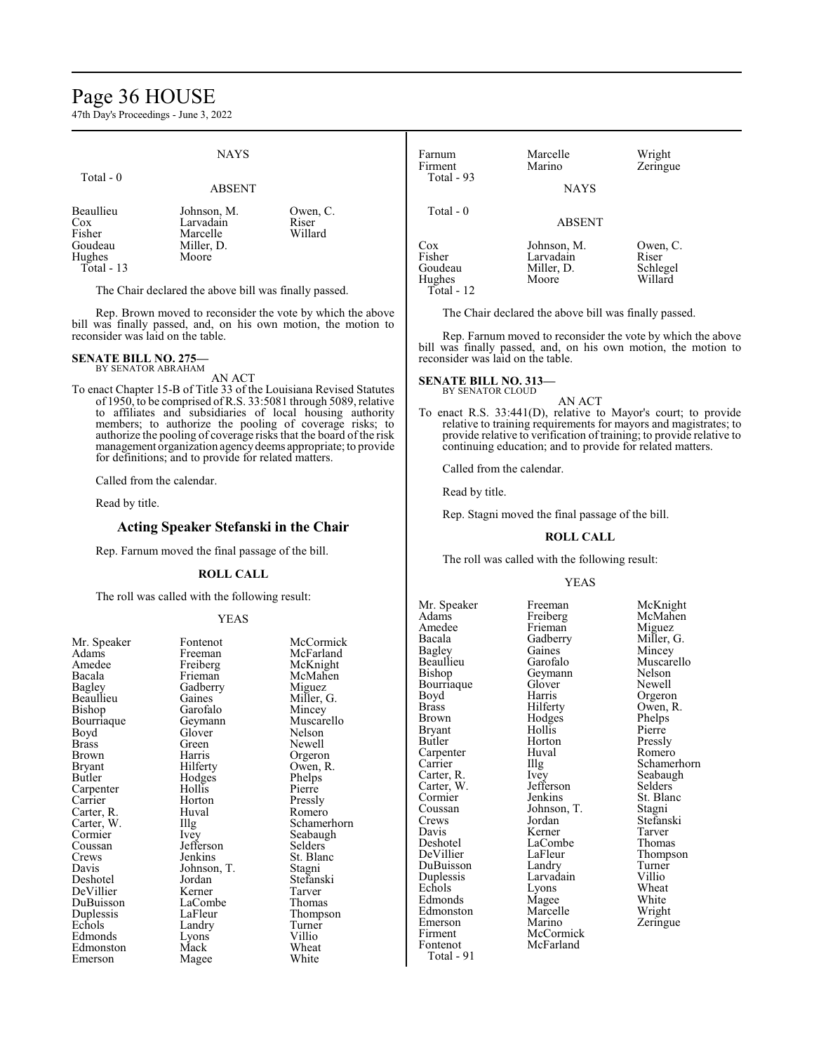NAYS

Total - 0

ABSENT

| | | |
|---|---|---|
| Beaullieu | Johnson, M. | Owen, C. |
| Cox | Larvadain | Riser |
| Fisher | Marcelle | Willard |
| Goudeau | Miller, D. | |
| Hughes | Moore | |

Total - 13

The Chair declared the above bill was finally passed.

Rep. Brown moved to reconsider the vote by which the above bill was finally passed, and, on his own motion, the motion to reconsider was laid on the table.

**SENATE BILL NO. 275—**
BY SENATOR ABRAHAM

AN ACT

To enact Chapter 15-B of Title 33 of the Louisiana Revised Statutes of 1950, to be comprised of R.S. 33:5081 through 5089, relative to affiliates and subsidiaries of local housing authority members; to authorize the pooling of coverage risks; to authorize the pooling of coverage risks that the board of the risk management organization agency deems appropriate; to provide for definitions; and to provide for related matters.

Called from the calendar.

Read by title.

## Acting Speaker Stefanski in the Chair

Rep. Farnum moved the final passage of the bill.

**ROLL CALL**

The roll was called with the following result:

YEAS

| | | |
|---|---|---|
| Mr. Speaker | Fontenot | McCormick |
| Adams | Freeman | McFarland |
| Amedee | Freiberg | McKnight |
| Bacala | Frieman | McMahen |
| Bagley | Gadberry | Miguez |
| Beaullieu | Gaines | Miller, G. |
| Bishop | Garofalo | Mincey |
| Bourriaque | Geymann | Muscarello |
| Boyd | Glover | Nelson |
| Brass | Green | Newell |
| Brown | Harris | Orgeron |
| Bryant | Hilferty | Owen, R. |
| Butler | Hodges | Phelps |
| Carpenter | Hollis | Pierre |
| Carrier | Horton | Pressly |
| Carter, R. | Huval | Romero |
| Carter, W. | Illg | Schamerhorn |
| Cormier | Ivey | Seabaugh |
| Coussan | Jefferson | Selders |
| Crews | Jenkins | St. Blanc |
| Davis | Johnson, T. | Stagni |
| Deshotel | Jordan | Stefanski |
| DeVillier | Kerner | Tarver |
| DuBuisson | LaCombe | Thomas |
| Duplessis | LaFleur | Thompson |
| Echols | Landry | Turner |
| Edmonds | Lyons | Villio |
| Edmonston | Mack | Wheat |
| Emerson | Magee | White |
| Farnum | Marcelle | Wright |
| Firment | Marino | Zeringue |

Total - 93

NAYS

Total - 0

ABSENT

| | | |
|---|---|---|
| Cox | Johnson, M. | Owen, C. |
| Fisher | Larvadain | Riser |
| Goudeau | Miller, D. | Schlegel |
| Hughes | Moore | Willard |

Total - 12

The Chair declared the above bill was finally passed.

Rep. Farnum moved to reconsider the vote by which the above bill was finally passed, and, on his own motion, the motion to reconsider was laid on the table.

**SENATE BILL NO. 313—**
BY SENATOR CLOUD

AN ACT

To enact R.S. 33:441(D), relative to Mayor's court; to provide relative to training requirements for mayors and magistrates; to provide relative to verification of training; to provide relative to continuing education; and to provide for related matters.

Called from the calendar.

Read by title.

Rep. Stagni moved the final passage of the bill.

**ROLL CALL**

The roll was called with the following result:

YEAS

| | | |
|---|---|---|
| Mr. Speaker | Freeman | McKnight |
| Adams | Freiberg | McMahen |
| Amedee | Frieman | Miguez |
| Bacala | Gadberry | Miller, G. |
| Bagley | Gaines | Mincey |
| Beaullieu | Garofalo | Muscarello |
| Bishop | Geymann | Nelson |
| Bourriaque | Glover | Newell |
| Boyd | Harris | Orgeron |
| Brass | Hilferty | Owen, R. |
| Brown | Hodges | Phelps |
| Bryant | Hollis | Pierre |
| Butler | Horton | Pressly |
| Carpenter | Huval | Romero |
| Carrier | Illg | Schamerhorn |
| Carter, R. | Ivey | Seabaugh |
| Carter, W. | Jefferson | Selders |
| Cormier | Jenkins | St. Blanc |
| Coussan | Johnson, T. | Stagni |
| Crews | Jordan | Stefanski |
| Davis | Kerner | Tarver |
| Deshotel | LaCombe | Thomas |
| DeVillier | LaFleur | Thompson |
| DuBuisson | Landry | Turner |
| Duplessis | Larvadain | Villio |
| Echols | Lyons | Wheat |
| Edmonds | Magee | White |
| Edmonston | Marcelle | Wright |
| Emerson | Marino | Zeringue |
| Firment | McCormick | |
| Fontenot | McFarland | |

Total - 91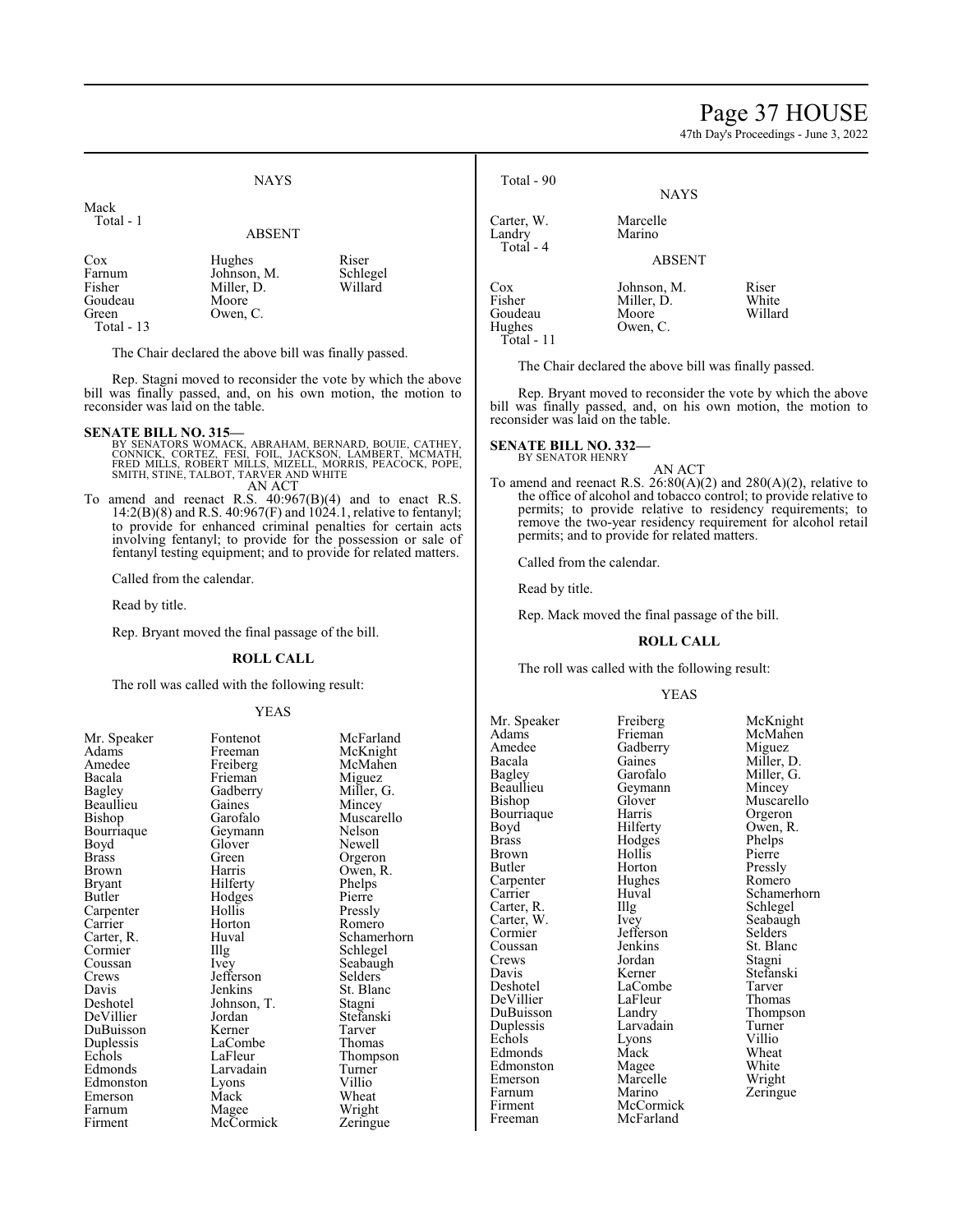NAYS

Mack
Total - 1

ABSENT

| | | |
|---|---|---|
| Cox | Hughes | Riser |
| Farnum | Johnson, M. | Schlegel |
| Fisher | Miller, D. | Willard |
| Goudeau | Moore | |
| Green | Owen, C. | |

Total - 13

The Chair declared the above bill was finally passed.

Rep. Stagni moved to reconsider the vote by which the above bill was finally passed, and, on his own motion, the motion to reconsider was laid on the table.

**SENATE BILL NO. 315—**
BY SENATORS WOMACK, ABRAHAM, BERNARD, BOUIE, CATHEY, CONNICK, CORTEZ, FESI, FOIL, JACKSON, LAMBERT, MCMATH, FRED MILLS, ROBERT MILLS, MIZELL, MORRIS, PEACOCK, POPE, SMITH, STINE, TALBOT, TARVER AND WHITE

AN ACT

To amend and reenact R.S. 40:967(B)(4) and to enact R.S. 14:2(B)(8) and R.S. 40:967(F) and 1024.1, relative to fentanyl; to provide for enhanced criminal penalties for certain acts involving fentanyl; to provide for the possession or sale of fentanyl testing equipment; and to provide for related matters.

Called from the calendar.

Read by title.

Rep. Bryant moved the final passage of the bill.

**ROLL CALL**

The roll was called with the following result:

YEAS

| | | |
|---|---|---|
| Mr. Speaker | Fontenot | McFarland |
| Adams | Freeman | McKnight |
| Amedee | Freiberg | McMahen |
| Bacala | Frieman | Miguez |
| Bagley | Gadberry | Miller, G. |
| Beaullieu | Gaines | Mincey |
| Bishop | Garofalo | Muscarello |
| Bourriaque | Geymann | Nelson |
| Boyd | Glover | Newell |
| Brass | Green | Orgeron |
| Brown | Harris | Owen, R. |
| Bryant | Hilferty | Phelps |
| Butler | Hodges | Pierre |
| Carpenter | Hollis | Pressly |
| Carrier | Horton | Romero |
| Carter, R. | Huval | Schamerhorn |
| Cormier | Illg | Schlegel |
| Coussan | Ivey | Seabaugh |
| Crews | Jefferson | Selders |
| Davis | Jenkins | St. Blanc |
| Deshotel | Johnson, T. | Stagni |
| DeVillier | Jordan | Stefanski |
| DuBuisson | Kerner | Tarver |
| Duplessis | LaCombe | Thomas |
| Echols | LaFleur | Thompson |
| Edmonds | Larvadain | Turner |
| Edmonston | Lyons | Villio |
| Emerson | Mack | Wheat |
| Farnum | Magee | Wright |
| Firment | McCormick | Zeringue |

Total - 90

NAYS

| | |
|---|---|
| Carter, W. | Marcelle |
| Landry | Marino |

Total - 4

ABSENT

| | | |
|---|---|---|
| Cox | Johnson, M. | Riser |
| Fisher | Miller, D. | White |
| Goudeau | Moore | Willard |
| Hughes | Owen, C. | |

Total - 11

The Chair declared the above bill was finally passed.

Rep. Bryant moved to reconsider the vote by which the above bill was finally passed, and, on his own motion, the motion to reconsider was laid on the table.

**SENATE BILL NO. 332—**
BY SENATOR HENRY

AN ACT

To amend and reenact R.S. 26:80(A)(2) and 280(A)(2), relative to the office of alcohol and tobacco control; to provide relative to permits; to provide relative to residency requirements; to remove the two-year residency requirement for alcohol retail permits; and to provide for related matters.

Called from the calendar.

Read by title.

Rep. Mack moved the final passage of the bill.

**ROLL CALL**

The roll was called with the following result:

YEAS

| | | |
|---|---|---|
| Mr. Speaker | Freiberg | McKnight |
| Adams | Frieman | McMahen |
| Amedee | Gadberry | Miguez |
| Bacala | Gaines | Miller, D. |
| Bagley | Garofalo | Miller, G. |
| Beaullieu | Geymann | Mincey |
| Bishop | Glover | Muscarello |
| Bourriaque | Harris | Orgeron |
| Boyd | Hilferty | Owen, R. |
| Brass | Hodges | Phelps |
| Brown | Hollis | Pierre |
| Butler | Horton | Pressly |
| Carpenter | Hughes | Romero |
| Carrier | Huval | Schamerhorn |
| Carter, R. | Illg | Schlegel |
| Carter, W. | Ivey | Seabaugh |
| Cormier | Jefferson | Selders |
| Coussan | Jenkins | St. Blanc |
| Crews | Jordan | Stagni |
| Davis | Kerner | Stefanski |
| Deshotel | LaCombe | Tarver |
| DeVillier | LaFleur | Thomas |
| DuBuisson | Landry | Thompson |
| Duplessis | Larvadain | Turner |
| Echols | Lyons | Villio |
| Edmonds | Mack | Wheat |
| Edmonston | Magee | White |
| Emerson | Marcelle | Wright |
| Farnum | Marino | Zeringue |
| Firment | McCormick | |
| Freeman | McFarland | |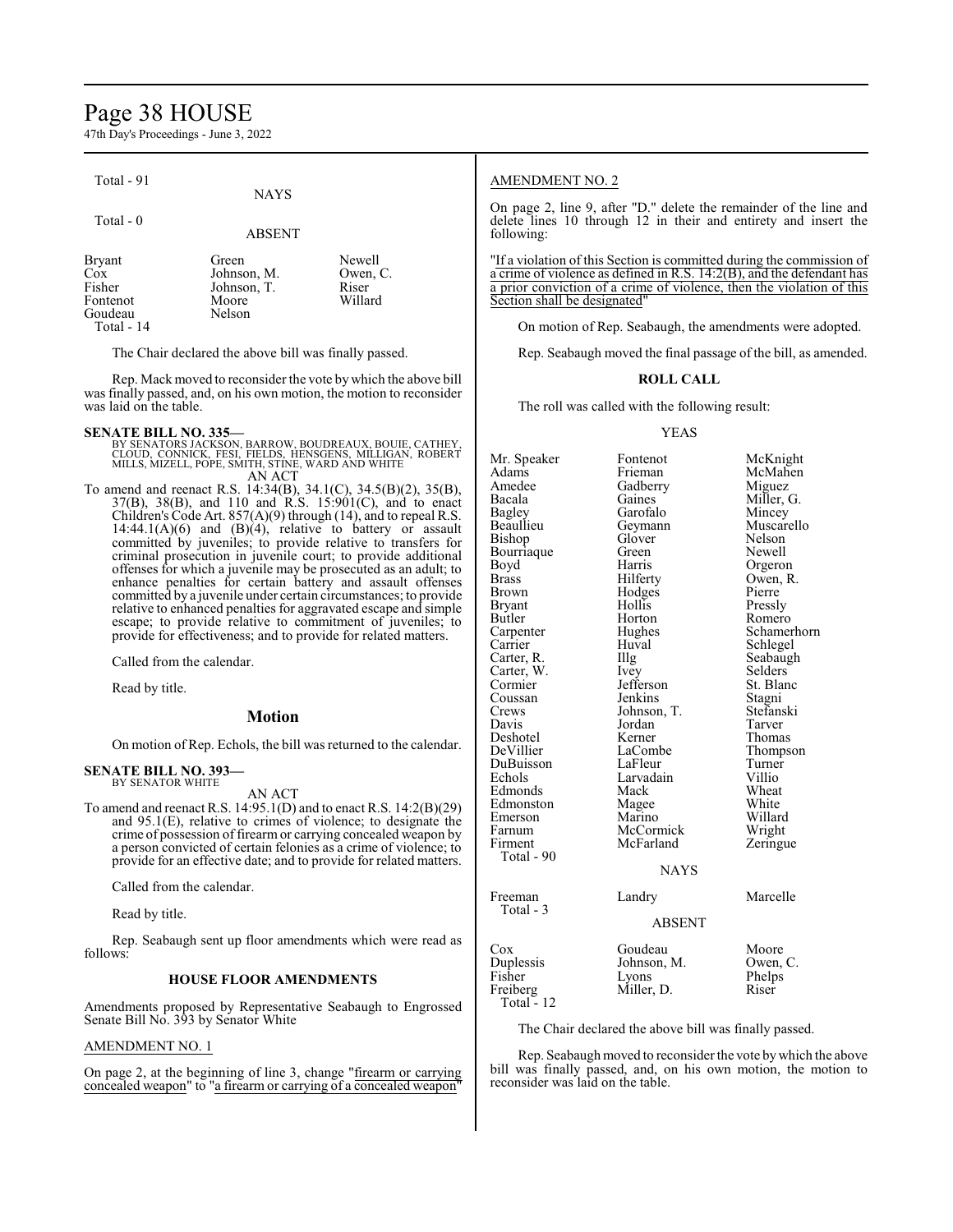Total - 91

NAYS

Total - 0

ABSENT

| | | |
|---|---|---|
| Bryant | Green | Newell |
| Cox | Johnson, M. | Owen, C. |
| Fisher | Johnson, T. | Riser |
| Fontenot | Moore | Willard |
| Goudeau | Nelson | |

Total - 14

The Chair declared the above bill was finally passed.

Rep. Mack moved to reconsider the vote by which the above bill was finally passed, and, on his own motion, the motion to reconsider was laid on the table.

**SENATE BILL NO. 335—**
BY SENATORS JACKSON, BARROW, BOUDREAUX, BOUIE, CATHEY, CLOUD, CONNICK, FESI, FIELDS, HENSGENS, MILLIGAN, ROBERT MILLS, MIZELL, POPE, SMITH, STINE, WARD AND WHITE

AN ACT

To amend and reenact R.S. 14:34(B), 34.1(C), 34.5(B)(2), 35(B), 37(B), 38(B), and 110 and R.S. 15:901(C), and to enact Children's Code Art. 857(A)(9) through (14), and to repeal R.S. 14:44.1(A)(6) and (B)(4), relative to battery or assault committed by juveniles; to provide relative to transfers for criminal prosecution in juvenile court; to provide additional offenses for which a juvenile may be prosecuted as an adult; to enhance penalties for certain battery and assault offenses committed by a juvenile under certain circumstances; to provide relative to enhanced penalties for aggravated escape and simple escape; to provide relative to commitment of juveniles; to provide for effectiveness; and to provide for related matters.

Called from the calendar.

Read by title.

## Motion

On motion of Rep. Echols, the bill was returned to the calendar.

**SENATE BILL NO. 393—**
BY SENATOR WHITE

AN ACT

To amend and reenact R.S. 14:95.1(D) and to enact R.S. 14:2(B)(29) and 95.1(E), relative to crimes of violence; to designate the crime of possession of firearm or carrying concealed weapon by a person convicted of certain felonies as a crime of violence; to provide for an effective date; and to provide for related matters.

Called from the calendar.

Read by title.

Rep. Seabaugh sent up floor amendments which were read as follows:

### HOUSE FLOOR AMENDMENTS

Amendments proposed by Representative Seabaugh to Engrossed Senate Bill No. 393 by Senator White

AMENDMENT NO. 1

On page 2, at the beginning of line 3, change "firearm or carrying concealed weapon" to "a firearm or carrying of a concealed weapon"

AMENDMENT NO. 2

On page 2, line 9, after "D." delete the remainder of the line and delete lines 10 through 12 in their and entirety and insert the following:

"If a violation of this Section is committed during the commission of a crime of violence as defined in R.S. 14:2(B), and the defendant has a prior conviction of a crime of violence, then the violation of this Section shall be designated"

On motion of Rep. Seabaugh, the amendments were adopted.

Rep. Seabaugh moved the final passage of the bill, as amended.

### ROLL CALL

The roll was called with the following result:

YEAS

| | | |
|---|---|---|
| Mr. Speaker | Fontenot | McKnight |
| Adams | Frieman | McMahen |
| Amedee | Gadberry | Miguez |
| Bacala | Gaines | Miller, G. |
| Bagley | Garofalo | Mincey |
| Beaullieu | Geymann | Muscarello |
| Bishop | Glover | Nelson |
| Bourriaque | Green | Newell |
| Boyd | Harris | Orgeron |
| Brass | Hilferty | Owen, R. |
| Brown | Hodges | Pierre |
| Bryant | Hollis | Pressly |
| Butler | Horton | Romero |
| Carpenter | Hughes | Schamerhorn |
| Carrier | Huval | Schlegel |
| Carter, R. | Illg | Seabaugh |
| Carter, W. | Ivey | Selders |
| Cormier | Jefferson | St. Blanc |
| Coussan | Jenkins | Stagni |
| Crews | Johnson, T. | Stefanski |
| Davis | Jordan | Tarver |
| Deshotel | Kerner | Thomas |
| DeVillier | LaCombe | Thompson |
| DuBuisson | LaFleur | Turner |
| Echols | Larvadain | Villio |
| Edmonds | Mack | Wheat |
| Edmonston | Magee | White |
| Emerson | Marino | Willard |
| Farnum | McCormick | Wright |
| Firment | McFarland | Zeringue |

Total - 90

NAYS

| | | |
|---|---|---|
| Freeman | Landry | Marcelle |

Total - 3

ABSENT

| | | |
|---|---|---|
| Cox | Goudeau | Moore |
| Duplessis | Johnson, M. | Owen, C. |
| Fisher | Lyons | Phelps |
| Freiberg | Miller, D. | Riser |

Total - 12

The Chair declared the above bill was finally passed.

Rep. Seabaugh moved to reconsider the vote by which the above bill was finally passed, and, on his own motion, the motion to reconsider was laid on the table.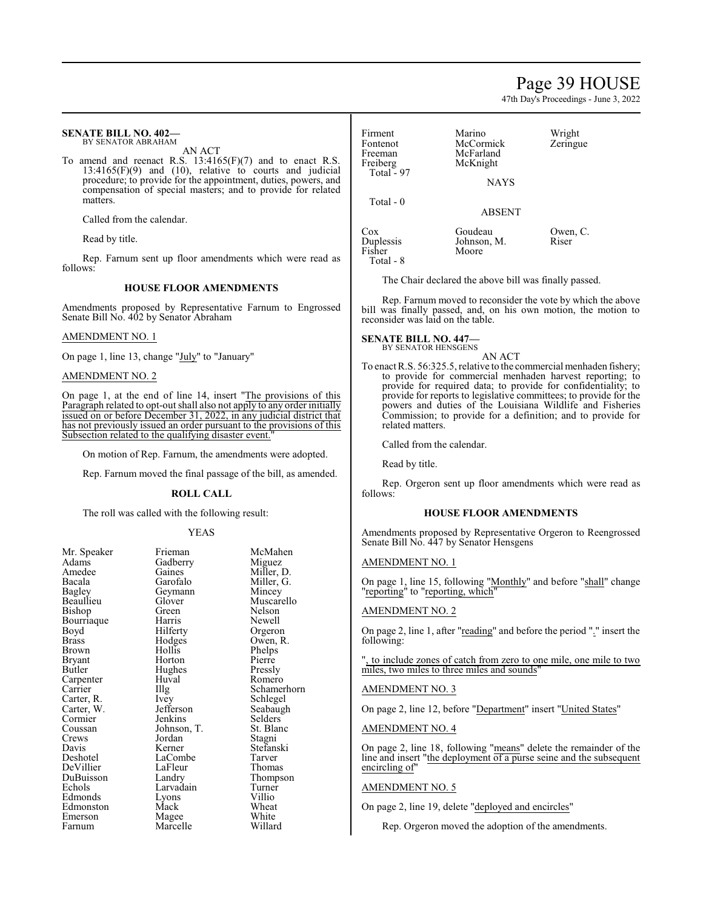**SENATE BILL NO. 402—**
BY SENATOR ABRAHAM

AN ACT

To amend and reenact R.S. 13:4165(F)(7) and to enact R.S. 13:4165(F)(9) and (10), relative to courts and judicial procedure; to provide for the appointment, duties, powers, and compensation of special masters; and to provide for related matters.

Called from the calendar.

Read by title.

Rep. Farnum sent up floor amendments which were read as follows:

### HOUSE FLOOR AMENDMENTS

Amendments proposed by Representative Farnum to Engrossed Senate Bill No. 402 by Senator Abraham

AMENDMENT NO. 1

On page 1, line 13, change "July" to "January"

AMENDMENT NO. 2

On page 1, at the end of line 14, insert "The provisions of this Paragraph related to opt-out shall also not apply to any order initially issued on or before December 31, 2022, in any judicial district that has not previously issued an order pursuant to the provisions of this Subsection related to the qualifying disaster event."

On motion of Rep. Farnum, the amendments were adopted.

Rep. Farnum moved the final passage of the bill, as amended.

### ROLL CALL

The roll was called with the following result:

YEAS

| | | |
|---|---|---|
| Mr. Speaker | Frieman | McMahen |
| Adams | Gadberry | Miguez |
| Amedee | Gaines | Miller, D. |
| Bacala | Garofalo | Miller, G. |
| Bagley | Geymann | Mincey |
| Beaullieu | Glover | Muscarello |
| Bishop | Green | Nelson |
| Bourriaque | Harris | Newell |
| Boyd | Hilferty | Orgeron |
| Brass | Hodges | Owen, R. |
| Brown | Hollis | Phelps |
| Bryant | Horton | Pierre |
| Butler | Hughes | Pressly |
| Carpenter | Huval | Romero |
| Carrier | Illg | Schamerhorn |
| Carter, R. | Ivey | Schlegel |
| Carter, W. | Jefferson | Seabaugh |
| Cormier | Jenkins | Selders |
| Coussan | Johnson, T. | St. Blanc |
| Crews | Jordan | Stagni |
| Davis | Kerner | Stefanski |
| Deshotel | LaCombe | Tarver |
| DeVillier | LaFleur | Thomas |
| DuBuisson | Landry | Thompson |
| Echols | Larvadain | Turner |
| Edmonds | Lyons | Villio |
| Edmonston | Mack | Wheat |
| Emerson | Magee | White |
| Farnum | Marcelle | Willard |
| Firment | Marino | Wright |
| Fontenot | McCormick | Zeringue |
| Freeman | McFarland | |
| Freiberg | McKnight | |

Total - 97

NAYS

Total - 0

ABSENT

| | | |
|---|---|---|
| Cox | Goudeau | Owen, C. |
| Duplessis | Johnson, M. | Riser |
| Fisher | Moore | |

Total - 8

The Chair declared the above bill was finally passed.

Rep. Farnum moved to reconsider the vote by which the above bill was finally passed, and, on his own motion, the motion to reconsider was laid on the table.

**SENATE BILL NO. 447—**
BY SENATOR HENSGENS

AN ACT

To enact R.S. 56:325.5, relative to the commercial menhaden fishery; to provide for commercial menhaden harvest reporting; to provide for required data; to provide for confidentiality; to provide for reports to legislative committees; to provide for the powers and duties of the Louisiana Wildlife and Fisheries Commission; to provide for a definition; and to provide for related matters.

Called from the calendar.

Read by title.

Rep. Orgeron sent up floor amendments which were read as follows:

### HOUSE FLOOR AMENDMENTS

Amendments proposed by Representative Orgeron to Reengrossed Senate Bill No. 447 by Senator Hensgens

AMENDMENT NO. 1

On page 1, line 15, following "Monthly" and before "shall" change "reporting" to "reporting, which"

AMENDMENT NO. 2

On page 2, line 1, after "reading" and before the period "." insert the following:

", to include zones of catch from zero to one mile, one mile to two miles, two miles to three miles and sounds"

AMENDMENT NO. 3

On page 2, line 12, before "Department" insert "United States"

AMENDMENT NO. 4

On page 2, line 18, following "means" delete the remainder of the line and insert "the deployment of a purse seine and the subsequent encircling of"

AMENDMENT NO. 5

On page 2, line 19, delete "deployed and encircles"

Rep. Orgeron moved the adoption of the amendments.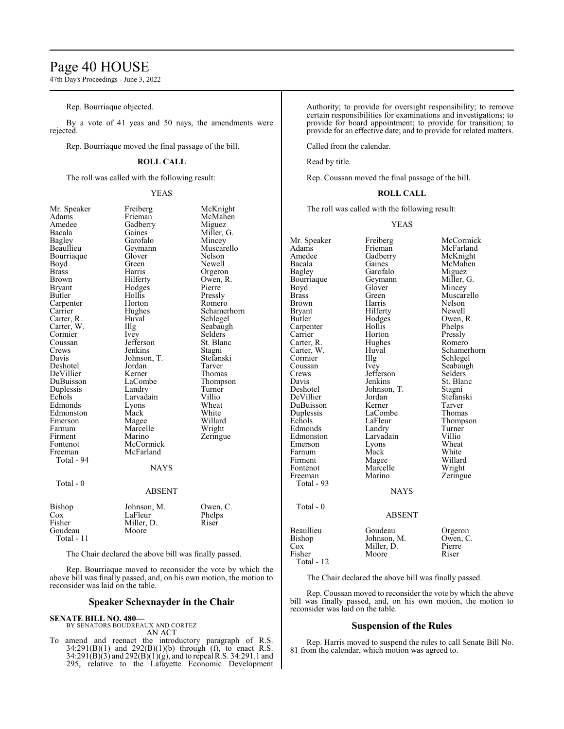Rep. Bourriaque objected.

By a vote of 41 yeas and 50 nays, the amendments were rejected.

Rep. Bourriaque moved the final passage of the bill.

**ROLL CALL**

The roll was called with the following result:

YEAS

| | | |
|---|---|---|
| Mr. Speaker | Freiberg | McKnight |
| Adams | Frieman | McMahen |
| Amedee | Gadberry | Miguez |
| Bacala | Gaines | Miller, G. |
| Bagley | Garofalo | Mincey |
| Beaullieu | Geymann | Muscarello |
| Bourriaque | Glover | Nelson |
| Boyd | Green | Newell |
| Brass | Harris | Orgeron |
| Brown | Hilferty | Owen, R. |
| Bryant | Hodges | Pierre |
| Butler | Hollis | Pressly |
| Carpenter | Horton | Romero |
| Carrier | Hughes | Schamerhorn |
| Carter, R. | Huval | Schlegel |
| Carter, W. | Illg | Seabaugh |
| Cormier | Ivey | Selders |
| Coussan | Jefferson | St. Blanc |
| Crews | Jenkins | Stagni |
| Davis | Johnson, T. | Stefanski |
| Deshotel | Jordan | Tarver |
| DeVillier | Kerner | Thomas |
| DuBuisson | LaCombe | Thompson |
| Duplessis | Landry | Turner |
| Echols | Larvadain | Villio |
| Edmonds | Lyons | Wheat |
| Edmonston | Mack | White |
| Emerson | Magee | Willard |
| Farnum | Marcelle | Wright |
| Firment | Marino | Zeringue |
| Fontenot | McCormick | |
| Freeman | McFarland | |

Total - 94

NAYS

Total - 0

ABSENT

| | | |
|---|---|---|
| Bishop | Johnson, M. | Owen, C. |
| Cox | LaFleur | Phelps |
| Fisher | Miller, D. | Riser |
| Goudeau | Moore | |

Total - 11

The Chair declared the above bill was finally passed.

Rep. Bourriaque moved to reconsider the vote by which the above bill was finally passed, and, on his own motion, the motion to reconsider was laid on the table.

## Speaker Schexnayder in the Chair

**SENATE BILL NO. 480—**
BY SENATORS BOUDREAUX AND CORTEZ
AN ACT

To amend and reenact the introductory paragraph of R.S. 34:291(B)(1) and 292(B)(1)(b) through (f), to enact R.S. 34:291(B)(3) and 292(B)(1)(g), and to repeal R.S. 34:291.1 and 295, relative to the Lafayette Economic Development Authority; to provide for oversight responsibility; to remove certain responsibilities for examinations and investigations; to provide for board appointment; to provide for transition; to provide for an effective date; and to provide for related matters.

Called from the calendar.

Read by title.

Rep. Coussan moved the final passage of the bill.

**ROLL CALL**

The roll was called with the following result:

YEAS

| | | |
|---|---|---|
| Mr. Speaker | Freiberg | McCormick |
| Adams | Frieman | McFarland |
| Amedee | Gadberry | McKnight |
| Bacala | Gaines | McMahen |
| Bagley | Garofalo | Miguez |
| Bourriaque | Geymann | Miller, G. |
| Boyd | Glover | Mincey |
| Brass | Green | Muscarello |
| Brown | Harris | Nelson |
| Bryant | Hilferty | Newell |
| Butler | Hodges | Owen, R. |
| Carpenter | Hollis | Phelps |
| Carrier | Horton | Pressly |
| Carter, R. | Hughes | Romero |
| Carter, W. | Huval | Schamerhorn |
| Cormier | Illg | Schlegel |
| Coussan | Ivey | Seabaugh |
| Crews | Jefferson | Selders |
| Davis | Jenkins | St. Blanc |
| Deshotel | Johnson, T. | Stagni |
| DeVillier | Jordan | Stefanski |
| DuBuisson | Kerner | Tarver |
| Duplessis | LaCombe | Thomas |
| Echols | LaFleur | Thompson |
| Edmonds | Landry | Turner |
| Edmonston | Larvadain | Villio |
| Emerson | Lyons | Wheat |
| Farnum | Mack | White |
| Firment | Magee | Willard |
| Fontenot | Marcelle | Wright |
| Freeman | Marino | Zeringue |

Total - 93

NAYS

Total - 0

ABSENT

| | | |
|---|---|---|
| Beaullieu | Goudeau | Orgeron |
| Bishop | Johnson, M. | Owen, C. |
| Cox | Miller, D. | Pierre |
| Fisher | Moore | Riser |

Total - 12

The Chair declared the above bill was finally passed.

Rep. Coussan moved to reconsider the vote by which the above bill was finally passed, and, on his own motion, the motion to reconsider was laid on the table.

## Suspension of the Rules

Rep. Harris moved to suspend the rules to call Senate Bill No. 81 from the calendar, which motion was agreed to.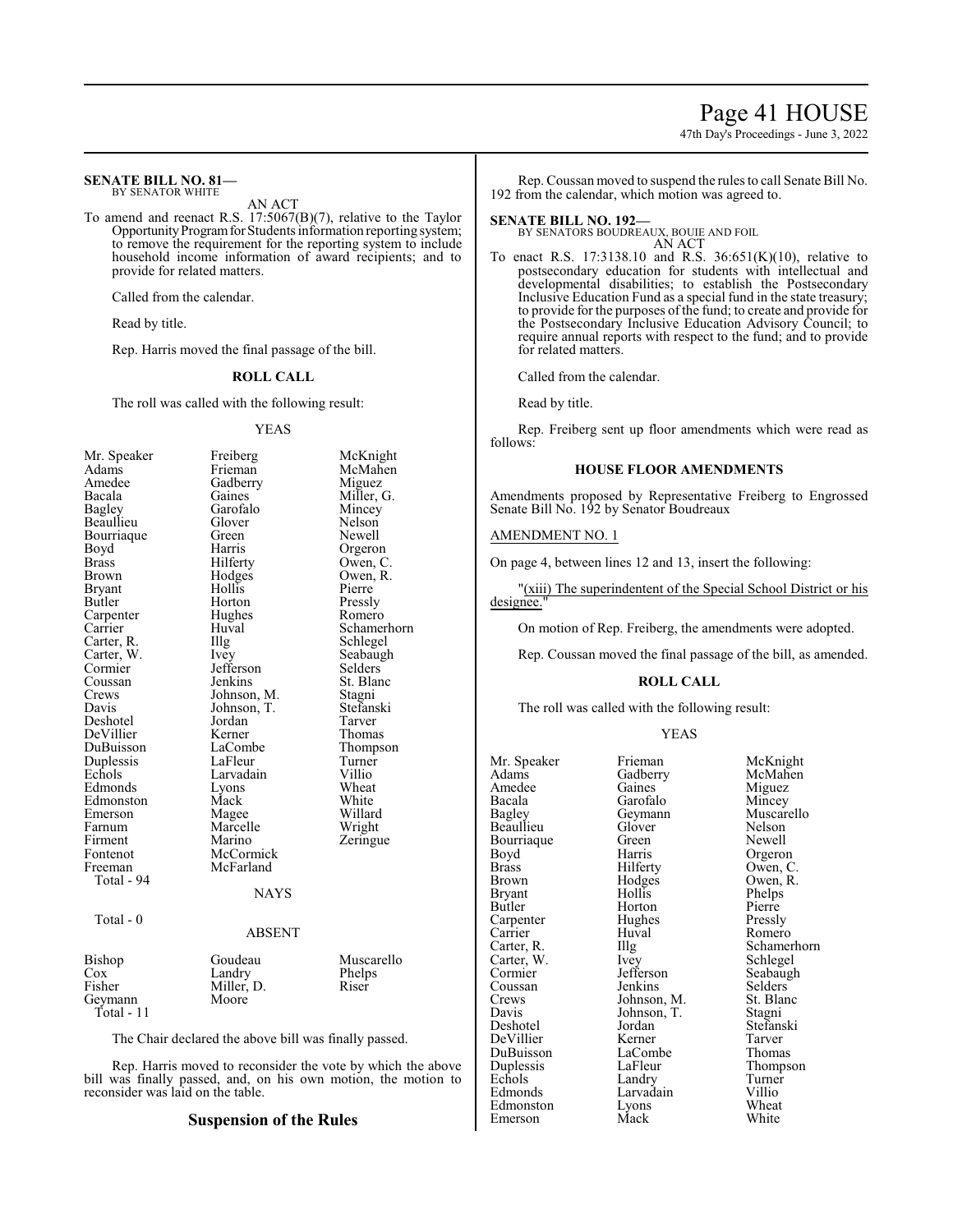**SENATE BILL NO. 81—**
BY SENATOR WHITE

AN ACT

To amend and reenact R.S. 17:5067(B)(7), relative to the Taylor Opportunity Program for Students information reporting system; to remove the requirement for the reporting system to include household income information of award recipients; and to provide for related matters.

Called from the calendar.

Read by title.

Rep. Harris moved the final passage of the bill.

**ROLL CALL**

The roll was called with the following result:

YEAS

| | | |
|---|---|---|
| Mr. Speaker | Freiberg | McKnight |
| Adams | Frieman | McMahen |
| Amedee | Gadberry | Miguez |
| Bacala | Gaines | Miller, G. |
| Bagley | Garofalo | Mincey |
| Beaullieu | Glover | Nelson |
| Bourriaque | Green | Newell |
| Boyd | Harris | Orgeron |
| Brass | Hilferty | Owen, C. |
| Brown | Hodges | Owen, R. |
| Bryant | Hollis | Pierre |
| Butler | Horton | Pressly |
| Carpenter | Hughes | Romero |
| Carrier | Huval | Schamerhorn |
| Carter, R. | Illg | Schlegel |
| Carter, W. | Ivey | Seabaugh |
| Cormier | Jefferson | Selders |
| Coussan | Jenkins | St. Blanc |
| Crews | Johnson, M. | Stagni |
| Davis | Johnson, T. | Stefanski |
| Deshotel | Jordan | Tarver |
| DeVillier | Kerner | Thomas |
| DuBuisson | LaCombe | Thompson |
| Duplessis | LaFleur | Turner |
| Echols | Larvadain | Villio |
| Edmonds | Lyons | Wheat |
| Edmonston | Mack | White |
| Emerson | Magee | Willard |
| Farnum | Marcelle | Wright |
| Firment | Marino | Zeringue |
| Fontenot | McCormick | |
| Freeman | McFarland | |

Total - 94

NAYS

Total - 0

ABSENT

| | | |
|---|---|---|
| Bishop | Goudeau | Muscarello |
| Cox | Landry | Phelps |
| Fisher | Miller, D. | Riser |
| Geymann | Moore | |

Total - 11

The Chair declared the above bill was finally passed.

Rep. Harris moved to reconsider the vote by which the above bill was finally passed, and, on his own motion, the motion to reconsider was laid on the table.

## Suspension of the Rules

Rep. Coussan moved to suspend the rules to call Senate Bill No. 192 from the calendar, which motion was agreed to.

**SENATE BILL NO. 192—**
BY SENATORS BOUDREAUX, BOUIE AND FOIL

AN ACT

To enact R.S. 17:3138.10 and R.S. 36:651(K)(10), relative to postsecondary education for students with intellectual and developmental disabilities; to establish the Postsecondary Inclusive Education Fund as a special fund in the state treasury; to provide for the purposes of the fund; to create and provide for the Postsecondary Inclusive Education Advisory Council; to require annual reports with respect to the fund; and to provide for related matters.

Called from the calendar.

Read by title.

Rep. Freiberg sent up floor amendments which were read as follows:

### HOUSE FLOOR AMENDMENTS

Amendments proposed by Representative Freiberg to Engrossed Senate Bill No. 192 by Senator Boudreaux

AMENDMENT NO. 1

On page 4, between lines 12 and 13, insert the following:

"(xiii) The superindentent of the Special School District or his designee."

On motion of Rep. Freiberg, the amendments were adopted.

Rep. Coussan moved the final passage of the bill, as amended.

**ROLL CALL**

The roll was called with the following result:

YEAS

| | | |
|---|---|---|
| Mr. Speaker | Frieman | McKnight |
| Adams | Gadberry | McMahen |
| Amedee | Gaines | Miguez |
| Bacala | Garofalo | Mincey |
| Bagley | Geymann | Muscarello |
| Beaullieu | Glover | Nelson |
| Bourriaque | Green | Newell |
| Boyd | Harris | Orgeron |
| Brass | Hilferty | Owen, C. |
| Brown | Hodges | Owen, R. |
| Bryant | Hollis | Phelps |
| Butler | Horton | Pierre |
| Carpenter | Hughes | Pressly |
| Carrier | Huval | Romero |
| Carter, R. | Illg | Schamerhorn |
| Carter, W. | Ivey | Schlegel |
| Cormier | Jefferson | Seabaugh |
| Coussan | Jenkins | Selders |
| Crews | Johnson, M. | St. Blanc |
| Davis | Johnson, T. | Stagni |
| Deshotel | Jordan | Stefanski |
| DeVillier | Kerner | Tarver |
| DuBuisson | LaCombe | Thomas |
| Duplessis | LaFleur | Thompson |
| Echols | Landry | Turner |
| Edmonds | Larvadain | Villio |
| Edmonston | Lyons | Wheat |
| Emerson | Mack | White |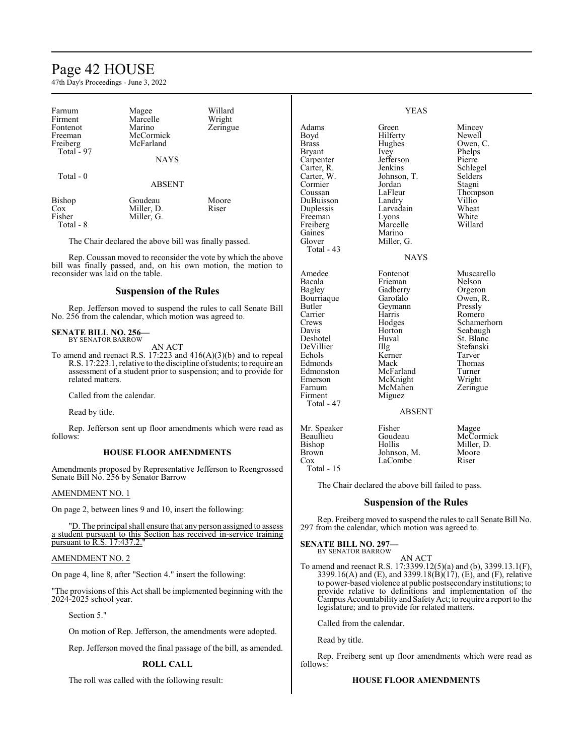| | | |
|---|---|---|
| Farnum | Magee | Willard |
| Firment | Marcelle | Wright |
| Fontenot | Marino | Zeringue |
| Freeman | McCormick | |
| Freiberg | McFarland | |
| Total - 97 | | |

NAYS

Total - 0

ABSENT

| | | |
|---|---|---|
| Bishop | Goudeau | Moore |
| Cox | Miller, D. | Riser |
| Fisher | Miller, G. | |
| Total - 8 | | |

The Chair declared the above bill was finally passed.

Rep. Coussan moved to reconsider the vote by which the above bill was finally passed, and, on his own motion, the motion to reconsider was laid on the table.

## Suspension of the Rules

Rep. Jefferson moved to suspend the rules to call Senate Bill No. 256 from the calendar, which motion was agreed to.

**SENATE BILL NO. 256—**
BY SENATOR BARROW

AN ACT

To amend and reenact R.S. 17:223 and 416(A)(3)(b) and to repeal R.S. 17:223.1, relative to the discipline of students; to require an assessment of a student prior to suspension; and to provide for related matters.

Called from the calendar.

Read by title.

Rep. Jefferson sent up floor amendments which were read as follows:

**HOUSE FLOOR AMENDMENTS**

Amendments proposed by Representative Jefferson to Reengrossed Senate Bill No. 256 by Senator Barrow

AMENDMENT NO. 1

On page 2, between lines 9 and 10, insert the following:

"D. The principal shall ensure that any person assigned to assess a student pursuant to this Section has received in-service training pursuant to R.S. 17:437.2."

AMENDMENT NO. 2

On page 4, line 8, after "Section 4." insert the following:

"The provisions of this Act shall be implemented beginning with the 2024-2025 school year.

Section 5."

On motion of Rep. Jefferson, the amendments were adopted.

Rep. Jefferson moved the final passage of the bill, as amended.

**ROLL CALL**

The roll was called with the following result:

YEAS

| | | |
|---|---|---|
| Adams | Green | Mincey |
| Boyd | Hilferty | Newell |
| Brass | Hughes | Owen, C. |
| Bryant | Ivey | Phelps |
| Carpenter | Jefferson | Pierre |
| Carter, R. | Jenkins | Schlegel |
| Carter, W. | Johnson, T. | Selders |
| Cormier | Jordan | Stagni |
| Coussan | LaFleur | Thompson |
| DuBuisson | Landry | Villio |
| Duplessis | Larvadain | Wheat |
| Freeman | Lyons | White |
| Freiberg | Marcelle | Willard |
| Gaines | Marino | |
| Glover | Miller, G. | |
| Total - 43 | | |

NAYS

| | | |
|---|---|---|
| Amedee | Fontenot | Muscarello |
| Bacala | Frieman | Nelson |
| Bagley | Gadberry | Orgeron |
| Bourriaque | Garofalo | Owen, R. |
| Butler | Geymann | Pressly |
| Carrier | Harris | Romero |
| Crews | Hodges | Schamerhorn |
| Davis | Horton | Seabaugh |
| Deshotel | Huval | St. Blanc |
| DeVillier | Illg | Stefanski |
| Echols | Kerner | Tarver |
| Edmonds | Mack | Thomas |
| Edmonston | McFarland | Turner |
| Emerson | McKnight | Wright |
| Farnum | McMahen | Zeringue |
| Firment | Miguez | |
| Total - 47 | | |

ABSENT

| | | |
|---|---|---|
| Mr. Speaker | Fisher | Magee |
| Beaullieu | Goudeau | McCormick |
| Bishop | Hollis | Miller, D. |
| Brown | Johnson, M. | Moore |
| Cox | LaCombe | Riser |
| Total - 15 | | |

The Chair declared the above bill failed to pass.

## Suspension of the Rules

Rep. Freiberg moved to suspend the rules to call Senate Bill No. 297 from the calendar, which motion was agreed to.

**SENATE BILL NO. 297—**
BY SENATOR BARROW

AN ACT

To amend and reenact R.S. 17:3399.12(5)(a) and (b), 3399.13.1(F), 3399.16(A) and (E), and 3399.18(B)(17), (E), and (F), relative to power-based violence at public postsecondary institutions; to provide relative to definitions and implementation of the Campus Accountability and Safety Act; to require a report to the legislature; and to provide for related matters.

Called from the calendar.

Read by title.

Rep. Freiberg sent up floor amendments which were read as follows:

**HOUSE FLOOR AMENDMENTS**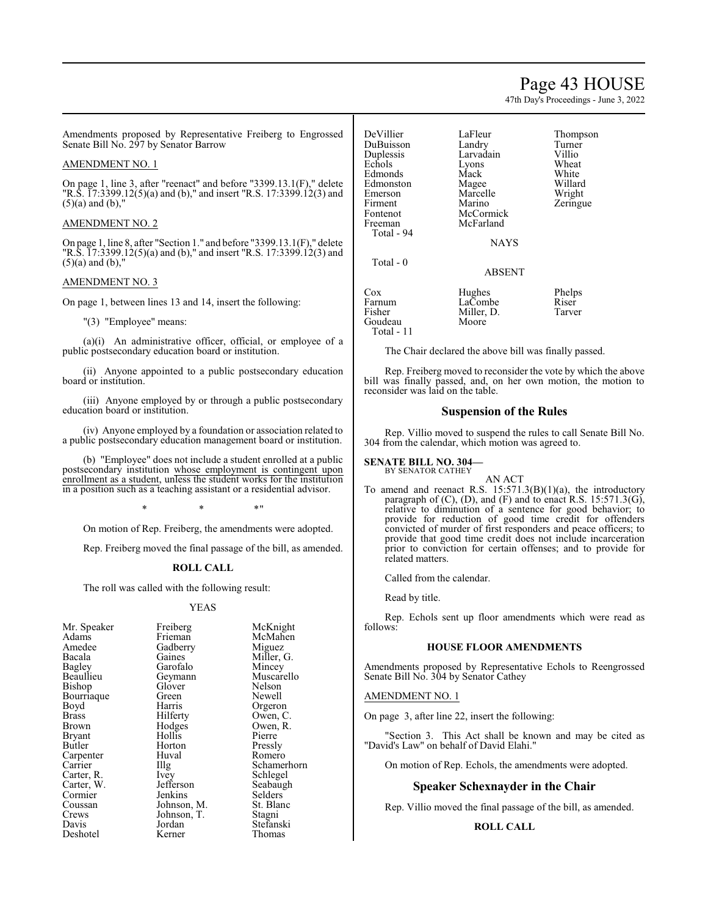Amendments proposed by Representative Freiberg to Engrossed Senate Bill No. 297 by Senator Barrow

AMENDMENT NO. 1

On page 1, line 3, after "reenact" and before "3399.13.1(F)," delete "R.S. 17:3399.12(5)(a) and (b)," and insert "R.S. 17:3399.12(3) and (5)(a) and (b),"

AMENDMENT NO. 2

On page 1, line 8, after "Section 1." and before "3399.13.1(F)," delete "R.S. 17:3399.12(5)(a) and (b)," and insert "R.S. 17:3399.12(3) and (5)(a) and (b),"

AMENDMENT NO. 3

On page 1, between lines 13 and 14, insert the following:

"(3) "Employee" means:

(a)(i) An administrative officer, official, or employee of a public postsecondary education board or institution.

(ii) Anyone appointed to a public postsecondary education board or institution.

(iii) Anyone employed by or through a public postsecondary education board or institution.

(iv) Anyone employed by a foundation or association related to a public postsecondary education management board or institution.

(b) "Employee" does not include a student enrolled at a public postsecondary institution whose employment is contingent upon enrollment as a student, unless the student works for the institution in a position such as a teaching assistant or a residential advisor.

\* \* \*"

On motion of Rep. Freiberg, the amendments were adopted.

Rep. Freiberg moved the final passage of the bill, as amended.

**ROLL CALL**

The roll was called with the following result:

YEAS

| | | |
|---|---|---|
| Mr. Speaker | Freiberg | McKnight |
| Adams | Frieman | McMahen |
| Amedee | Gadberry | Miguez |
| Bacala | Gaines | Miller, G. |
| Bagley | Garofalo | Mincey |
| Beaullieu | Geymann | Muscarello |
| Bishop | Glover | Nelson |
| Bourriaque | Green | Newell |
| Boyd | Harris | Orgeron |
| Brass | Hilferty | Owen, C. |
| Brown | Hodges | Owen, R. |
| Bryant | Hollis | Pierre |
| Butler | Horton | Pressly |
| Carpenter | Huval | Romero |
| Carrier | Illg | Schamerhorn |
| Carter, R. | Ivey | Schlegel |
| Carter, W. | Jefferson | Seabaugh |
| Cormier | Jenkins | Selders |
| Coussan | Johnson, M. | St. Blanc |
| Crews | Johnson, T. | Stagni |
| Davis | Jordan | Stefanski |
| Deshotel | Kerner | Thomas |
| DeVillier | LaFleur | Thompson |
| DuBuisson | Landry | Turner |
| Duplessis | Larvadain | Villio |
| Echols | Lyons | Wheat |
| Edmonds | Mack | White |
| Edmonston | Magee | Willard |
| Emerson | Marcelle | Wright |
| Firment | Marino | Zeringue |
| Fontenot | McCormick | |
| Freeman | McFarland | |

Total - 94

NAYS

Total - 0

ABSENT

| | | |
|---|---|---|
| Cox | Hughes | Phelps |
| Farnum | LaCombe | Riser |
| Fisher | Miller, D. | Tarver |
| Goudeau | Moore | |

Total - 11

The Chair declared the above bill was finally passed.

Rep. Freiberg moved to reconsider the vote by which the above bill was finally passed, and, on her own motion, the motion to reconsider was laid on the table.

## Suspension of the Rules

Rep. Villio moved to suspend the rules to call Senate Bill No. 304 from the calendar, which motion was agreed to.

**SENATE BILL NO. 304—**
BY SENATOR CATHEY

AN ACT

To amend and reenact R.S. 15:571.3(B)(1)(a), the introductory paragraph of (C), (D), and (F) and to enact R.S. 15:571.3(G), relative to diminution of a sentence for good behavior; to provide for reduction of good time credit for offenders convicted of murder of first responders and peace officers; to provide that good time credit does not include incarceration prior to conviction for certain offenses; and to provide for related matters.

Called from the calendar.

Read by title.

Rep. Echols sent up floor amendments which were read as follows:

**HOUSE FLOOR AMENDMENTS**

Amendments proposed by Representative Echols to Reengrossed Senate Bill No. 304 by Senator Cathey

AMENDMENT NO. 1

On page 3, after line 22, insert the following:

"Section 3. This Act shall be known and may be cited as "David's Law" on behalf of David Elahi."

On motion of Rep. Echols, the amendments were adopted.

## Speaker Schexnayder in the Chair

Rep. Villio moved the final passage of the bill, as amended.

**ROLL CALL**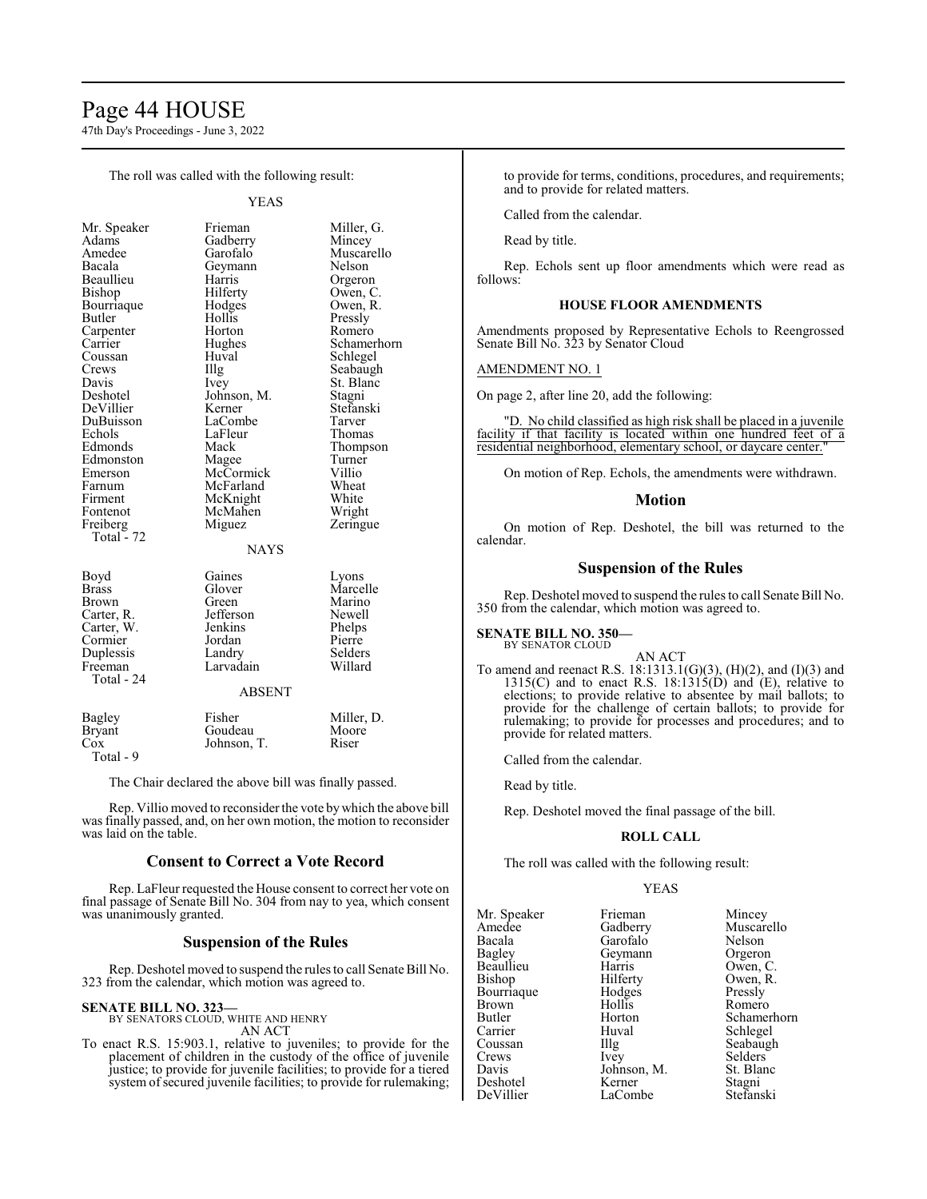The roll was called with the following result:

YEAS

| | | |
|---|---|---|
| Mr. Speaker | Frieman | Miller, G. |
| Adams | Gadberry | Mincey |
| Amedee | Garofalo | Muscarello |
| Bacala | Geymann | Nelson |
| Beaullieu | Harris | Orgeron |
| Bishop | Hilferty | Owen, C. |
| Bourriaque | Hodges | Owen, R. |
| Butler | Hollis | Pressly |
| Carpenter | Horton | Romero |
| Carrier | Hughes | Schamerhorn |
| Coussan | Huval | Schlegel |
| Crews | Illg | Seabaugh |
| Davis | Ivey | St. Blanc |
| Deshotel | Johnson, M. | Stagni |
| DeVillier | Kerner | Stefanski |
| DuBuisson | LaCombe | Tarver |
| Echols | LaFleur | Thomas |
| Edmonds | Mack | Thompson |
| Edmonston | Magee | Turner |
| Emerson | McCormick | Villio |
| Farnum | McFarland | Wheat |
| Firment | McKnight | White |
| Fontenot | McMahen | Wright |
| Freiberg | Miguez | Zeringue |

Total - 72

NAYS

| | | |
|---|---|---|
| Boyd | Gaines | Lyons |
| Brass | Glover | Marcelle |
| Brown | Green | Marino |
| Carter, R. | Jefferson | Newell |
| Carter, W. | Jenkins | Phelps |
| Cormier | Jordan | Pierre |
| Duplessis | Landry | Selders |
| Freeman | Larvadain | Willard |

Total - 24

ABSENT

| | | |
|---|---|---|
| Bagley | Fisher | Miller, D. |
| Bryant | Goudeau | Moore |
| Cox | Johnson, T. | Riser |

Total - 9

The Chair declared the above bill was finally passed.

Rep. Villio moved to reconsider the vote by which the above bill was finally passed, and, on her own motion, the motion to reconsider was laid on the table.

## Consent to Correct a Vote Record

Rep. LaFleur requested the House consent to correct her vote on final passage of Senate Bill No. 304 from nay to yea, which consent was unanimously granted.

## Suspension of the Rules

Rep. Deshotel moved to suspend the rules to call Senate Bill No. 323 from the calendar, which motion was agreed to.

**SENATE BILL NO. 323—**
BY SENATORS CLOUD, WHITE AND HENRY

AN ACT

To enact R.S. 15:903.1, relative to juveniles; to provide for the placement of children in the custody of the office of juvenile justice; to provide for juvenile facilities; to provide for a tiered system of secured juvenile facilities; to provide for rulemaking; to provide for terms, conditions, procedures, and requirements; and to provide for related matters.

Called from the calendar.

Read by title.

Rep. Echols sent up floor amendments which were read as follows:

### HOUSE FLOOR AMENDMENTS

Amendments proposed by Representative Echols to Reengrossed Senate Bill No. 323 by Senator Cloud

AMENDMENT NO. 1

On page 2, after line 20, add the following:

"D. No child classified as high risk shall be placed in a juvenile facility if that facility is located within one hundred feet of a residential neighborhood, elementary school, or daycare center."

On motion of Rep. Echols, the amendments were withdrawn.

## Motion

On motion of Rep. Deshotel, the bill was returned to the calendar.

## Suspension of the Rules

Rep. Deshotel moved to suspend the rules to call Senate Bill No. 350 from the calendar, which motion was agreed to.

**SENATE BILL NO. 350—**
BY SENATOR CLOUD

AN ACT

To amend and reenact R.S. 18:1313.1(G)(3), (H)(2), and (I)(3) and 1315(C) and to enact R.S. 18:1315(D) and (E), relative to elections; to provide relative to absentee by mail ballots; to provide for the challenge of certain ballots; to provide for rulemaking; to provide for processes and procedures; and to provide for related matters.

Called from the calendar.

Read by title.

Rep. Deshotel moved the final passage of the bill.

### ROLL CALL

The roll was called with the following result:

YEAS

| | | |
|---|---|---|
| Mr. Speaker | Frieman | Mincey |
| Amedee | Gadberry | Muscarello |
| Bacala | Garofalo | Nelson |
| Bagley | Geymann | Orgeron |
| Beaullieu | Harris | Owen, C. |
| Bishop | Hilferty | Owen, R. |
| Bourriaque | Hodges | Pressly |
| Brown | Hollis | Romero |
| Butler | Horton | Schamerhorn |
| Carrier | Huval | Schlegel |
| Coussan | Illg | Seabaugh |
| Crews | Ivey | Selders |
| Davis | Johnson, M. | St. Blanc |
| Deshotel | Kerner | Stagni |
| DeVillier | LaCombe | Stefanski |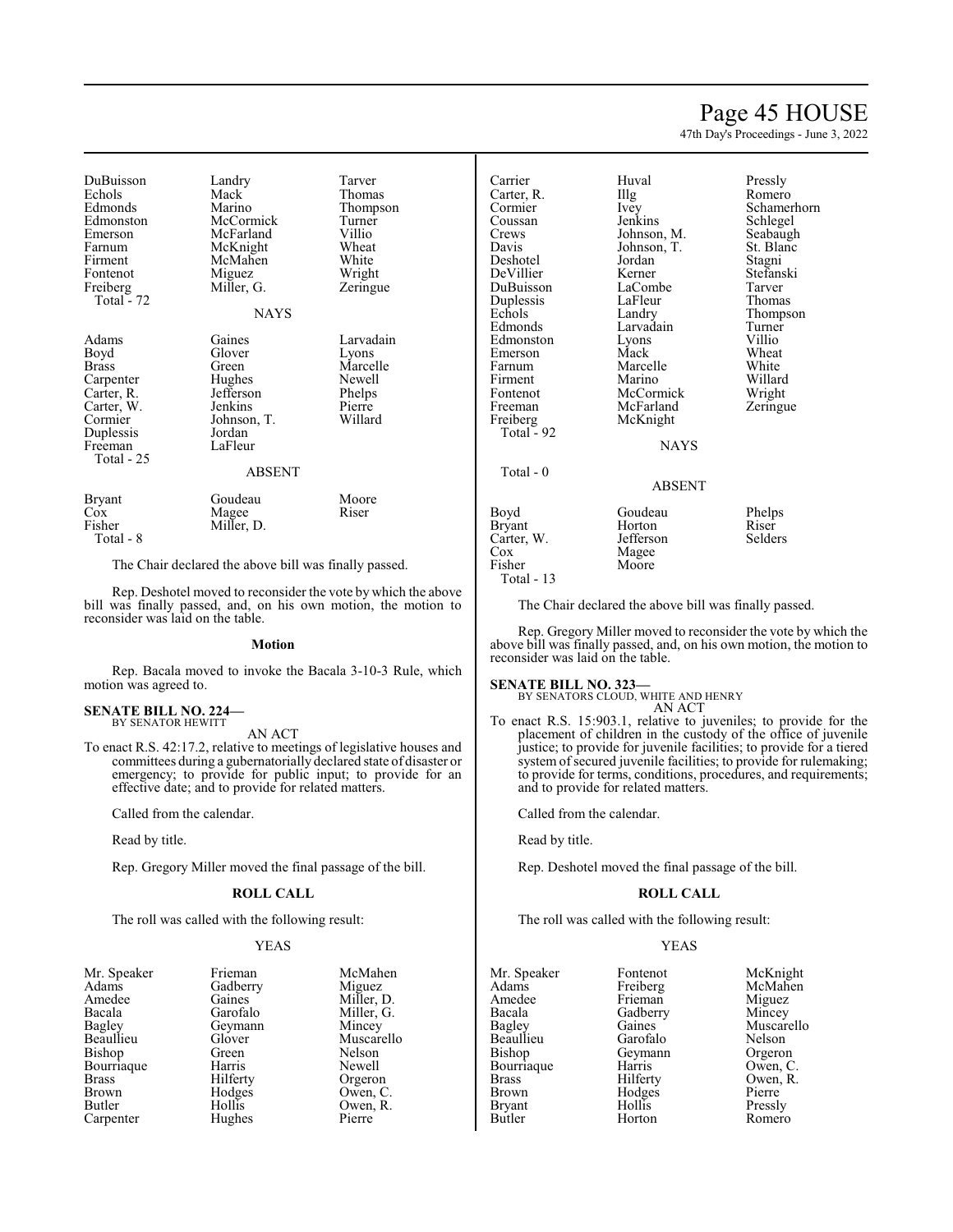| | | |
|---|---|---|
| DuBuisson | Landry | Tarver |
| Echols | Mack | Thomas |
| Edmonds | Marino | Thompson |
| Edmonston | McCormick | Turner |
| Emerson | McFarland | Villio |
| Farnum | McKnight | Wheat |
| Firment | McMahen | White |
| Fontenot | Miguez | Wright |
| Freiberg | Miller, G. | Zeringue |
| Total - 72 | | |

NAYS

| | | |
|---|---|---|
| Adams | Gaines | Larvadain |
| Boyd | Glover | Lyons |
| Brass | Green | Marcelle |
| Carpenter | Hughes | Newell |
| Carter, R. | Jefferson | Phelps |
| Carter, W. | Jenkins | Pierre |
| Cormier | Johnson, T. | Willard |
| Duplessis | Jordan | |
| Freeman | LaFleur | |
| Total - 25 | | |

ABSENT

| | | |
|---|---|---|
| Bryant | Goudeau | Moore |
| Cox | Magee | Riser |
| Fisher | Miller, D. | |
| Total - 8 | | |

The Chair declared the above bill was finally passed.

Rep. Deshotel moved to reconsider the vote by which the above bill was finally passed, and, on his own motion, the motion to reconsider was laid on the table.

### Motion

Rep. Bacala moved to invoke the Bacala 3-10-3 Rule, which motion was agreed to.

**SENATE BILL NO. 224—**
BY SENATOR HEWITT

AN ACT

To enact R.S. 42:17.2, relative to meetings of legislative houses and committees during a gubernatorially declared state of disaster or emergency; to provide for public input; to provide for an effective date; and to provide for related matters.

Called from the calendar.

Read by title.

Rep. Gregory Miller moved the final passage of the bill.

### ROLL CALL

The roll was called with the following result:

YEAS

| | | |
|---|---|---|
| Mr. Speaker | Frieman | McMahen |
| Adams | Gadberry | Miguez |
| Amedee | Gaines | Miller, D. |
| Bacala | Garofalo | Miller, G. |
| Bagley | Geymann | Mincey |
| Beaullieu | Glover | Muscarello |
| Bishop | Green | Nelson |
| Bourriaque | Harris | Newell |
| Brass | Hilferty | Orgeron |
| Brown | Hodges | Owen, C. |
| Butler | Hollis | Owen, R. |
| Carpenter | Hughes | Pierre |
| Carrier | Huval | Pressly |
| Carter, R. | Illg | Romero |
| Cormier | Ivey | Schamerhorn |
| Coussan | Jenkins | Schlegel |
| Crews | Johnson, M. | Seabaugh |
| Davis | Johnson, T. | St. Blanc |
| Deshotel | Jordan | Stagni |
| DeVillier | Kerner | Stefanski |
| DuBuisson | LaCombe | Tarver |
| Duplessis | LaFleur | Thomas |
| Echols | Landry | Thompson |
| Edmonds | Larvadain | Turner |
| Edmonston | Lyons | Villio |
| Emerson | Mack | Wheat |
| Farnum | Marcelle | White |
| Firment | Marino | Willard |
| Fontenot | McCormick | Wright |
| Freeman | McFarland | Zeringue |
| Freiberg | McKnight | |
| Total - 92 | | |

NAYS

Total - 0

ABSENT

| | | |
|---|---|---|
| Boyd | Goudeau | Phelps |
| Bryant | Horton | Riser |
| Carter, W. | Jefferson | Selders |
| Cox | Magee | |
| Fisher | Moore | |
| Total - 13 | | |

The Chair declared the above bill was finally passed.

Rep. Gregory Miller moved to reconsider the vote by which the above bill was finally passed, and, on his own motion, the motion to reconsider was laid on the table.

**SENATE BILL NO. 323—**
BY SENATORS CLOUD, WHITE AND HENRY

AN ACT

To enact R.S. 15:903.1, relative to juveniles; to provide for the placement of children in the custody of the office of juvenile justice; to provide for juvenile facilities; to provide for a tiered system of secured juvenile facilities; to provide for rulemaking; to provide for terms, conditions, procedures, and requirements; and to provide for related matters.

Called from the calendar.

Read by title.

Rep. Deshotel moved the final passage of the bill.

### ROLL CALL

The roll was called with the following result:

YEAS

| | | |
|---|---|---|
| Mr. Speaker | Fontenot | McKnight |
| Adams | Freiberg | McMahen |
| Amedee | Frieman | Miguez |
| Bacala | Gadberry | Mincey |
| Bagley | Gaines | Muscarello |
| Beaullieu | Garofalo | Nelson |
| Bishop | Geymann | Orgeron |
| Bourriaque | Harris | Owen, C. |
| Brass | Hilferty | Owen, R. |
| Brown | Hodges | Pierre |
| Bryant | Hollis | Pressly |
| Butler | Horton | Romero |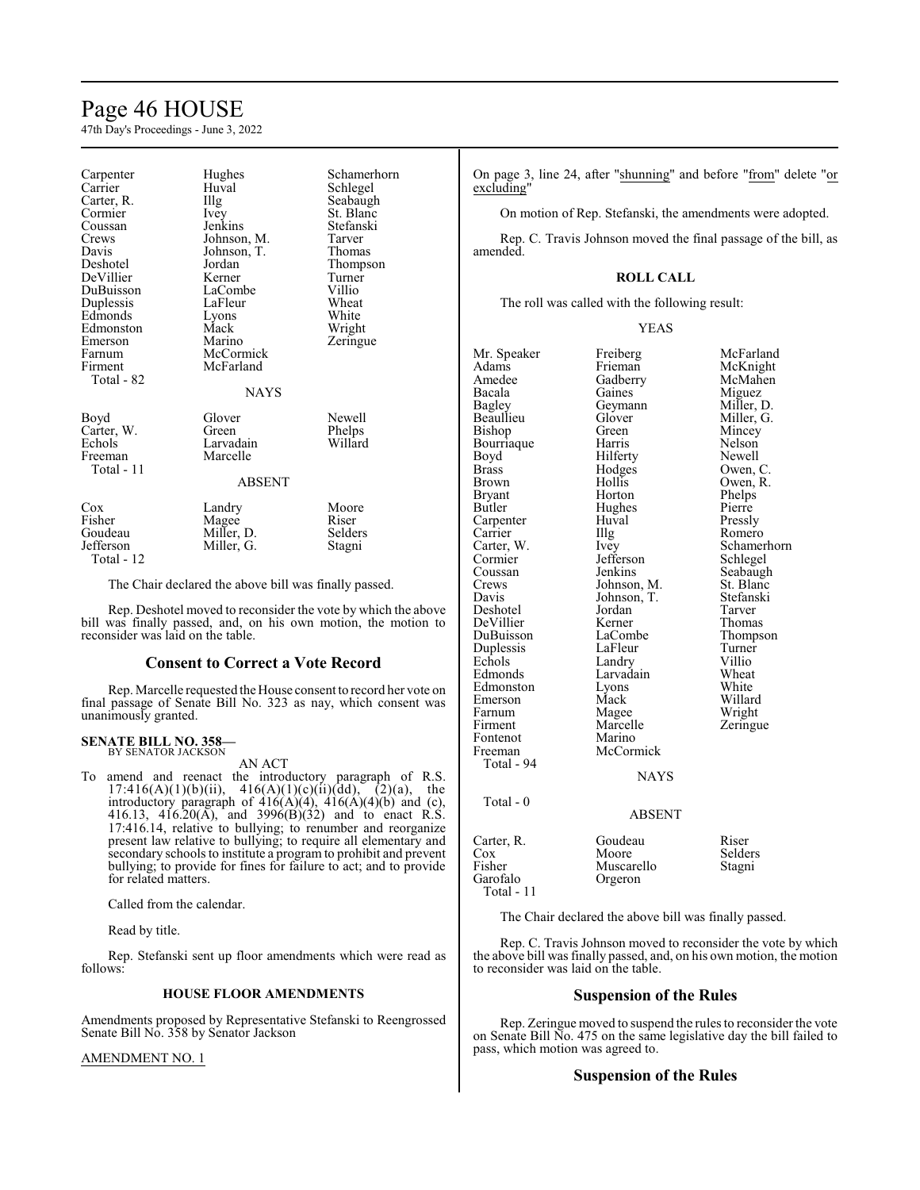| | | |
|---|---|---|
| Carpenter | Hughes | Schamerhorn |
| Carrier | Huval | Schlegel |
| Carter, R. | Illg | Seabaugh |
| Cormier | Ivey | St. Blanc |
| Coussan | Jenkins | Stefanski |
| Crews | Johnson, M. | Tarver |
| Davis | Johnson, T. | Thomas |
| Deshotel | Jordan | Thompson |
| DeVillier | Kerner | Turner |
| DuBuisson | LaCombe | Villio |
| Duplessis | LaFleur | Wheat |
| Edmonds | Lyons | White |
| Edmonston | Mack | Wright |
| Emerson | Marino | Zeringue |
| Farnum | McCormick | |
| Firment | McFarland | |
| Total - 82 | | |

NAYS

| | | |
|---|---|---|
| Boyd | Glover | Newell |
| Carter, W. | Green | Phelps |
| Echols | Larvadain | Willard |
| Freeman | Marcelle | |
| Total - 11 | | |

ABSENT

| | | |
|---|---|---|
| Cox | Landry | Moore |
| Fisher | Magee | Riser |
| Goudeau | Miller, D. | Selders |
| Jefferson | Miller, G. | Stagni |
| Total - 12 | | |

The Chair declared the above bill was finally passed.

Rep. Deshotel moved to reconsider the vote by which the above bill was finally passed, and, on his own motion, the motion to reconsider was laid on the table.

## Consent to Correct a Vote Record

Rep. Marcelle requested the House consent to record her vote on final passage of Senate Bill No. 323 as nay, which consent was unanimously granted.

**SENATE BILL NO. 358—**
BY SENATOR JACKSON

AN ACT

To amend and reenact the introductory paragraph of R.S. 17:416(A)(1)(b)(ii), 416(A)(1)(c)(ii)(dd), (2)(a), the introductory paragraph of 416(A)(4), 416(A)(4)(b) and (c), 416.13, 416.20(A), and 3996(B)(32) and to enact R.S. 17:416.14, relative to bullying; to renumber and reorganize present law relative to bullying; to require all elementary and secondary schools to institute a program to prohibit and prevent bullying; to provide for fines for failure to act; and to provide for related matters.

Called from the calendar.

Read by title.

Rep. Stefanski sent up floor amendments which were read as follows:

**HOUSE FLOOR AMENDMENTS**

Amendments proposed by Representative Stefanski to Reengrossed Senate Bill No. 358 by Senator Jackson

AMENDMENT NO. 1

On page 3, line 24, after "shunning" and before "from" delete "or excluding"

On motion of Rep. Stefanski, the amendments were adopted.

Rep. C. Travis Johnson moved the final passage of the bill, as amended.

**ROLL CALL**

The roll was called with the following result:

YEAS

| | | |
|---|---|---|
| Mr. Speaker | Freiberg | McFarland |
| Adams | Frieman | McKnight |
| Amedee | Gadberry | McMahen |
| Bacala | Gaines | Miguez |
| Bagley | Geymann | Miller, D. |
| Beaullieu | Glover | Miller, G. |
| Bishop | Green | Mincey |
| Bourriaque | Harris | Nelson |
| Boyd | Hilferty | Newell |
| Brass | Hodges | Owen, C. |
| Brown | Hollis | Owen, R. |
| Bryant | Horton | Phelps |
| Butler | Hughes | Pierre |
| Carpenter | Huval | Pressly |
| Carrier | Illg | Romero |
| Carter, W. | Ivey | Schamerhorn |
| Cormier | Jefferson | Schlegel |
| Coussan | Jenkins | Seabaugh |
| Crews | Johnson, M. | St. Blanc |
| Davis | Johnson, T. | Stefanski |
| Deshotel | Jordan | Tarver |
| DeVillier | Kerner | Thomas |
| DuBuisson | LaCombe | Thompson |
| Duplessis | LaFleur | Turner |
| Echols | Landry | Villio |
| Edmonds | Larvadain | Wheat |
| Edmonston | Lyons | White |
| Emerson | Mack | Willard |
| Farnum | Magee | Wright |
| Firment | Marcelle | Zeringue |
| Fontenot | Marino | |
| Freeman | McCormick | |
| Total - 94 | | |

NAYS

Total - 0

ABSENT

| | | |
|---|---|---|
| Carter, R. | Goudeau | Riser |
| Cox | Moore | Selders |
| Fisher | Muscarello | Stagni |
| Garofalo | Orgeron | |
| Total - 11 | | |

The Chair declared the above bill was finally passed.

Rep. C. Travis Johnson moved to reconsider the vote by which the above bill was finally passed, and, on his own motion, the motion to reconsider was laid on the table.

## Suspension of the Rules

Rep. Zeringue moved to suspend the rules to reconsider the vote on Senate Bill No. 475 on the same legislative day the bill failed to pass, which motion was agreed to.

## Suspension of the Rules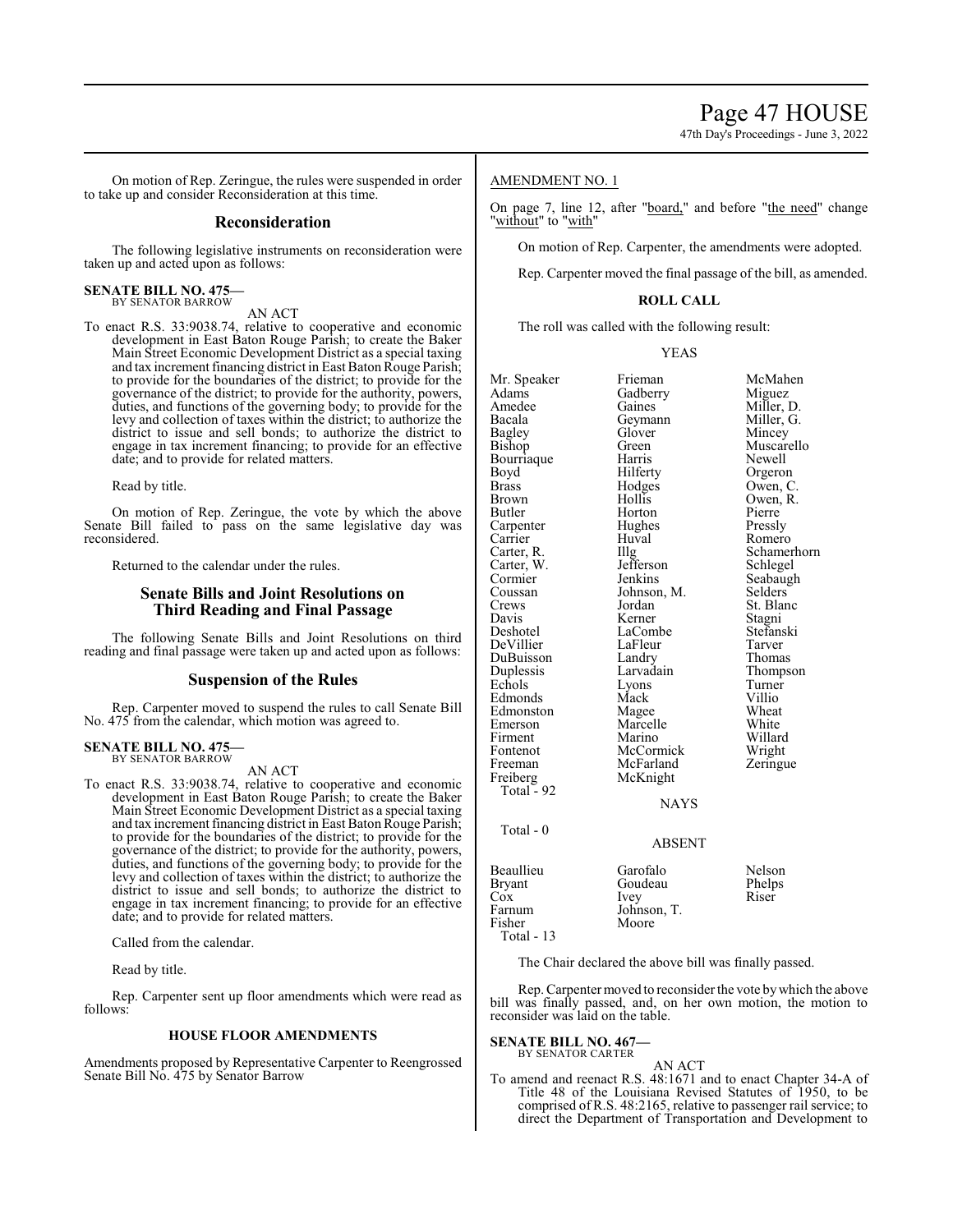On motion of Rep. Zeringue, the rules were suspended in order to take up and consider Reconsideration at this time.

## Reconsideration

The following legislative instruments on reconsideration were taken up and acted upon as follows:

**SENATE BILL NO. 475—**
BY SENATOR BARROW

AN ACT

To enact R.S. 33:9038.74, relative to cooperative and economic development in East Baton Rouge Parish; to create the Baker Main Street Economic Development District as a special taxing and tax increment financing district in East Baton Rouge Parish; to provide for the boundaries of the district; to provide for the governance of the district; to provide for the authority, powers, duties, and functions of the governing body; to provide for the levy and collection of taxes within the district; to authorize the district to issue and sell bonds; to authorize the district to engage in tax increment financing; to provide for an effective date; and to provide for related matters.

Read by title.

On motion of Rep. Zeringue, the vote by which the above Senate Bill failed to pass on the same legislative day was reconsidered.

Returned to the calendar under the rules.

## Senate Bills and Joint Resolutions on Third Reading and Final Passage

The following Senate Bills and Joint Resolutions on third reading and final passage were taken up and acted upon as follows:

## Suspension of the Rules

Rep. Carpenter moved to suspend the rules to call Senate Bill No. 475 from the calendar, which motion was agreed to.

**SENATE BILL NO. 475—**
BY SENATOR BARROW

AN ACT

To enact R.S. 33:9038.74, relative to cooperative and economic development in East Baton Rouge Parish; to create the Baker Main Street Economic Development District as a special taxing and tax increment financing district in East Baton Rouge Parish; to provide for the boundaries of the district; to provide for the governance of the district; to provide for the authority, powers, duties, and functions of the governing body; to provide for the levy and collection of taxes within the district; to authorize the district to issue and sell bonds; to authorize the district to engage in tax increment financing; to provide for an effective date; and to provide for related matters.

Called from the calendar.

Read by title.

Rep. Carpenter sent up floor amendments which were read as follows:

### HOUSE FLOOR AMENDMENTS

Amendments proposed by Representative Carpenter to Reengrossed Senate Bill No. 475 by Senator Barrow

AMENDMENT NO. 1

On page 7, line 12, after "board," and before "the need" change "without" to "with"

On motion of Rep. Carpenter, the amendments were adopted.

Rep. Carpenter moved the final passage of the bill, as amended.

### ROLL CALL

The roll was called with the following result:

YEAS

| | | |
|---|---|---|
| Mr. Speaker | Frieman | McMahen |
| Adams | Gadberry | Miguez |
| Amedee | Gaines | Miller, D. |
| Bacala | Geymann | Miller, G. |
| Bagley | Glover | Mincey |
| Bishop | Green | Muscarello |
| Bourriaque | Harris | Newell |
| Boyd | Hilferty | Orgeron |
| Brass | Hodges | Owen, C. |
| Brown | Hollis | Owen, R. |
| Butler | Horton | Pierre |
| Carpenter | Hughes | Pressly |
| Carrier | Huval | Romero |
| Carter, R. | Illg | Schamerhorn |
| Carter, W. | Jefferson | Schlegel |
| Cormier | Jenkins | Seabaugh |
| Coussan | Johnson, M. | Selders |
| Crews | Jordan | St. Blanc |
| Davis | Kerner | Stagni |
| Deshotel | LaCombe | Stefanski |
| DeVillier | LaFleur | Tarver |
| DuBuisson | Landry | Thomas |
| Duplessis | Larvadain | Thompson |
| Echols | Lyons | Turner |
| Edmonds | Mack | Villio |
| Edmonston | Magee | Wheat |
| Emerson | Marcelle | White |
| Firment | Marino | Willard |
| Fontenot | McCormick | Wright |
| Freeman | McFarland | Zeringue |
| Freiberg | McKnight | |

Total - 92

NAYS

Total - 0

ABSENT

| | | |
|---|---|---|
| Beaullieu | Garofalo | Nelson |
| Bryant | Goudeau | Phelps |
| Cox | Ivey | Riser |
| Farnum | Johnson, T. | |
| Fisher | Moore | |

Total - 13

The Chair declared the above bill was finally passed.

Rep. Carpenter moved to reconsider the vote by which the above bill was finally passed, and, on her own motion, the motion to reconsider was laid on the table.

**SENATE BILL NO. 467—**
BY SENATOR CARTER

AN ACT

To amend and reenact R.S. 48:1671 and to enact Chapter 34-A of Title 48 of the Louisiana Revised Statutes of 1950, to be comprised of R.S. 48:2165, relative to passenger rail service; to direct the Department of Transportation and Development to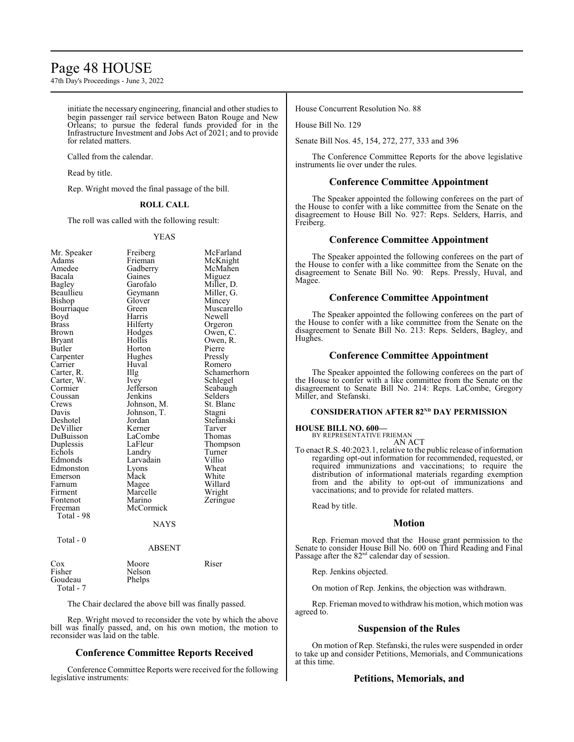initiate the necessary engineering, financial and other studies to begin passenger rail service between Baton Rouge and New Orleans; to pursue the federal funds provided for in the Infrastructure Investment and Jobs Act of 2021; and to provide for related matters.

Called from the calendar.

Read by title.

Rep. Wright moved the final passage of the bill.

**ROLL CALL**

The roll was called with the following result:

YEAS

| | | |
|---|---|---|
| Mr. Speaker | Freiberg | McFarland |
| Adams | Frieman | McKnight |
| Amedee | Gadberry | McMahen |
| Bacala | Gaines | Miguez |
| Bagley | Garofalo | Miller, D. |
| Beaullieu | Geymann | Miller, G. |
| Bishop | Glover | Mincey |
| Bourriaque | Green | Muscarello |
| Boyd | Harris | Newell |
| Brass | Hilferty | Orgeron |
| Brown | Hodges | Owen, C. |
| Bryant | Hollis | Owen, R. |
| Butler | Horton | Pierre |
| Carpenter | Hughes | Pressly |
| Carrier | Huval | Romero |
| Carter, R. | Illg | Schamerhorn |
| Carter, W. | Ivey | Schlegel |
| Cormier | Jefferson | Seabaugh |
| Coussan | Jenkins | Selders |
| Crews | Johnson, M. | St. Blanc |
| Davis | Johnson, T. | Stagni |
| Deshotel | Jordan | Stefanski |
| DeVillier | Kerner | Tarver |
| DuBuisson | LaCombe | Thomas |
| Duplessis | LaFleur | Thompson |
| Echols | Landry | Turner |
| Edmonds | Larvadain | Villio |
| Edmonston | Lyons | Wheat |
| Emerson | Mack | White |
| Farnum | Magee | Willard |
| Firment | Marcelle | Wright |
| Fontenot | Marino | Zeringue |
| Freeman | McCormick | |

Total - 98

NAYS

Total - 0

ABSENT

| | | |
|---|---|---|
| Cox | Moore | Riser |
| Fisher | Nelson | |
| Goudeau | Phelps | |

Total - 7

The Chair declared the above bill was finally passed.

Rep. Wright moved to reconsider the vote by which the above bill was finally passed, and, on his own motion, the motion to reconsider was laid on the table.

## Conference Committee Reports Received

Conference Committee Reports were received for the following legislative instruments:

House Concurrent Resolution No. 88

House Bill No. 129

Senate Bill Nos. 45, 154, 272, 277, 333 and 396

The Conference Committee Reports for the above legislative instruments lie over under the rules.

## Conference Committee Appointment

The Speaker appointed the following conferees on the part of the House to confer with a like committee from the Senate on the disagreement to House Bill No. 927: Reps. Selders, Harris, and Freiberg.

## Conference Committee Appointment

The Speaker appointed the following conferees on the part of the House to confer with a like committee from the Senate on the disagreement to Senate Bill No. 90: Reps. Pressly, Huval, and Magee.

## Conference Committee Appointment

The Speaker appointed the following conferees on the part of the House to confer with a like committee from the Senate on the disagreement to Senate Bill No. 213: Reps. Selders, Bagley, and Hughes.

## Conference Committee Appointment

The Speaker appointed the following conferees on the part of the House to confer with a like committee from the Senate on the disagreement to Senate Bill No. 214: Reps. LaCombe, Gregory Miller, and Stefanski.

### CONSIDERATION AFTER 82ND DAY PERMISSION

**HOUSE BILL NO. 600—**
BY REPRESENTATIVE FRIEMAN
AN ACT

To enact R.S. 40:2023.1, relative to the public release of information regarding opt-out information for recommended, requested, or required immunizations and vaccinations; to require the distribution of informational materials regarding exemption from and the ability to opt-out of immunizations and vaccinations; and to provide for related matters.

Read by title.

## Motion

Rep. Frieman moved that the House grant permission to the Senate to consider House Bill No. 600 on Third Reading and Final Passage after the 82nd calendar day of session.

Rep. Jenkins objected.

On motion of Rep. Jenkins, the objection was withdrawn.

Rep. Frieman moved to withdraw his motion, which motion was agreed to.

## Suspension of the Rules

On motion of Rep. Stefanski, the rules were suspended in order to take up and consider Petitions, Memorials, and Communications at this time.

## Petitions, Memorials, and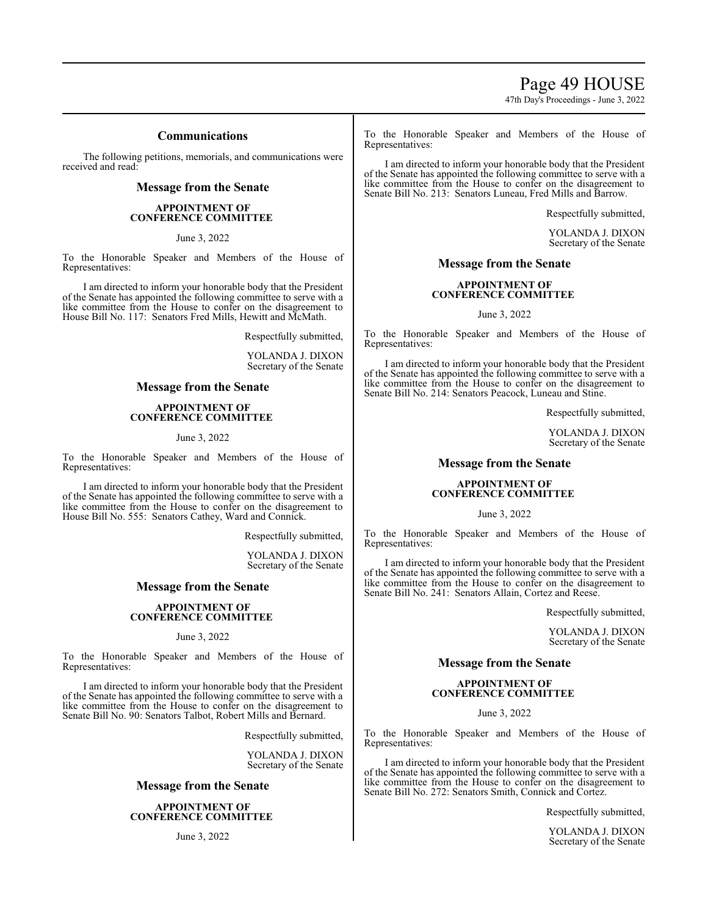## Communications

The following petitions, memorials, and communications were received and read:

### Message from the Senate

**APPOINTMENT OF CONFERENCE COMMITTEE**

June 3, 2022

To the Honorable Speaker and Members of the House of Representatives:

I am directed to inform your honorable body that the President of the Senate has appointed the following committee to serve with a like committee from the House to confer on the disagreement to House Bill No. 117: Senators Fred Mills, Hewitt and McMath.

Respectfully submitted,

YOLANDA J. DIXON
Secretary of the Senate

### Message from the Senate

**APPOINTMENT OF CONFERENCE COMMITTEE**

June 3, 2022

To the Honorable Speaker and Members of the House of Representatives:

I am directed to inform your honorable body that the President of the Senate has appointed the following committee to serve with a like committee from the House to confer on the disagreement to House Bill No. 555: Senators Cathey, Ward and Connick.

Respectfully submitted,

YOLANDA J. DIXON
Secretary of the Senate

### Message from the Senate

**APPOINTMENT OF CONFERENCE COMMITTEE**

June 3, 2022

To the Honorable Speaker and Members of the House of Representatives:

I am directed to inform your honorable body that the President of the Senate has appointed the following committee to serve with a like committee from the House to confer on the disagreement to Senate Bill No. 90: Senators Talbot, Robert Mills and Bernard.

Respectfully submitted,

YOLANDA J. DIXON
Secretary of the Senate

### Message from the Senate

**APPOINTMENT OF CONFERENCE COMMITTEE**

June 3, 2022

To the Honorable Speaker and Members of the House of Representatives:

I am directed to inform your honorable body that the President of the Senate has appointed the following committee to serve with a like committee from the House to confer on the disagreement to Senate Bill No. 213: Senators Luneau, Fred Mills and Barrow.

Respectfully submitted,

YOLANDA J. DIXON
Secretary of the Senate

### Message from the Senate

**APPOINTMENT OF CONFERENCE COMMITTEE**

June 3, 2022

To the Honorable Speaker and Members of the House of Representatives:

I am directed to inform your honorable body that the President of the Senate has appointed the following committee to serve with a like committee from the House to confer on the disagreement to Senate Bill No. 214: Senators Peacock, Luneau and Stine.

Respectfully submitted,

YOLANDA J. DIXON
Secretary of the Senate

### Message from the Senate

**APPOINTMENT OF CONFERENCE COMMITTEE**

June 3, 2022

To the Honorable Speaker and Members of the House of Representatives:

I am directed to inform your honorable body that the President of the Senate has appointed the following committee to serve with a like committee from the House to confer on the disagreement to Senate Bill No. 241: Senators Allain, Cortez and Reese.

Respectfully submitted,

YOLANDA J. DIXON
Secretary of the Senate

### Message from the Senate

**APPOINTMENT OF CONFERENCE COMMITTEE**

June 3, 2022

To the Honorable Speaker and Members of the House of Representatives:

I am directed to inform your honorable body that the President of the Senate has appointed the following committee to serve with a like committee from the House to confer on the disagreement to Senate Bill No. 272: Senators Smith, Connick and Cortez.

Respectfully submitted,

YOLANDA J. DIXON
Secretary of the Senate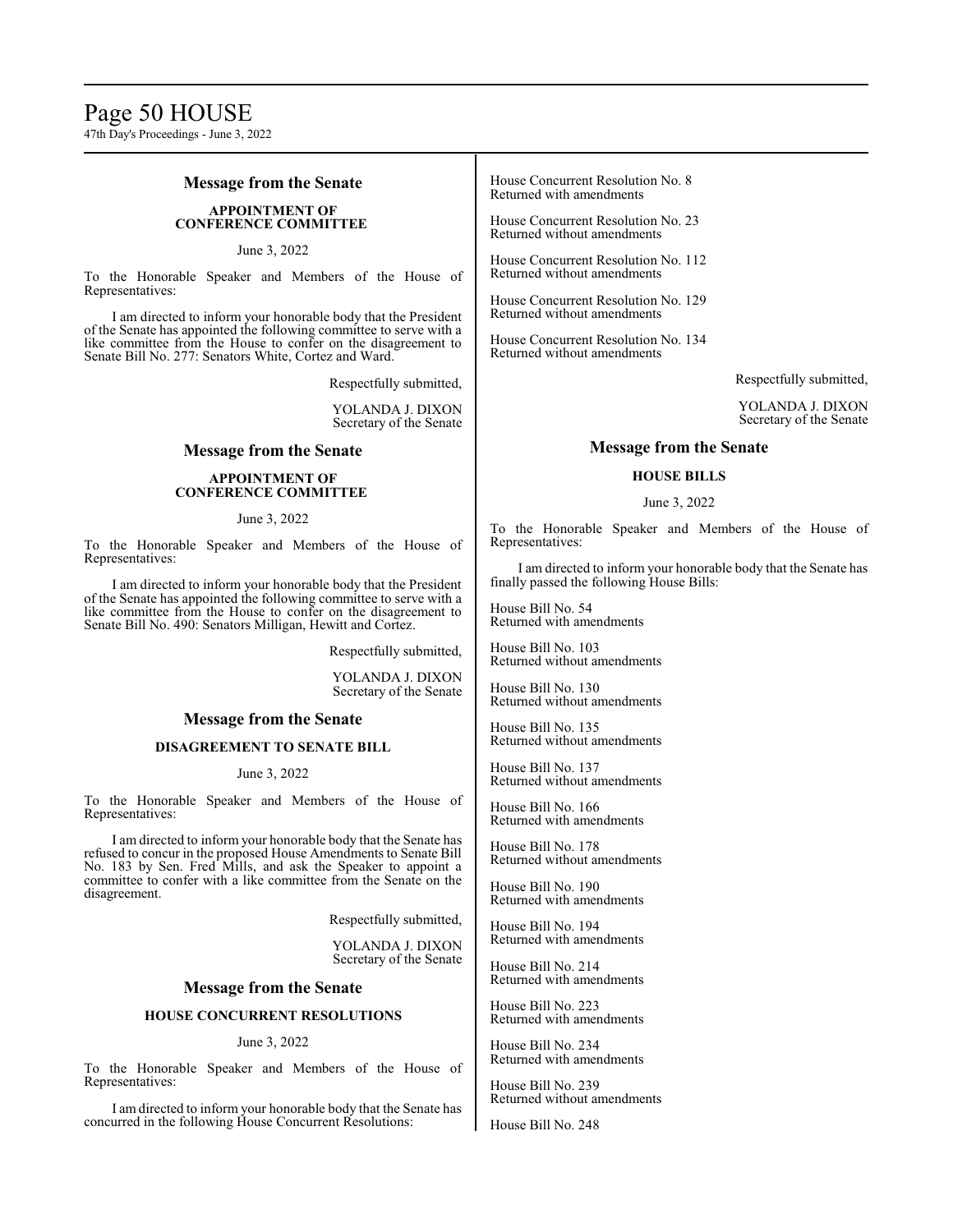## Message from the Senate

**APPOINTMENT OF CONFERENCE COMMITTEE**

June 3, 2022

To the Honorable Speaker and Members of the House of Representatives:

I am directed to inform your honorable body that the President of the Senate has appointed the following committee to serve with a like committee from the House to confer on the disagreement to Senate Bill No. 277: Senators White, Cortez and Ward.

Respectfully submitted,

YOLANDA J. DIXON
Secretary of the Senate

## Message from the Senate

**APPOINTMENT OF CONFERENCE COMMITTEE**

June 3, 2022

To the Honorable Speaker and Members of the House of Representatives:

I am directed to inform your honorable body that the President of the Senate has appointed the following committee to serve with a like committee from the House to confer on the disagreement to Senate Bill No. 490: Senators Milligan, Hewitt and Cortez.

Respectfully submitted,

YOLANDA J. DIXON
Secretary of the Senate

## Message from the Senate

**DISAGREEMENT TO SENATE BILL**

June 3, 2022

To the Honorable Speaker and Members of the House of Representatives:

I am directed to inform your honorable body that the Senate has refused to concur in the proposed House Amendments to Senate Bill No. 183 by Sen. Fred Mills, and ask the Speaker to appoint a committee to confer with a like committee from the Senate on the disagreement.

Respectfully submitted,

YOLANDA J. DIXON
Secretary of the Senate

## Message from the Senate

**HOUSE CONCURRENT RESOLUTIONS**

June 3, 2022

To the Honorable Speaker and Members of the House of Representatives:

I am directed to inform your honorable body that the Senate has concurred in the following House Concurrent Resolutions:

House Concurrent Resolution No. 8
Returned with amendments

House Concurrent Resolution No. 23
Returned without amendments

House Concurrent Resolution No. 112
Returned without amendments

House Concurrent Resolution No. 129
Returned without amendments

House Concurrent Resolution No. 134
Returned without amendments

Respectfully submitted,

YOLANDA J. DIXON
Secretary of the Senate

## Message from the Senate

**HOUSE BILLS**

June 3, 2022

To the Honorable Speaker and Members of the House of Representatives:

I am directed to inform your honorable body that the Senate has finally passed the following House Bills:

House Bill No. 54
Returned with amendments

House Bill No. 103
Returned without amendments

House Bill No. 130
Returned without amendments

House Bill No. 135
Returned without amendments

House Bill No. 137
Returned without amendments

House Bill No. 166
Returned with amendments

House Bill No. 178
Returned without amendments

House Bill No. 190
Returned with amendments

House Bill No. 194
Returned with amendments

House Bill No. 214
Returned with amendments

House Bill No. 223
Returned with amendments

House Bill No. 234
Returned with amendments

House Bill No. 239
Returned without amendments

House Bill No. 248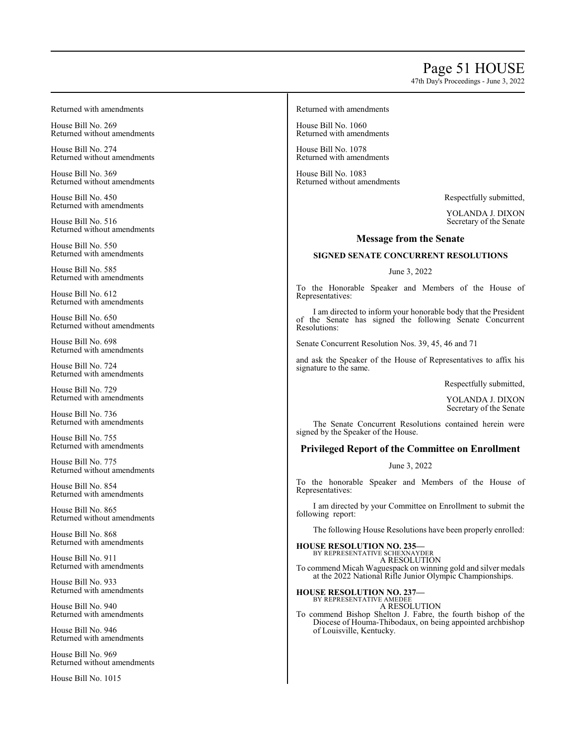Returned with amendments

House Bill No. 269
Returned without amendments

House Bill No. 274
Returned without amendments

House Bill No. 369
Returned without amendments

House Bill No. 450
Returned with amendments

House Bill No. 516
Returned without amendments

House Bill No. 550
Returned with amendments

House Bill No. 585
Returned with amendments

House Bill No. 612
Returned with amendments

House Bill No. 650
Returned without amendments

House Bill No. 698
Returned with amendments

House Bill No. 724
Returned with amendments

House Bill No. 729
Returned with amendments

House Bill No. 736
Returned with amendments

House Bill No. 755
Returned with amendments

House Bill No. 775
Returned without amendments

House Bill No. 854
Returned with amendments

House Bill No. 865
Returned without amendments

House Bill No. 868
Returned with amendments

House Bill No. 911
Returned with amendments

House Bill No. 933
Returned with amendments

House Bill No. 940
Returned with amendments

House Bill No. 946
Returned with amendments

House Bill No. 969
Returned without amendments

House Bill No. 1015
Returned with amendments

House Bill No. 1060
Returned with amendments

House Bill No. 1078
Returned with amendments

House Bill No. 1083
Returned without amendments

Respectfully submitted,

YOLANDA J. DIXON
Secretary of the Senate

## Message from the Senate

**SIGNED SENATE CONCURRENT RESOLUTIONS**

June 3, 2022

To the Honorable Speaker and Members of the House of Representatives:

I am directed to inform your honorable body that the President of the Senate has signed the following Senate Concurrent Resolutions:

Senate Concurrent Resolution Nos. 39, 45, 46 and 71

and ask the Speaker of the House of Representatives to affix his signature to the same.

Respectfully submitted,

YOLANDA J. DIXON
Secretary of the Senate

The Senate Concurrent Resolutions contained herein were signed by the Speaker of the House.

## Privileged Report of the Committee on Enrollment

June 3, 2022

To the honorable Speaker and Members of the House of Representatives:

I am directed by your Committee on Enrollment to submit the following report:

The following House Resolutions have been properly enrolled:

**HOUSE RESOLUTION NO. 235—**
BY REPRESENTATIVE SCHEXNAYDER
A RESOLUTION
To commend Micah Waguespack on winning gold and silver medals at the 2022 National Rifle Junior Olympic Championships.

**HOUSE RESOLUTION NO. 237—**
BY REPRESENTATIVE AMEDEE
A RESOLUTION
To commend Bishop Shelton J. Fabre, the fourth bishop of the Diocese of Houma-Thibodaux, on being appointed archbishop of Louisville, Kentucky.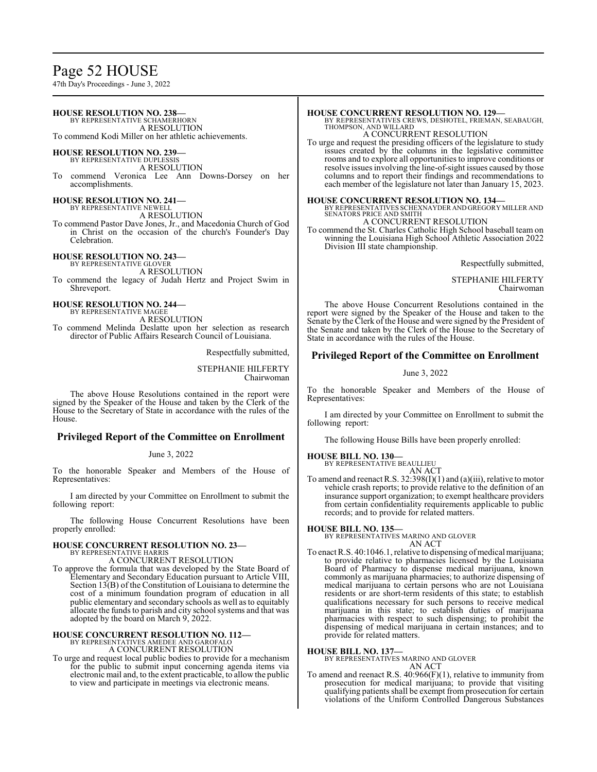**HOUSE RESOLUTION NO. 238—**
BY REPRESENTATIVE SCHAMERHORN
A RESOLUTION
To commend Kodi Miller on her athletic achievements.

**HOUSE RESOLUTION NO. 239—**
BY REPRESENTATIVE DUPLESSIS
A RESOLUTION
To commend Veronica Lee Ann Downs-Dorsey on her accomplishments.

**HOUSE RESOLUTION NO. 241—**
BY REPRESENTATIVE NEWELL
A RESOLUTION
To commend Pastor Dave Jones, Jr., and Macedonia Church of God in Christ on the occasion of the church's Founder's Day Celebration.

**HOUSE RESOLUTION NO. 243—**
BY REPRESENTATIVE GLOVER
A RESOLUTION
To commend the legacy of Judah Hertz and Project Swim in Shreveport.

**HOUSE RESOLUTION NO. 244—**
BY REPRESENTATIVE MAGEE
A RESOLUTION
To commend Melinda Deslatte upon her selection as research director of Public Affairs Research Council of Louisiana.

Respectfully submitted,

STEPHANIE HILFERTY
Chairwoman

The above House Resolutions contained in the report were signed by the Speaker of the House and taken by the Clerk of the House to the Secretary of State in accordance with the rules of the House.

## Privileged Report of the Committee on Enrollment

June 3, 2022

To the honorable Speaker and Members of the House of Representatives:

I am directed by your Committee on Enrollment to submit the following report:

The following House Concurrent Resolutions have been properly enrolled:

**HOUSE CONCURRENT RESOLUTION NO. 23—**
BY REPRESENTATIVE HARRIS
A CONCURRENT RESOLUTION
To approve the formula that was developed by the State Board of Elementary and Secondary Education pursuant to Article VIII, Section 13(B) of the Constitution of Louisiana to determine the cost of a minimum foundation program of education in all public elementary and secondary schools as well as to equitably allocate the funds to parish and city school systems and that was adopted by the board on March 9, 2022.

**HOUSE CONCURRENT RESOLUTION NO. 112—**
BY REPRESENTATIVES AMEDEE AND GAROFALO
A CONCURRENT RESOLUTION
To urge and request local public bodies to provide for a mechanism for the public to submit input concerning agenda items via electronic mail and, to the extent practicable, to allow the public to view and participate in meetings via electronic means.

**HOUSE CONCURRENT RESOLUTION NO. 129—**
BY REPRESENTATIVES CREWS, DESHOTEL, FRIEMAN, SEABAUGH, THOMPSON, AND WILLARD
A CONCURRENT RESOLUTION
To urge and request the presiding officers of the legislature to study issues created by the columns in the legislative committee rooms and to explore all opportunities to improve conditions or resolve issues involving the line-of-sight issues caused by those columns and to report their findings and recommendations to each member of the legislature not later than January 15, 2023.

**HOUSE CONCURRENT RESOLUTION NO. 134—**
BY REPRESENTATIVES SCHEXNAYDER AND GREGORY MILLER AND SENATORS PRICE AND SMITH
A CONCURRENT RESOLUTION
To commend the St. Charles Catholic High School baseball team on winning the Louisiana High School Athletic Association 2022 Division III state championship.

Respectfully submitted,

STEPHANIE HILFERTY
Chairwoman

The above House Concurrent Resolutions contained in the report were signed by the Speaker of the House and taken to the Senate by the Clerk of the House and were signed by the President of the Senate and taken by the Clerk of the House to the Secretary of State in accordance with the rules of the House.

## Privileged Report of the Committee on Enrollment

June 3, 2022

To the honorable Speaker and Members of the House of Representatives:

I am directed by your Committee on Enrollment to submit the following report:

The following House Bills have been properly enrolled:

**HOUSE BILL NO. 130—**
BY REPRESENTATIVE BEAULLIEU
AN ACT
To amend and reenact R.S. 32:398(I)(1) and (a)(iii), relative to motor vehicle crash reports; to provide relative to the definition of an insurance support organization; to exempt healthcare providers from certain confidentiality requirements applicable to public records; and to provide for related matters.

**HOUSE BILL NO. 135—**
BY REPRESENTATIVES MARINO AND GLOVER
AN ACT
To enact R.S. 40:1046.1, relative to dispensing of medical marijuana; to provide relative to pharmacies licensed by the Louisiana Board of Pharmacy to dispense medical marijuana, known commonly as marijuana pharmacies; to authorize dispensing of medical marijuana to certain persons who are not Louisiana residents or are short-term residents of this state; to establish qualifications necessary for such persons to receive medical marijuana in this state; to establish duties of marijuana pharmacies with respect to such dispensing; to prohibit the dispensing of medical marijuana in certain instances; and to provide for related matters.

**HOUSE BILL NO. 137—**
BY REPRESENTATIVES MARINO AND GLOVER
AN ACT
To amend and reenact R.S. 40:966(F)(1), relative to immunity from prosecution for medical marijuana; to provide that visiting qualifying patients shall be exempt from prosecution for certain violations of the Uniform Controlled Dangerous Substances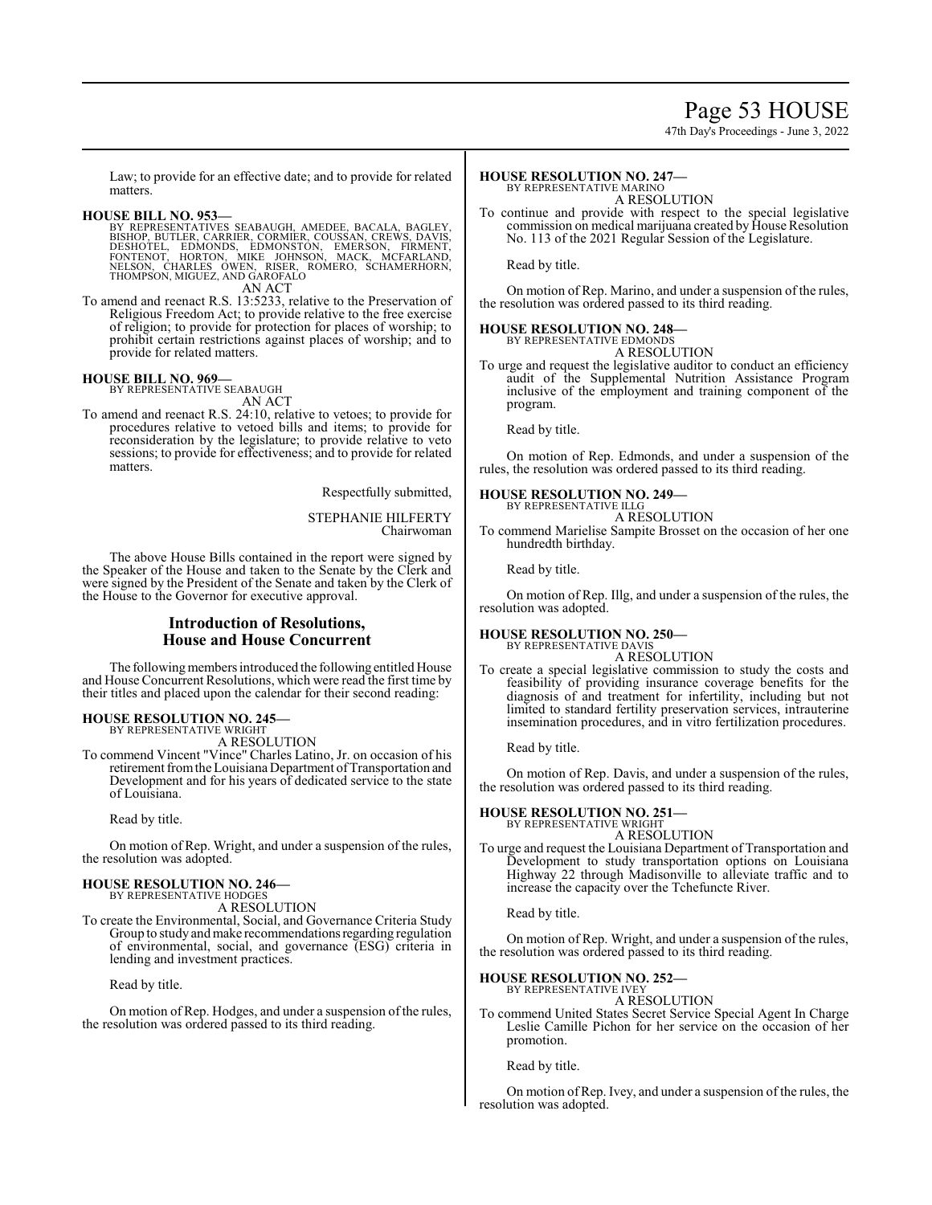Law; to provide for an effective date; and to provide for related matters.

**HOUSE BILL NO. 953—**
BY REPRESENTATIVES SEABAUGH, AMEDEE, BACALA, BAGLEY, BISHOP, BUTLER, CARRIER, CORMIER, COUSSAN, CREWS, DAVIS, DESHOTEL, EDMONDS, EDMONSTON, EMERSON, FIRMENT, FONTENOT, HORTON, MIKE JOHNSON, MACK, MCFARLAND, NELSON, CHARLES OWEN, RISER, ROMERO, SCHAMERHORN, THOMPSON, MIGUEZ, AND GAROFALO

AN ACT

To amend and reenact R.S. 13:5233, relative to the Preservation of Religious Freedom Act; to provide relative to the free exercise of religion; to provide for protection for places of worship; to prohibit certain restrictions against places of worship; and to provide for related matters.

**HOUSE BILL NO. 969—**
BY REPRESENTATIVE SEABAUGH

AN ACT

To amend and reenact R.S. 24:10, relative to vetoes; to provide for procedures relative to vetoed bills and items; to provide for reconsideration by the legislature; to provide relative to veto sessions; to provide for effectiveness; and to provide for related matters.

Respectfully submitted,

STEPHANIE HILFERTY
Chairwoman

The above House Bills contained in the report were signed by the Speaker of the House and taken to the Senate by the Clerk and were signed by the President of the Senate and taken by the Clerk of the House to the Governor for executive approval.

## Introduction of Resolutions, House and House Concurrent

The following members introduced the following entitled House and House Concurrent Resolutions, which were read the first time by their titles and placed upon the calendar for their second reading:

**HOUSE RESOLUTION NO. 245—**
BY REPRESENTATIVE WRIGHT

A RESOLUTION

To commend Vincent "Vince" Charles Latino, Jr. on occasion of his retirement from the Louisiana Department of Transportation and Development and for his years of dedicated service to the state of Louisiana.

Read by title.

On motion of Rep. Wright, and under a suspension of the rules, the resolution was adopted.

**HOUSE RESOLUTION NO. 246—**
BY REPRESENTATIVE HODGES

A RESOLUTION

To create the Environmental, Social, and Governance Criteria Study Group to study and make recommendations regarding regulation of environmental, social, and governance (ESG) criteria in lending and investment practices.

Read by title.

On motion of Rep. Hodges, and under a suspension of the rules, the resolution was ordered passed to its third reading.

**HOUSE RESOLUTION NO. 247—**
BY REPRESENTATIVE MARINO

A RESOLUTION

To continue and provide with respect to the special legislative commission on medical marijuana created by House Resolution No. 113 of the 2021 Regular Session of the Legislature.

Read by title.

On motion of Rep. Marino, and under a suspension of the rules, the resolution was ordered passed to its third reading.

**HOUSE RESOLUTION NO. 248—**
BY REPRESENTATIVE EDMONDS

A RESOLUTION

To urge and request the legislative auditor to conduct an efficiency audit of the Supplemental Nutrition Assistance Program inclusive of the employment and training component of the program.

Read by title.

On motion of Rep. Edmonds, and under a suspension of the rules, the resolution was ordered passed to its third reading.

**HOUSE RESOLUTION NO. 249—**
BY REPRESENTATIVE ILLG

A RESOLUTION

To commend Marielise Sampite Brosset on the occasion of her one hundredth birthday.

Read by title.

On motion of Rep. Illg, and under a suspension of the rules, the resolution was adopted.

**HOUSE RESOLUTION NO. 250—**
BY REPRESENTATIVE DAVIS

A RESOLUTION

To create a special legislative commission to study the costs and feasibility of providing insurance coverage benefits for the diagnosis of and treatment for infertility, including but not limited to standard fertility preservation services, intrauterine insemination procedures, and in vitro fertilization procedures.

Read by title.

On motion of Rep. Davis, and under a suspension of the rules, the resolution was ordered passed to its third reading.

**HOUSE RESOLUTION NO. 251—**
BY REPRESENTATIVE WRIGHT

A RESOLUTION

To urge and request the Louisiana Department of Transportation and Development to study transportation options on Louisiana Highway 22 through Madisonville to alleviate traffic and to increase the capacity over the Tchefuncte River.

Read by title.

On motion of Rep. Wright, and under a suspension of the rules, the resolution was ordered passed to its third reading.

**HOUSE RESOLUTION NO. 252—**
BY REPRESENTATIVE IVEY

A RESOLUTION

To commend United States Secret Service Special Agent In Charge Leslie Camille Pichon for her service on the occasion of her promotion.

Read by title.

On motion of Rep. Ivey, and under a suspension of the rules, the resolution was adopted.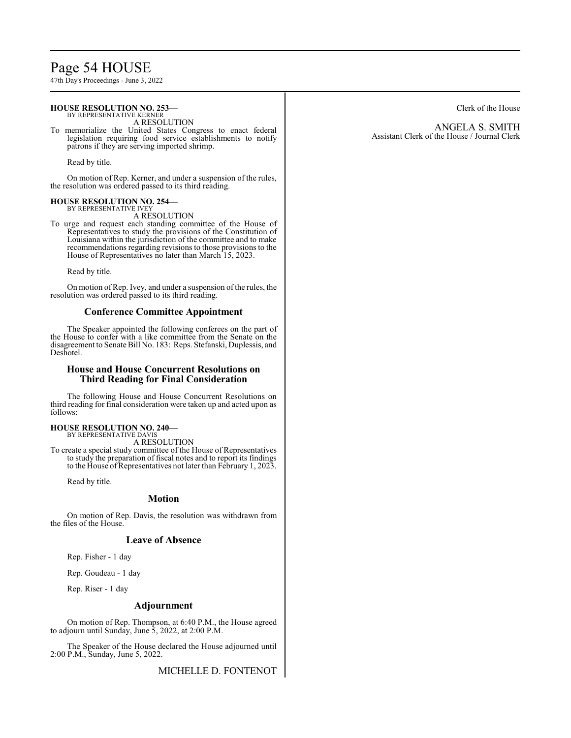**HOUSE RESOLUTION NO. 253—**
BY REPRESENTATIVE KERNER
A RESOLUTION
To memorialize the United States Congress to enact federal legislation requiring food service establishments to notify patrons if they are serving imported shrimp.

Read by title.

On motion of Rep. Kerner, and under a suspension of the rules, the resolution was ordered passed to its third reading.

**HOUSE RESOLUTION NO. 254—**
BY REPRESENTATIVE IVEY
A RESOLUTION
To urge and request each standing committee of the House of Representatives to study the provisions of the Constitution of Louisiana within the jurisdiction of the committee and to make recommendations regarding revisions to those provisions to the House of Representatives no later than March 15, 2023.

Read by title.

On motion of Rep. Ivey, and under a suspension of the rules, the resolution was ordered passed to its third reading.

## Conference Committee Appointment

The Speaker appointed the following conferees on the part of the House to confer with a like committee from the Senate on the disagreement to Senate Bill No. 183: Reps. Stefanski, Duplessis, and Deshotel.

## House and House Concurrent Resolutions on Third Reading for Final Consideration

The following House and House Concurrent Resolutions on third reading for final consideration were taken up and acted upon as follows:

**HOUSE RESOLUTION NO. 240—**
BY REPRESENTATIVE DAVIS
A RESOLUTION
To create a special study committee of the House of Representatives to study the preparation of fiscal notes and to report its findings to the House of Representatives not later than February 1, 2023.

Read by title.

## Motion

On motion of Rep. Davis, the resolution was withdrawn from the files of the House.

## Leave of Absence

Rep. Fisher - 1 day

Rep. Goudeau - 1 day

Rep. Riser - 1 day

## Adjournment

On motion of Rep. Thompson, at 6:40 P.M., the House agreed to adjourn until Sunday, June 5, 2022, at 2:00 P.M.

The Speaker of the House declared the House adjourned until 2:00 P.M., Sunday, June 5, 2022.

MICHELLE D. FONTENOT
Clerk of the House

ANGELA S. SMITH
Assistant Clerk of the House / Journal Clerk